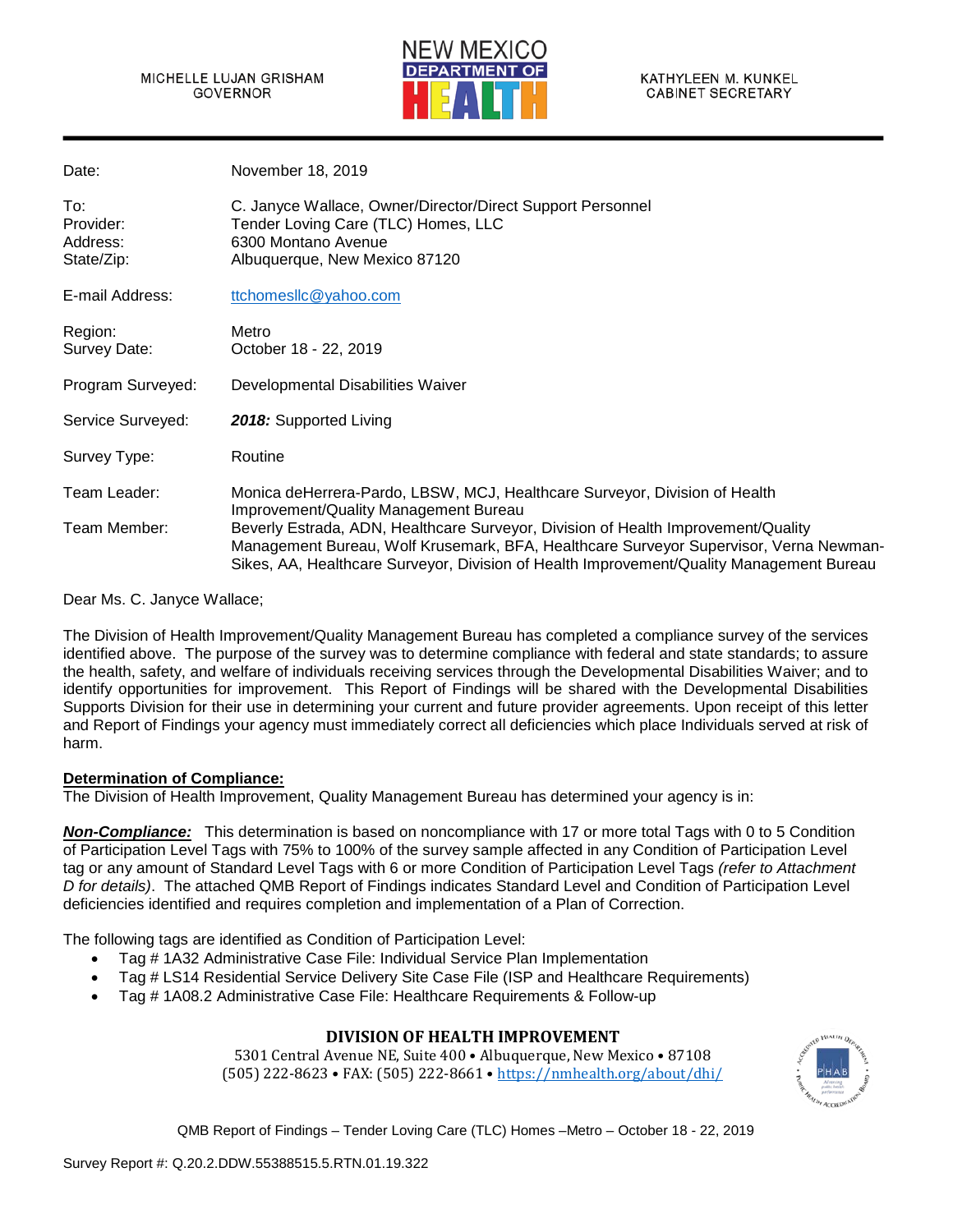MICHELLE LUJAN GRISHAM
GOVERNOR

NEW MEXICO DEPARTMENT OF HEALTH

KATHYLEEN M. KUNKEL
CABINET SECRETARY

| | |
|---|---|
| Date: | November 18, 2019 |
| To: | C. Janyce Wallace, Owner/Director/Direct Support Personnel |
| Provider: | Tender Loving Care (TLC) Homes, LLC |
| Address: | 6300 Montano Avenue |
| State/Zip: | Albuquerque, New Mexico 87120 |
| E-mail Address: | ttchomesllc@yahoo.com |
| Region: | Metro |
| Survey Date: | October 18 - 22, 2019 |
| Program Surveyed: | Developmental Disabilities Waiver |
| Service Surveyed: | ***2018:*** Supported Living |
| Survey Type: | Routine |
| Team Leader: | Monica deHerrera-Pardo, LBSW, MCJ, Healthcare Surveyor, Division of Health Improvement/Quality Management Bureau |
| Team Member: | Beverly Estrada, ADN, Healthcare Surveyor, Division of Health Improvement/Quality Management Bureau, Wolf Krusemark, BFA, Healthcare Surveyor Supervisor, Verna Newman-Sikes, AA, Healthcare Surveyor, Division of Health Improvement/Quality Management Bureau |

Dear Ms. C. Janyce Wallace;

The Division of Health Improvement/Quality Management Bureau has completed a compliance survey of the services identified above. The purpose of the survey was to determine compliance with federal and state standards; to assure the health, safety, and welfare of individuals receiving services through the Developmental Disabilities Waiver; and to identify opportunities for improvement. This Report of Findings will be shared with the Developmental Disabilities Supports Division for their use in determining your current and future provider agreements. Upon receipt of this letter and Report of Findings your agency must immediately correct all deficiencies which place Individuals served at risk of harm.

**Determination of Compliance:**

The Division of Health Improvement, Quality Management Bureau has determined your agency is in:

***Non-Compliance:*** This determination is based on noncompliance with 17 or more total Tags with 0 to 5 Condition of Participation Level Tags with 75% to 100% of the survey sample affected in any Condition of Participation Level tag or any amount of Standard Level Tags with 6 or more Condition of Participation Level Tags *(refer to Attachment D for details)*. The attached QMB Report of Findings indicates Standard Level and Condition of Participation Level deficiencies identified and requires completion and implementation of a Plan of Correction.

The following tags are identified as Condition of Participation Level:

- Tag # 1A32 Administrative Case File: Individual Service Plan Implementation
- Tag # LS14 Residential Service Delivery Site Case File (ISP and Healthcare Requirements)
- Tag # 1A08.2 Administrative Case File: Healthcare Requirements & Follow-up

**DIVISION OF HEALTH IMPROVEMENT**

5301 Central Avenue NE, Suite 400 • Albuquerque, New Mexico • 87108
(505) 222-8623 • FAX: (505) 222-8661 • https://nmhealth.org/about/dhi/

QMB Report of Findings – Tender Loving Care (TLC) Homes –Metro – October 18 - 22, 2019

Survey Report #: Q.20.2.DDW.55388515.5.RTN.01.19.322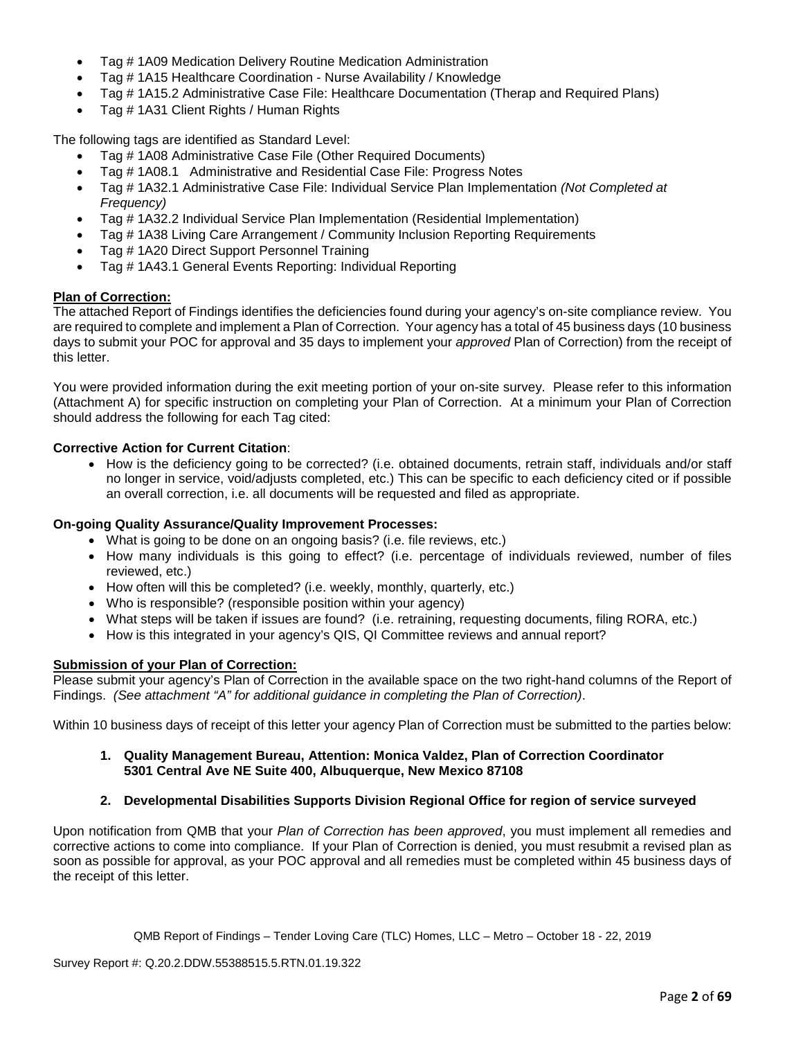- Tag # 1A09 Medication Delivery Routine Medication Administration
- Tag # 1A15 Healthcare Coordination - Nurse Availability / Knowledge
- Tag # 1A15.2 Administrative Case File: Healthcare Documentation (Therap and Required Plans)
- Tag # 1A31 Client Rights / Human Rights

The following tags are identified as Standard Level:

- Tag # 1A08 Administrative Case File (Other Required Documents)
- Tag # 1A08.1 Administrative and Residential Case File: Progress Notes
- Tag # 1A32.1 Administrative Case File: Individual Service Plan Implementation *(Not Completed at Frequency)*
- Tag # 1A32.2 Individual Service Plan Implementation (Residential Implementation)
- Tag # 1A38 Living Care Arrangement / Community Inclusion Reporting Requirements
- Tag # 1A20 Direct Support Personnel Training
- Tag # 1A43.1 General Events Reporting: Individual Reporting

**Plan of Correction:**

The attached Report of Findings identifies the deficiencies found during your agency's on-site compliance review. You are required to complete and implement a Plan of Correction. Your agency has a total of 45 business days (10 business days to submit your POC for approval and 35 days to implement your *approved* Plan of Correction) from the receipt of this letter.

You were provided information during the exit meeting portion of your on-site survey. Please refer to this information (Attachment A) for specific instruction on completing your Plan of Correction. At a minimum your Plan of Correction should address the following for each Tag cited:

**Corrective Action for Current Citation**:

- How is the deficiency going to be corrected? (i.e. obtained documents, retrain staff, individuals and/or staff no longer in service, void/adjusts completed, etc.) This can be specific to each deficiency cited or if possible an overall correction, i.e. all documents will be requested and filed as appropriate.

**On-going Quality Assurance/Quality Improvement Processes:**

- What is going to be done on an ongoing basis? (i.e. file reviews, etc.)
- How many individuals is this going to effect? (i.e. percentage of individuals reviewed, number of files reviewed, etc.)
- How often will this be completed? (i.e. weekly, monthly, quarterly, etc.)
- Who is responsible? (responsible position within your agency)
- What steps will be taken if issues are found? (i.e. retraining, requesting documents, filing RORA, etc.)
- How is this integrated in your agency's QIS, QI Committee reviews and annual report?

**Submission of your Plan of Correction:**

Please submit your agency's Plan of Correction in the available space on the two right-hand columns of the Report of Findings. *(See attachment "A" for additional guidance in completing the Plan of Correction)*.

Within 10 business days of receipt of this letter your agency Plan of Correction must be submitted to the parties below:

1. **Quality Management Bureau, Attention: Monica Valdez, Plan of Correction Coordinator 5301 Central Ave NE Suite 400, Albuquerque, New Mexico 87108**

2. **Developmental Disabilities Supports Division Regional Office for region of service surveyed**

Upon notification from QMB that your *Plan of Correction has been approved*, you must implement all remedies and corrective actions to come into compliance. If your Plan of Correction is denied, you must resubmit a revised plan as soon as possible for approval, as your POC approval and all remedies must be completed within 45 business days of the receipt of this letter.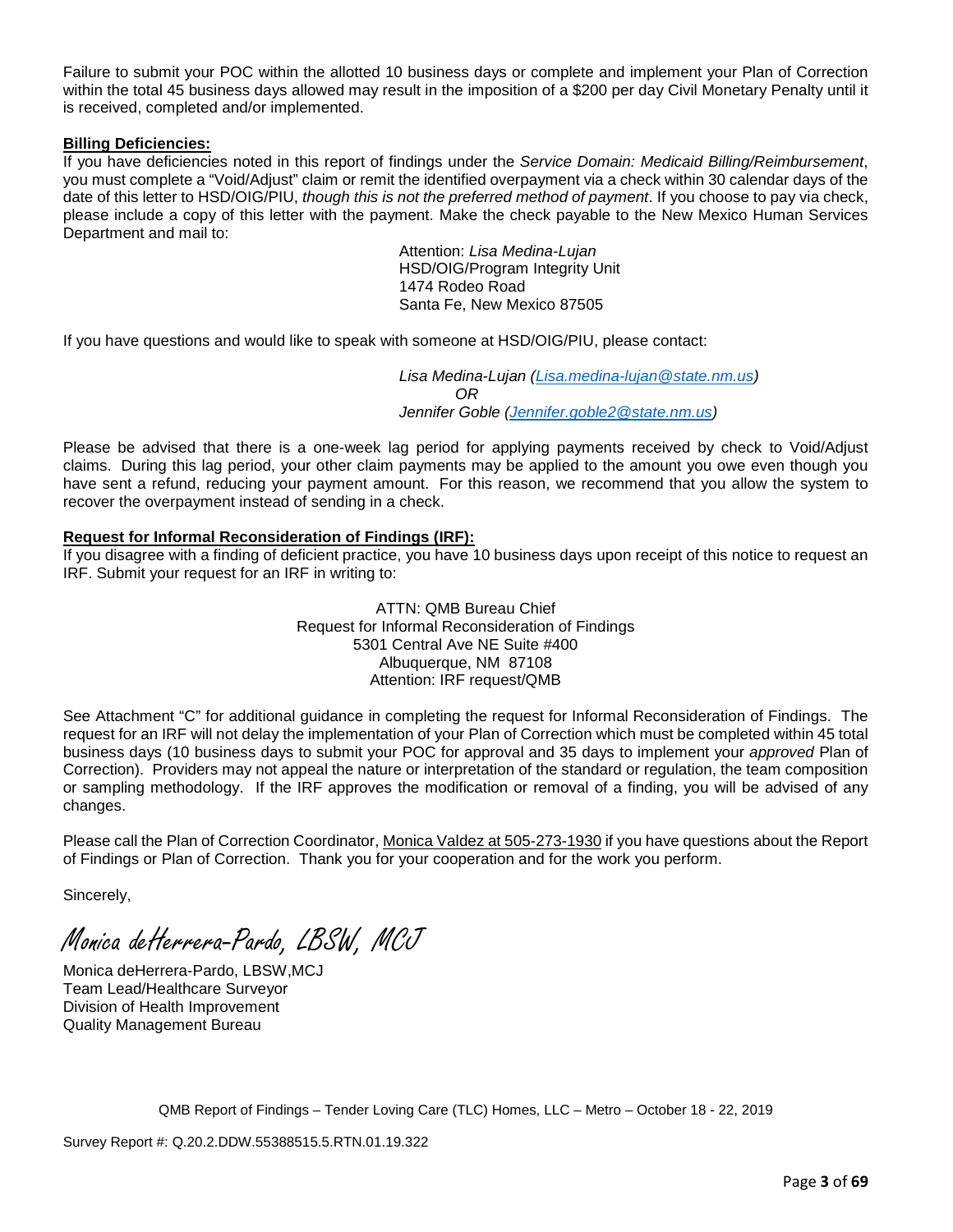Failure to submit your POC within the allotted 10 business days or complete and implement your Plan of Correction within the total 45 business days allowed may result in the imposition of a $200 per day Civil Monetary Penalty until it is received, completed and/or implemented.

**Billing Deficiencies:**

If you have deficiencies noted in this report of findings under the *Service Domain: Medicaid Billing/Reimbursement*, you must complete a "Void/Adjust" claim or remit the identified overpayment via a check within 30 calendar days of the date of this letter to HSD/OIG/PIU, *though this is not the preferred method of payment*. If you choose to pay via check, please include a copy of this letter with the payment. Make the check payable to the New Mexico Human Services Department and mail to:

> Attention: *Lisa Medina-Lujan*
> HSD/OIG/Program Integrity Unit
> 1474 Rodeo Road
> Santa Fe, New Mexico 87505

If you have questions and would like to speak with someone at HSD/OIG/PIU, please contact:

> *Lisa Medina-Lujan (Lisa.medina-lujan@state.nm.us)*
> *OR*
> *Jennifer Goble (Jennifer.goble2@state.nm.us)*

Please be advised that there is a one-week lag period for applying payments received by check to Void/Adjust claims. During this lag period, your other claim payments may be applied to the amount you owe even though you have sent a refund, reducing your payment amount. For this reason, we recommend that you allow the system to recover the overpayment instead of sending in a check.

**Request for Informal Reconsideration of Findings (IRF):**

If you disagree with a finding of deficient practice, you have 10 business days upon receipt of this notice to request an IRF. Submit your request for an IRF in writing to:

> ATTN: QMB Bureau Chief
> Request for Informal Reconsideration of Findings
> 5301 Central Ave NE Suite #400
> Albuquerque, NM 87108
> Attention: IRF request/QMB

See Attachment "C" for additional guidance in completing the request for Informal Reconsideration of Findings. The request for an IRF will not delay the implementation of your Plan of Correction which must be completed within 45 total business days (10 business days to submit your POC for approval and 35 days to implement your *approved* Plan of Correction). Providers may not appeal the nature or interpretation of the standard or regulation, the team composition or sampling methodology. If the IRF approves the modification or removal of a finding, you will be advised of any changes.

Please call the Plan of Correction Coordinator, Monica Valdez at 505-273-1930 if you have questions about the Report of Findings or Plan of Correction. Thank you for your cooperation and for the work you perform.

Sincerely,

*Monica deHerrera-Pardo, LBSW, MCJ*

Monica deHerrera-Pardo, LBSW,MCJ
Team Lead/Healthcare Surveyor
Division of Health Improvement
Quality Management Bureau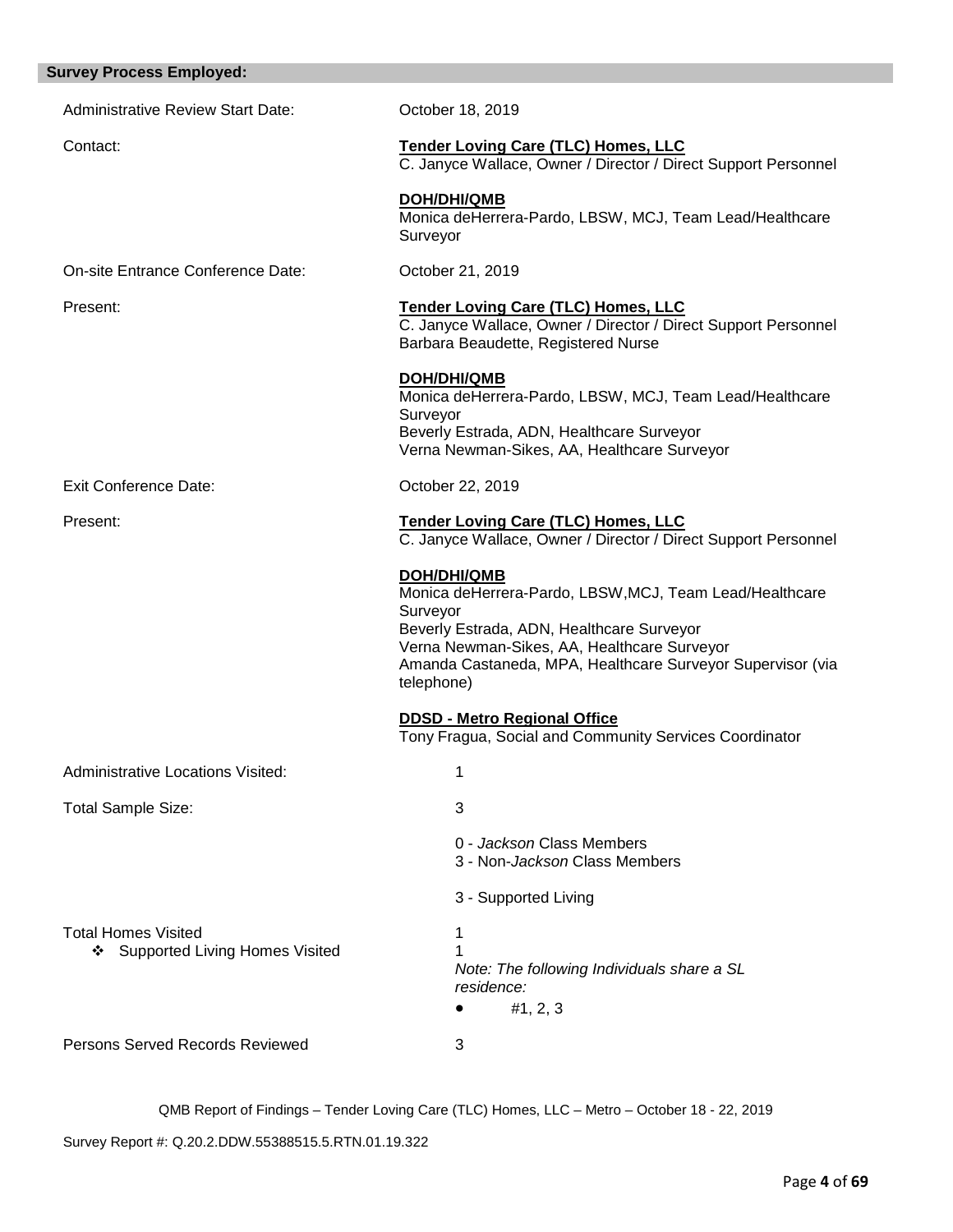## Survey Process Employed:

| | |
|---|---|
| Administrative Review Start Date: | October 18, 2019 |
| Contact: | **Tender Loving Care (TLC) Homes, LLC**<br>C. Janyce Wallace, Owner / Director / Direct Support Personnel<br><br>**DOH/DHI/QMB**<br>Monica deHerrera-Pardo, LBSW, MCJ, Team Lead/Healthcare Surveyor |
| On-site Entrance Conference Date: | October 21, 2019 |
| Present: | **Tender Loving Care (TLC) Homes, LLC**<br>C. Janyce Wallace, Owner / Director / Direct Support Personnel<br>Barbara Beaudette, Registered Nurse<br><br>**DOH/DHI/QMB**<br>Monica deHerrera-Pardo, LBSW, MCJ, Team Lead/Healthcare Surveyor<br>Beverly Estrada, ADN, Healthcare Surveyor<br>Verna Newman-Sikes, AA, Healthcare Surveyor |
| Exit Conference Date: | October 22, 2019 |
| Present: | **Tender Loving Care (TLC) Homes, LLC**<br>C. Janyce Wallace, Owner / Director / Direct Support Personnel<br><br>**DOH/DHI/QMB**<br>Monica deHerrera-Pardo, LBSW,MCJ, Team Lead/Healthcare Surveyor<br>Beverly Estrada, ADN, Healthcare Surveyor<br>Verna Newman-Sikes, AA, Healthcare Surveyor<br>Amanda Castaneda, MPA, Healthcare Surveyor Supervisor (via telephone)<br><br>**DDSD - Metro Regional Office**<br>Tony Fragua, Social and Community Services Coordinator |
| Administrative Locations Visited: | 1 |
| Total Sample Size: | 3<br><br>0 - *Jackson* Class Members<br>3 - Non-*Jackson* Class Members<br><br>3 - Supported Living |
| Total Homes Visited<br>❖ Supported Living Homes Visited | 1<br>1<br>*Note: The following Individuals share a SL residence:*<br>• #1, 2, 3 |
| Persons Served Records Reviewed | 3 |

QMB Report of Findings – Tender Loving Care (TLC) Homes, LLC – Metro – October 18 - 22, 2019

Survey Report #: Q.20.2.DDW.55388515.5.RTN.01.19.322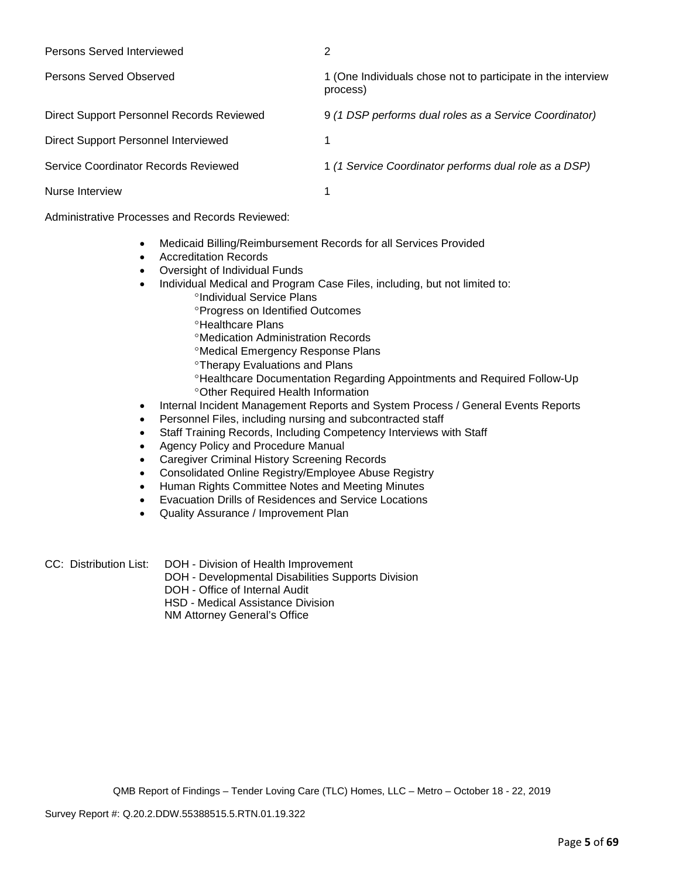| | |
|---|---|
| Persons Served Interviewed | 2 |
| Persons Served Observed | 1 (One Individuals chose not to participate in the interview process) |
| Direct Support Personnel Records Reviewed | 9 *(1 DSP performs dual roles as a Service Coordinator)* |
| Direct Support Personnel Interviewed | 1 |
| Service Coordinator Records Reviewed | 1 *(1 Service Coordinator performs dual role as a DSP)* |
| Nurse Interview | 1 |

Administrative Processes and Records Reviewed:

- Medicaid Billing/Reimbursement Records for all Services Provided
- Accreditation Records
- Oversight of Individual Funds
- Individual Medical and Program Case Files, including, but not limited to:
  - °Individual Service Plans
  - °Progress on Identified Outcomes
  - °Healthcare Plans
  - °Medication Administration Records
  - °Medical Emergency Response Plans
  - °Therapy Evaluations and Plans
  - °Healthcare Documentation Regarding Appointments and Required Follow-Up
  - °Other Required Health Information
- Internal Incident Management Reports and System Process / General Events Reports
- Personnel Files, including nursing and subcontracted staff
- Staff Training Records, Including Competency Interviews with Staff
- Agency Policy and Procedure Manual
- Caregiver Criminal History Screening Records
- Consolidated Online Registry/Employee Abuse Registry
- Human Rights Committee Notes and Meeting Minutes
- Evacuation Drills of Residences and Service Locations
- Quality Assurance / Improvement Plan

CC: Distribution List: DOH - Division of Health Improvement
DOH - Developmental Disabilities Supports Division
DOH - Office of Internal Audit
HSD - Medical Assistance Division
NM Attorney General's Office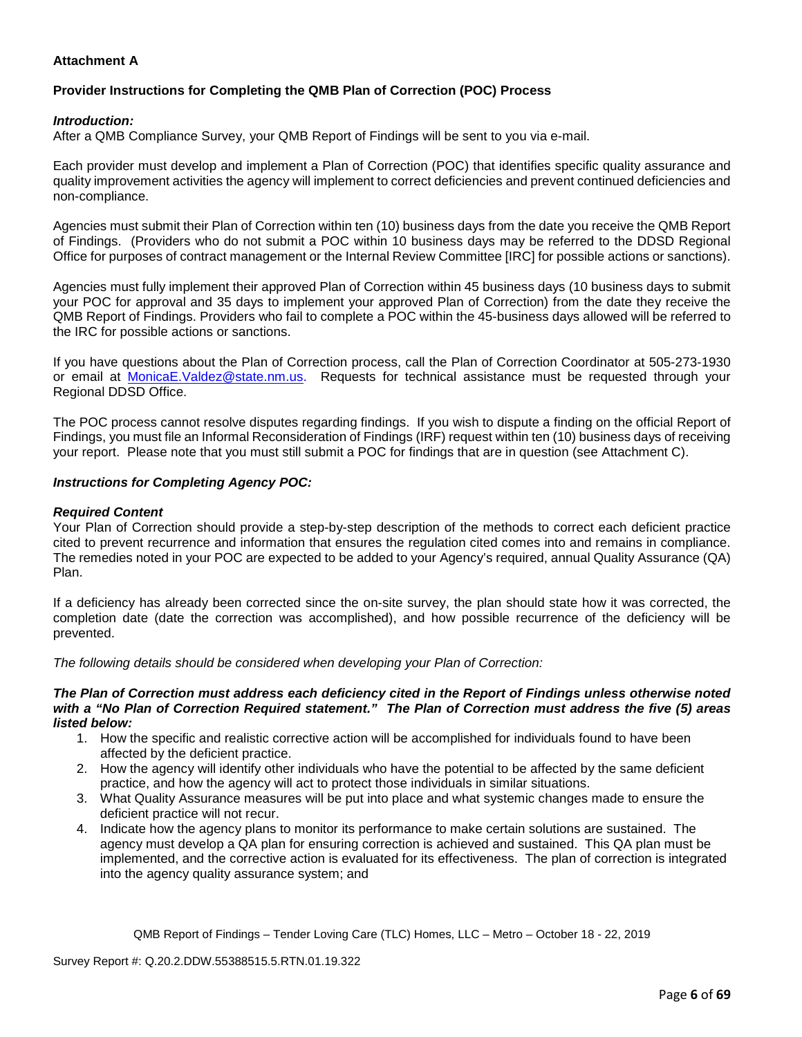**Attachment A**

**Provider Instructions for Completing the QMB Plan of Correction (POC) Process**

***Introduction:***

After a QMB Compliance Survey, your QMB Report of Findings will be sent to you via e-mail.

Each provider must develop and implement a Plan of Correction (POC) that identifies specific quality assurance and quality improvement activities the agency will implement to correct deficiencies and prevent continued deficiencies and non-compliance.

Agencies must submit their Plan of Correction within ten (10) business days from the date you receive the QMB Report of Findings. (Providers who do not submit a POC within 10 business days may be referred to the DDSD Regional Office for purposes of contract management or the Internal Review Committee [IRC] for possible actions or sanctions).

Agencies must fully implement their approved Plan of Correction within 45 business days (10 business days to submit your POC for approval and 35 days to implement your approved Plan of Correction) from the date they receive the QMB Report of Findings. Providers who fail to complete a POC within the 45-business days allowed will be referred to the IRC for possible actions or sanctions.

If you have questions about the Plan of Correction process, call the Plan of Correction Coordinator at 505-273-1930 or email at [MonicaE.Valdez@state.nm.us](mailto:MonicaE.Valdez@state.nm.us). Requests for technical assistance must be requested through your Regional DDSD Office.

The POC process cannot resolve disputes regarding findings. If you wish to dispute a finding on the official Report of Findings, you must file an Informal Reconsideration of Findings (IRF) request within ten (10) business days of receiving your report. Please note that you must still submit a POC for findings that are in question (see Attachment C).

***Instructions for Completing Agency POC:***

***Required Content***

Your Plan of Correction should provide a step-by-step description of the methods to correct each deficient practice cited to prevent recurrence and information that ensures the regulation cited comes into and remains in compliance. The remedies noted in your POC are expected to be added to your Agency's required, annual Quality Assurance (QA) Plan.

If a deficiency has already been corrected since the on-site survey, the plan should state how it was corrected, the completion date (date the correction was accomplished), and how possible recurrence of the deficiency will be prevented.

*The following details should be considered when developing your Plan of Correction:*

***The Plan of Correction must address each deficiency cited in the Report of Findings unless otherwise noted with a "No Plan of Correction Required statement." The Plan of Correction must address the five (5) areas listed below:***

1. How the specific and realistic corrective action will be accomplished for individuals found to have been affected by the deficient practice.
2. How the agency will identify other individuals who have the potential to be affected by the same deficient practice, and how the agency will act to protect those individuals in similar situations.
3. What Quality Assurance measures will be put into place and what systemic changes made to ensure the deficient practice will not recur.
4. Indicate how the agency plans to monitor its performance to make certain solutions are sustained. The agency must develop a QA plan for ensuring correction is achieved and sustained. This QA plan must be implemented, and the corrective action is evaluated for its effectiveness. The plan of correction is integrated into the agency quality assurance system; and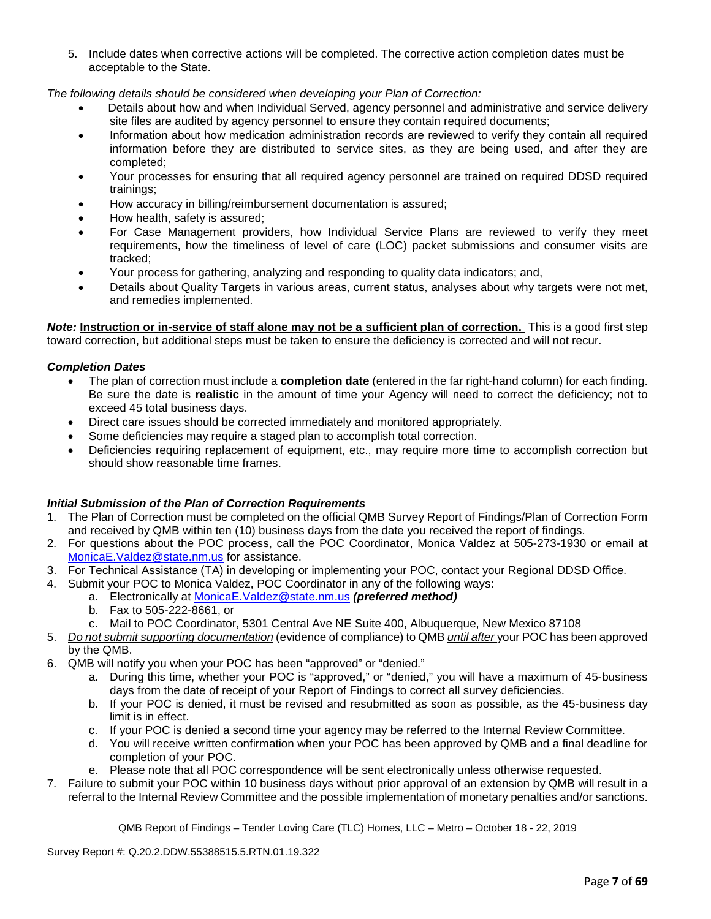5. Include dates when corrective actions will be completed. The corrective action completion dates must be acceptable to the State.

*The following details should be considered when developing your Plan of Correction:*

- Details about how and when Individual Served, agency personnel and administrative and service delivery site files are audited by agency personnel to ensure they contain required documents;
- Information about how medication administration records are reviewed to verify they contain all required information before they are distributed to service sites, as they are being used, and after they are completed;
- Your processes for ensuring that all required agency personnel are trained on required DDSD required trainings;
- How accuracy in billing/reimbursement documentation is assured;
- How health, safety is assured;
- For Case Management providers, how Individual Service Plans are reviewed to verify they meet requirements, how the timeliness of level of care (LOC) packet submissions and consumer visits are tracked;
- Your process for gathering, analyzing and responding to quality data indicators; and,
- Details about Quality Targets in various areas, current status, analyses about why targets were not met, and remedies implemented.

***Note:*** **Instruction or in-service of staff alone may not be a sufficient plan of correction.** This is a good first step toward correction, but additional steps must be taken to ensure the deficiency is corrected and will not recur.

### *Completion Dates*

- The plan of correction must include a **completion date** (entered in the far right-hand column) for each finding. Be sure the date is **realistic** in the amount of time your Agency will need to correct the deficiency; not to exceed 45 total business days.
- Direct care issues should be corrected immediately and monitored appropriately.
- Some deficiencies may require a staged plan to accomplish total correction.
- Deficiencies requiring replacement of equipment, etc., may require more time to accomplish correction but should show reasonable time frames.

### *Initial Submission of the Plan of Correction Requirements*

1. The Plan of Correction must be completed on the official QMB Survey Report of Findings/Plan of Correction Form and received by QMB within ten (10) business days from the date you received the report of findings.
2. For questions about the POC process, call the POC Coordinator, Monica Valdez at 505-273-1930 or email at MonicaE.Valdez@state.nm.us for assistance.
3. For Technical Assistance (TA) in developing or implementing your POC, contact your Regional DDSD Office.
4. Submit your POC to Monica Valdez, POC Coordinator in any of the following ways:
   a. Electronically at MonicaE.Valdez@state.nm.us ***(preferred method)***
   b. Fax to 505-222-8661, or
   c. Mail to POC Coordinator, 5301 Central Ave NE Suite 400, Albuquerque, New Mexico 87108
5. *Do not submit supporting documentation* (evidence of compliance) to QMB *until after* your POC has been approved by the QMB.
6. QMB will notify you when your POC has been "approved" or "denied."
   a. During this time, whether your POC is "approved," or "denied," you will have a maximum of 45-business days from the date of receipt of your Report of Findings to correct all survey deficiencies.
   b. If your POC is denied, it must be revised and resubmitted as soon as possible, as the 45-business day limit is in effect.
   c. If your POC is denied a second time your agency may be referred to the Internal Review Committee.
   d. You will receive written confirmation when your POC has been approved by QMB and a final deadline for completion of your POC.
   e. Please note that all POC correspondence will be sent electronically unless otherwise requested.
7. Failure to submit your POC within 10 business days without prior approval of an extension by QMB will result in a referral to the Internal Review Committee and the possible implementation of monetary penalties and/or sanctions.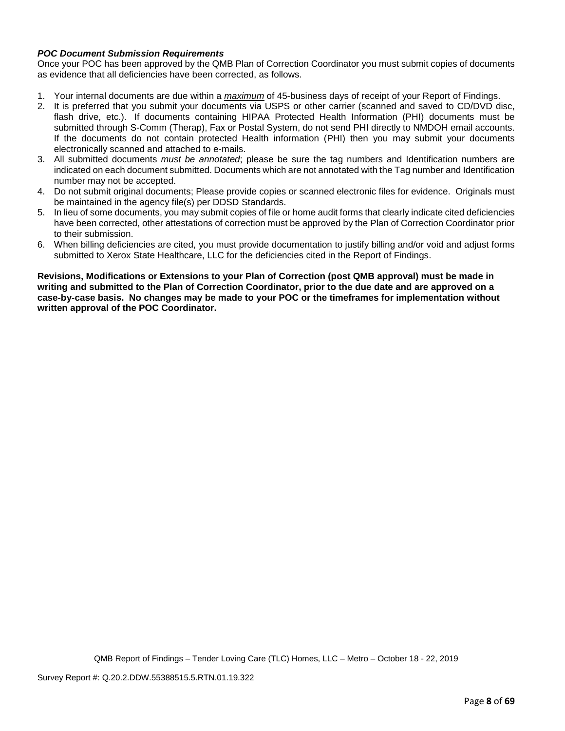***POC Document Submission Requirements***

Once your POC has been approved by the QMB Plan of Correction Coordinator you must submit copies of documents as evidence that all deficiencies have been corrected, as follows.

1. Your internal documents are due within a ***maximum*** of 45-business days of receipt of your Report of Findings.
2. It is preferred that you submit your documents via USPS or other carrier (scanned and saved to CD/DVD disc, flash drive, etc.). If documents containing HIPAA Protected Health Information (PHI) documents must be submitted through S-Comm (Therap), Fax or Postal System, do not send PHI directly to NMDOH email accounts. If the documents do not contain protected Health information (PHI) then you may submit your documents electronically scanned and attached to e-mails.
3. All submitted documents *must be annotated*; please be sure the tag numbers and Identification numbers are indicated on each document submitted. Documents which are not annotated with the Tag number and Identification number may not be accepted.
4. Do not submit original documents; Please provide copies or scanned electronic files for evidence. Originals must be maintained in the agency file(s) per DDSD Standards.
5. In lieu of some documents, you may submit copies of file or home audit forms that clearly indicate cited deficiencies have been corrected, other attestations of correction must be approved by the Plan of Correction Coordinator prior to their submission.
6. When billing deficiencies are cited, you must provide documentation to justify billing and/or void and adjust forms submitted to Xerox State Healthcare, LLC for the deficiencies cited in the Report of Findings.

**Revisions, Modifications or Extensions to your Plan of Correction (post QMB approval) must be made in writing and submitted to the Plan of Correction Coordinator, prior to the due date and are approved on a case-by-case basis. No changes may be made to your POC or the timeframes for implementation without written approval of the POC Coordinator.**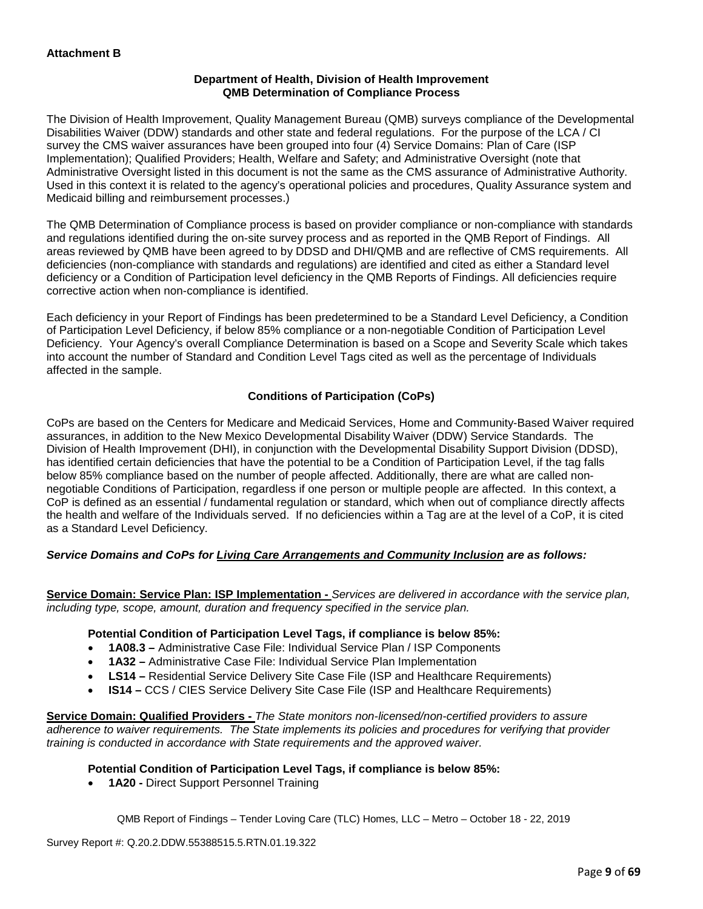**Attachment B**

**Department of Health, Division of Health Improvement**
**QMB Determination of Compliance Process**

The Division of Health Improvement, Quality Management Bureau (QMB) surveys compliance of the Developmental Disabilities Waiver (DDW) standards and other state and federal regulations. For the purpose of the LCA / CI survey the CMS waiver assurances have been grouped into four (4) Service Domains: Plan of Care (ISP Implementation); Qualified Providers; Health, Welfare and Safety; and Administrative Oversight (note that Administrative Oversight listed in this document is not the same as the CMS assurance of Administrative Authority. Used in this context it is related to the agency's operational policies and procedures, Quality Assurance system and Medicaid billing and reimbursement processes.)

The QMB Determination of Compliance process is based on provider compliance or non-compliance with standards and regulations identified during the on-site survey process and as reported in the QMB Report of Findings. All areas reviewed by QMB have been agreed to by DDSD and DHI/QMB and are reflective of CMS requirements. All deficiencies (non-compliance with standards and regulations) are identified and cited as either a Standard level deficiency or a Condition of Participation level deficiency in the QMB Reports of Findings. All deficiencies require corrective action when non-compliance is identified.

Each deficiency in your Report of Findings has been predetermined to be a Standard Level Deficiency, a Condition of Participation Level Deficiency, if below 85% compliance or a non-negotiable Condition of Participation Level Deficiency. Your Agency's overall Compliance Determination is based on a Scope and Severity Scale which takes into account the number of Standard and Condition Level Tags cited as well as the percentage of Individuals affected in the sample.

**Conditions of Participation (CoPs)**

CoPs are based on the Centers for Medicare and Medicaid Services, Home and Community-Based Waiver required assurances, in addition to the New Mexico Developmental Disability Waiver (DDW) Service Standards. The Division of Health Improvement (DHI), in conjunction with the Developmental Disability Support Division (DDSD), has identified certain deficiencies that have the potential to be a Condition of Participation Level, if the tag falls below 85% compliance based on the number of people affected. Additionally, there are what are called non-negotiable Conditions of Participation, regardless if one person or multiple people are affected. In this context, a CoP is defined as an essential / fundamental regulation or standard, which when out of compliance directly affects the health and welfare of the Individuals served. If no deficiencies within a Tag are at the level of a CoP, it is cited as a Standard Level Deficiency.

***Service Domains and CoPs for Living Care Arrangements and Community Inclusion are as follows:***

**Service Domain: Service Plan: ISP Implementation -** *Services are delivered in accordance with the service plan, including type, scope, amount, duration and frequency specified in the service plan.*

**Potential Condition of Participation Level Tags, if compliance is below 85%:**

- **1A08.3 –** Administrative Case File: Individual Service Plan / ISP Components
- **1A32 –** Administrative Case File: Individual Service Plan Implementation
- **LS14 –** Residential Service Delivery Site Case File (ISP and Healthcare Requirements)
- **IS14 –** CCS / CIES Service Delivery Site Case File (ISP and Healthcare Requirements)

**Service Domain: Qualified Providers -** *The State monitors non-licensed/non-certified providers to assure adherence to waiver requirements. The State implements its policies and procedures for verifying that provider training is conducted in accordance with State requirements and the approved waiver.*

**Potential Condition of Participation Level Tags, if compliance is below 85%:**

- **1A20 -** Direct Support Personnel Training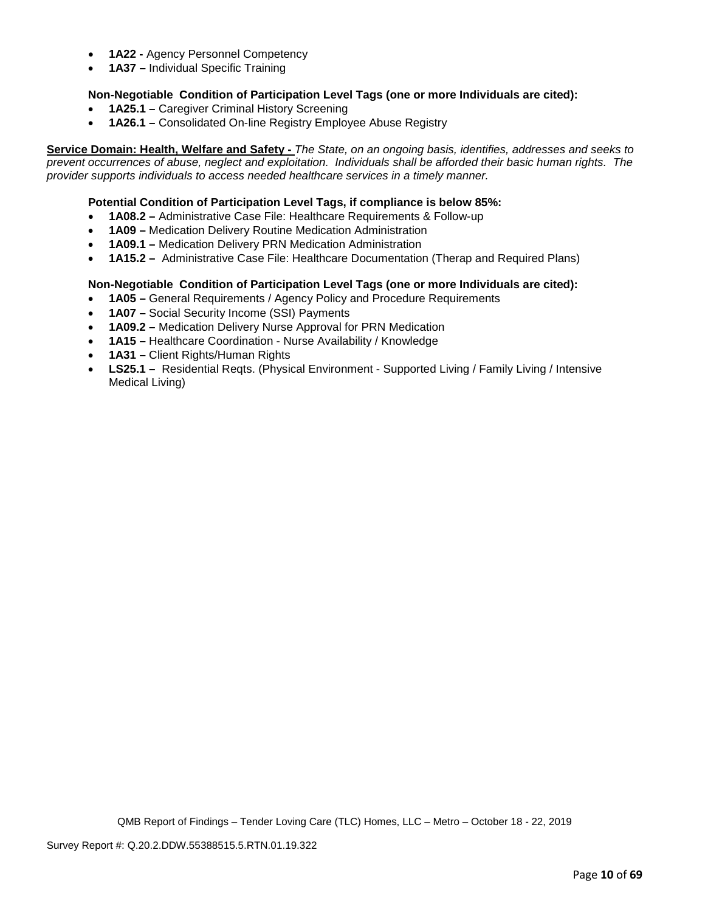- **1A22 -** Agency Personnel Competency
- **1A37 –** Individual Specific Training

**Non-Negotiable Condition of Participation Level Tags (one or more Individuals are cited):**

- **1A25.1 –** Caregiver Criminal History Screening
- **1A26.1 –** Consolidated On-line Registry Employee Abuse Registry

**Service Domain: Health, Welfare and Safety -** *The State, on an ongoing basis, identifies, addresses and seeks to prevent occurrences of abuse, neglect and exploitation. Individuals shall be afforded their basic human rights. The provider supports individuals to access needed healthcare services in a timely manner.*

**Potential Condition of Participation Level Tags, if compliance is below 85%:**

- **1A08.2 –** Administrative Case File: Healthcare Requirements & Follow-up
- **1A09 –** Medication Delivery Routine Medication Administration
- **1A09.1 –** Medication Delivery PRN Medication Administration
- **1A15.2 –** Administrative Case File: Healthcare Documentation (Therap and Required Plans)

**Non-Negotiable Condition of Participation Level Tags (one or more Individuals are cited):**

- **1A05 –** General Requirements / Agency Policy and Procedure Requirements
- **1A07 –** Social Security Income (SSI) Payments
- **1A09.2 –** Medication Delivery Nurse Approval for PRN Medication
- **1A15 –** Healthcare Coordination - Nurse Availability / Knowledge
- **1A31 –** Client Rights/Human Rights
- **LS25.1 –** Residential Reqts. (Physical Environment - Supported Living / Family Living / Intensive Medical Living)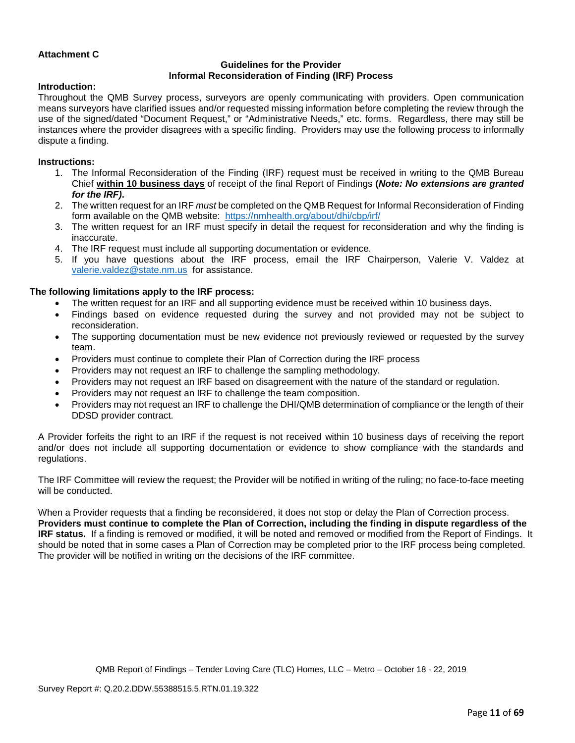**Attachment C**

**Guidelines for the Provider**
**Informal Reconsideration of Finding (IRF) Process**

**Introduction:**

Throughout the QMB Survey process, surveyors are openly communicating with providers. Open communication means surveyors have clarified issues and/or requested missing information before completing the review through the use of the signed/dated "Document Request," or "Administrative Needs," etc. forms. Regardless, there may still be instances where the provider disagrees with a specific finding. Providers may use the following process to informally dispute a finding.

**Instructions:**

1. The Informal Reconsideration of the Finding (IRF) request must be received in writing to the QMB Bureau Chief **within 10 business days** of receipt of the final Report of Findings **(*Note: No extensions are granted for the IRF)*.**
2. The written request for an IRF *must* be completed on the QMB Request for Informal Reconsideration of Finding form available on the QMB website: https://nmhealth.org/about/dhi/cbp/irf/
3. The written request for an IRF must specify in detail the request for reconsideration and why the finding is inaccurate.
4. The IRF request must include all supporting documentation or evidence.
5. If you have questions about the IRF process, email the IRF Chairperson, Valerie V. Valdez at valerie.valdez@state.nm.us for assistance.

**The following limitations apply to the IRF process:**

- The written request for an IRF and all supporting evidence must be received within 10 business days.
- Findings based on evidence requested during the survey and not provided may not be subject to reconsideration.
- The supporting documentation must be new evidence not previously reviewed or requested by the survey team.
- Providers must continue to complete their Plan of Correction during the IRF process
- Providers may not request an IRF to challenge the sampling methodology.
- Providers may not request an IRF based on disagreement with the nature of the standard or regulation.
- Providers may not request an IRF to challenge the team composition.
- Providers may not request an IRF to challenge the DHI/QMB determination of compliance or the length of their DDSD provider contract.

A Provider forfeits the right to an IRF if the request is not received within 10 business days of receiving the report and/or does not include all supporting documentation or evidence to show compliance with the standards and regulations.

The IRF Committee will review the request; the Provider will be notified in writing of the ruling; no face-to-face meeting will be conducted.

When a Provider requests that a finding be reconsidered, it does not stop or delay the Plan of Correction process. **Providers must continue to complete the Plan of Correction, including the finding in dispute regardless of the IRF status.** If a finding is removed or modified, it will be noted and removed or modified from the Report of Findings. It should be noted that in some cases a Plan of Correction may be completed prior to the IRF process being completed. The provider will be notified in writing on the decisions of the IRF committee.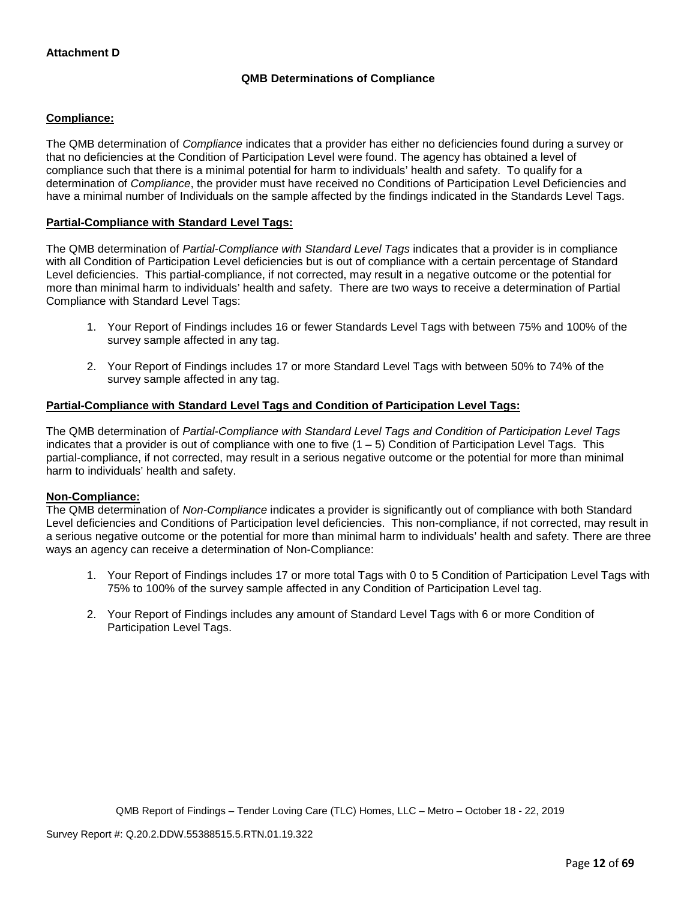**Attachment D**

### QMB Determinations of Compliance

**Compliance:**

The QMB determination of *Compliance* indicates that a provider has either no deficiencies found during a survey or that no deficiencies at the Condition of Participation Level were found. The agency has obtained a level of compliance such that there is a minimal potential for harm to individuals' health and safety. To qualify for a determination of *Compliance*, the provider must have received no Conditions of Participation Level Deficiencies and have a minimal number of Individuals on the sample affected by the findings indicated in the Standards Level Tags.

**Partial-Compliance with Standard Level Tags:**

The QMB determination of *Partial-Compliance with Standard Level Tags* indicates that a provider is in compliance with all Condition of Participation Level deficiencies but is out of compliance with a certain percentage of Standard Level deficiencies. This partial-compliance, if not corrected, may result in a negative outcome or the potential for more than minimal harm to individuals' health and safety. There are two ways to receive a determination of Partial Compliance with Standard Level Tags:

1. Your Report of Findings includes 16 or fewer Standards Level Tags with between 75% and 100% of the survey sample affected in any tag.
2. Your Report of Findings includes 17 or more Standard Level Tags with between 50% to 74% of the survey sample affected in any tag.

**Partial-Compliance with Standard Level Tags and Condition of Participation Level Tags:**

The QMB determination of *Partial-Compliance with Standard Level Tags and Condition of Participation Level Tags* indicates that a provider is out of compliance with one to five (1 – 5) Condition of Participation Level Tags. This partial-compliance, if not corrected, may result in a serious negative outcome or the potential for more than minimal harm to individuals' health and safety.

**Non-Compliance:**

The QMB determination of *Non-Compliance* indicates a provider is significantly out of compliance with both Standard Level deficiencies and Conditions of Participation level deficiencies. This non-compliance, if not corrected, may result in a serious negative outcome or the potential for more than minimal harm to individuals' health and safety. There are three ways an agency can receive a determination of Non-Compliance:

1. Your Report of Findings includes 17 or more total Tags with 0 to 5 Condition of Participation Level Tags with 75% to 100% of the survey sample affected in any Condition of Participation Level tag.
2. Your Report of Findings includes any amount of Standard Level Tags with 6 or more Condition of Participation Level Tags.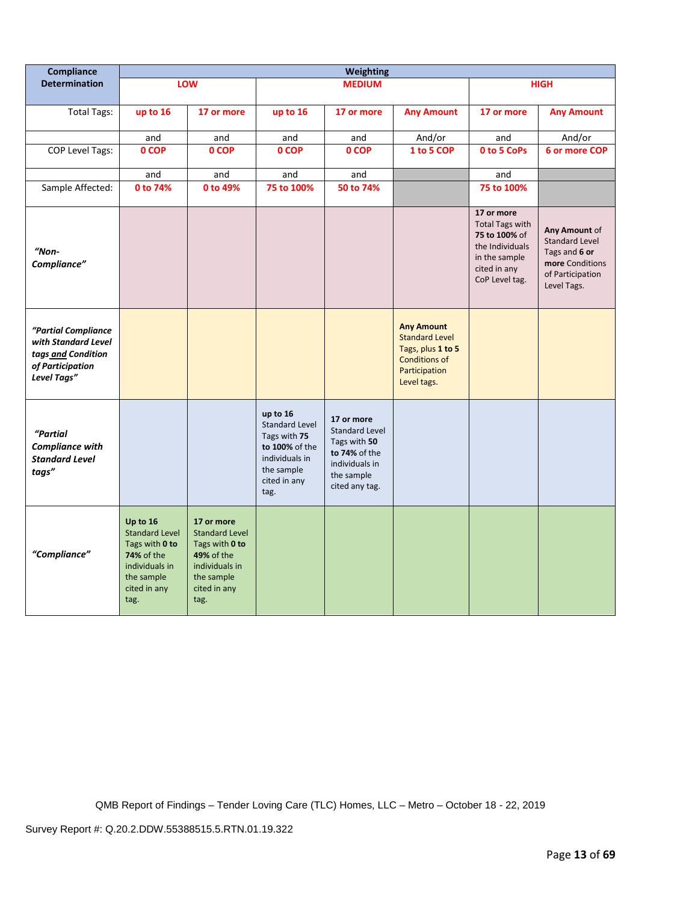| Compliance Determination | Weighting | | | | | | |
|---|---|---|---|---|---|---|---|
| | LOW | | MEDIUM | | | HIGH | |
| Total Tags: | up to 16 | 17 or more | up to 16 | 17 or more | Any Amount | 17 or more | Any Amount |
| | and | and | and | and | And/or | and | And/or |
| COP Level Tags: | 0 COP | 0 COP | 0 COP | 0 COP | 1 to 5 COP | 0 to 5 CoPs | 6 or more COP |
| | and | and | and | and | | and | |
| Sample Affected: | 0 to 74% | 0 to 49% | 75 to 100% | 50 to 74% | | 75 to 100% | |
| *"Non-Compliance"* | | | | | | **17 or more** Total Tags with **75 to 100%** of the Individuals in the sample cited in any CoP Level tag. | **Any Amount** of Standard Level Tags and **6 or more** Conditions of Participation Level Tags. |
| *"Partial Compliance with Standard Level tags and Condition of Participation Level Tags"* | | | | | **Any Amount** Standard Level Tags, plus **1 to 5** Conditions of Participation Level tags. | | |
| *"Partial Compliance with Standard Level tags"* | | | **up to 16** Standard Level Tags with **75 to 100%** of the individuals in the sample cited in any tag. | **17 or more** Standard Level Tags with **50 to 74%** of the individuals in the sample cited any tag. | | | |
| *"Compliance"* | **Up to 16** Standard Level Tags with **0 to 74%** of the individuals in the sample cited in any tag. | **17 or more** Standard Level Tags with **0 to 49%** of the individuals in the sample cited in any tag. | | | | | |

QMB Report of Findings – Tender Loving Care (TLC) Homes, LLC – Metro – October 18 - 22, 2019

Survey Report #: Q.20.2.DDW.55388515.5.RTN.01.19.322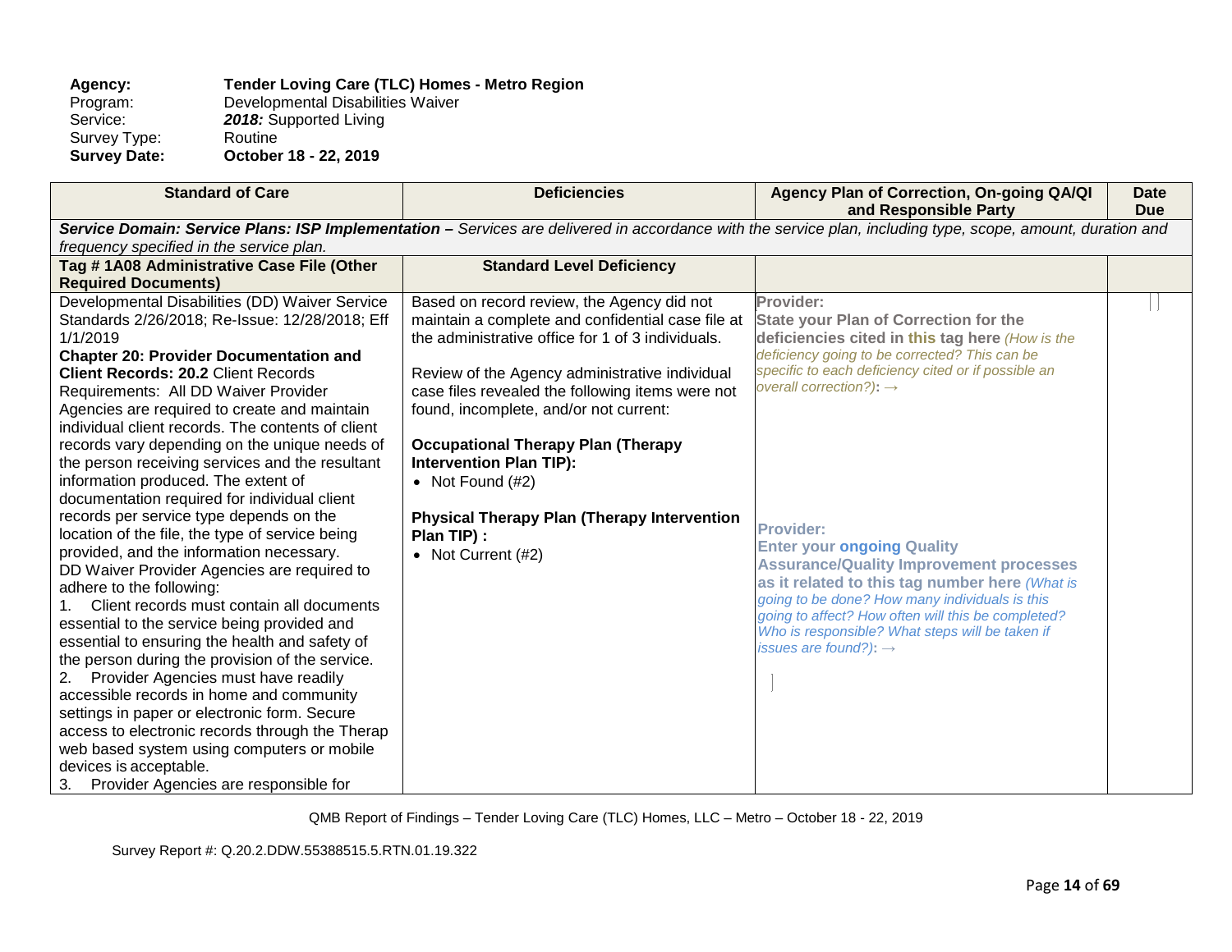**Agency:** **Tender Loving Care (TLC) Homes - Metro Region**
Program: Developmental Disabilities Waiver
Service: ***2018:*** Supported Living
Survey Type: Routine
**Survey Date:** **October 18 - 22, 2019**

| Standard of Care | Deficiencies | Agency Plan of Correction, On-going QA/QI and Responsible Party | Date Due |
|---|---|---|---|
| ***Service Domain: Service Plans: ISP Implementation –*** *Services are delivered in accordance with the service plan, including type, scope, amount, duration and frequency specified in the service plan.* | | | |
| **Tag # 1A08 Administrative Case File (Other Required Documents)** | **Standard Level Deficiency** | | |
| Developmental Disabilities (DD) Waiver Service Standards 2/26/2018; Re-Issue: 12/28/2018; Eff 1/1/2019<br>**Chapter 20: Provider Documentation and Client Records: 20.2** Client Records Requirements: All DD Waiver Provider Agencies are required to create and maintain individual client records. The contents of client records vary depending on the unique needs of the person receiving services and the resultant information produced. The extent of documentation required for individual client records per service type depends on the location of the file, the type of service being provided, and the information necessary.<br>DD Waiver Provider Agencies are required to adhere to the following:<br>1. Client records must contain all documents essential to the service being provided and essential to ensuring the health and safety of the person during the provision of the service.<br>2. Provider Agencies must have readily accessible records in home and community settings in paper or electronic form. Secure access to electronic records through the Therap web based system using computers or mobile devices is acceptable.<br>3. Provider Agencies are responsible for | Based on record review, the Agency did not maintain a complete and confidential case file at the administrative office for 1 of 3 individuals.<br><br>Review of the Agency administrative individual case files revealed the following items were not found, incomplete, and/or not current:<br><br>**Occupational Therapy Plan (Therapy Intervention Plan TIP):**<br>• Not Found (#2)<br><br>**Physical Therapy Plan (Therapy Intervention Plan TIP) :**<br>• Not Current (#2) | **Provider:**<br>**State your Plan of Correction for the deficiencies cited in this tag here** *(How is the deficiency going to be corrected? This can be specific to each deficiency cited or if possible an overall correction?)*: →<br><br><br><br>**Provider:**<br>**Enter your ongoing Quality Assurance/Quality Improvement processes as it related to this tag number here** *(What is going to be done? How many individuals is this going to affect? How often will this be completed? Who is responsible? What steps will be taken if issues are found?)*: → | |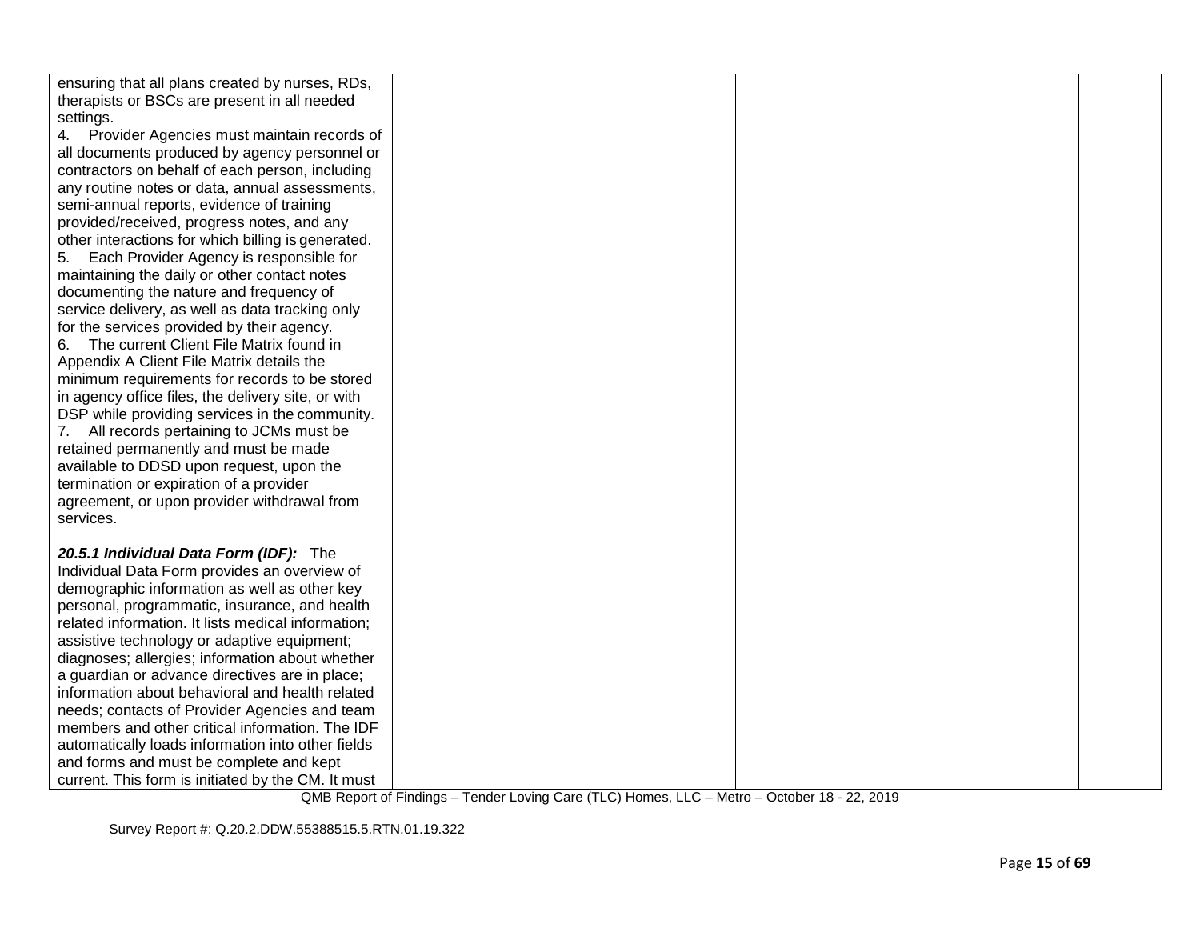| | | | |
|---|---|---|---|
| ensuring that all plans created by nurses, RDs, therapists or BSCs are present in all needed settings.<br>4. Provider Agencies must maintain records of all documents produced by agency personnel or contractors on behalf of each person, including any routine notes or data, annual assessments, semi-annual reports, evidence of training provided/received, progress notes, and any other interactions for which billing is generated.<br>5. Each Provider Agency is responsible for maintaining the daily or other contact notes documenting the nature and frequency of service delivery, as well as data tracking only for the services provided by their agency.<br>6. The current Client File Matrix found in Appendix A Client File Matrix details the minimum requirements for records to be stored in agency office files, the delivery site, or with DSP while providing services in the community.<br>7. All records pertaining to JCMs must be retained permanently and must be made available to DDSD upon request, upon the termination or expiration of a provider agreement, or upon provider withdrawal from services.<br><br>***20.5.1 Individual Data Form (IDF):*** The Individual Data Form provides an overview of demographic information as well as other key personal, programmatic, insurance, and health related information. It lists medical information; assistive technology or adaptive equipment; diagnoses; allergies; information about whether a guardian or advance directives are in place; information about behavioral and health related needs; contacts of Provider Agencies and team members and other critical information. The IDF automatically loads information into other fields and forms and must be complete and kept current. This form is initiated by the CM. It must | | | |

QMB Report of Findings – Tender Loving Care (TLC) Homes, LLC – Metro – October 18 - 22, 2019

Survey Report #: Q.20.2.DDW.55388515.5.RTN.01.19.322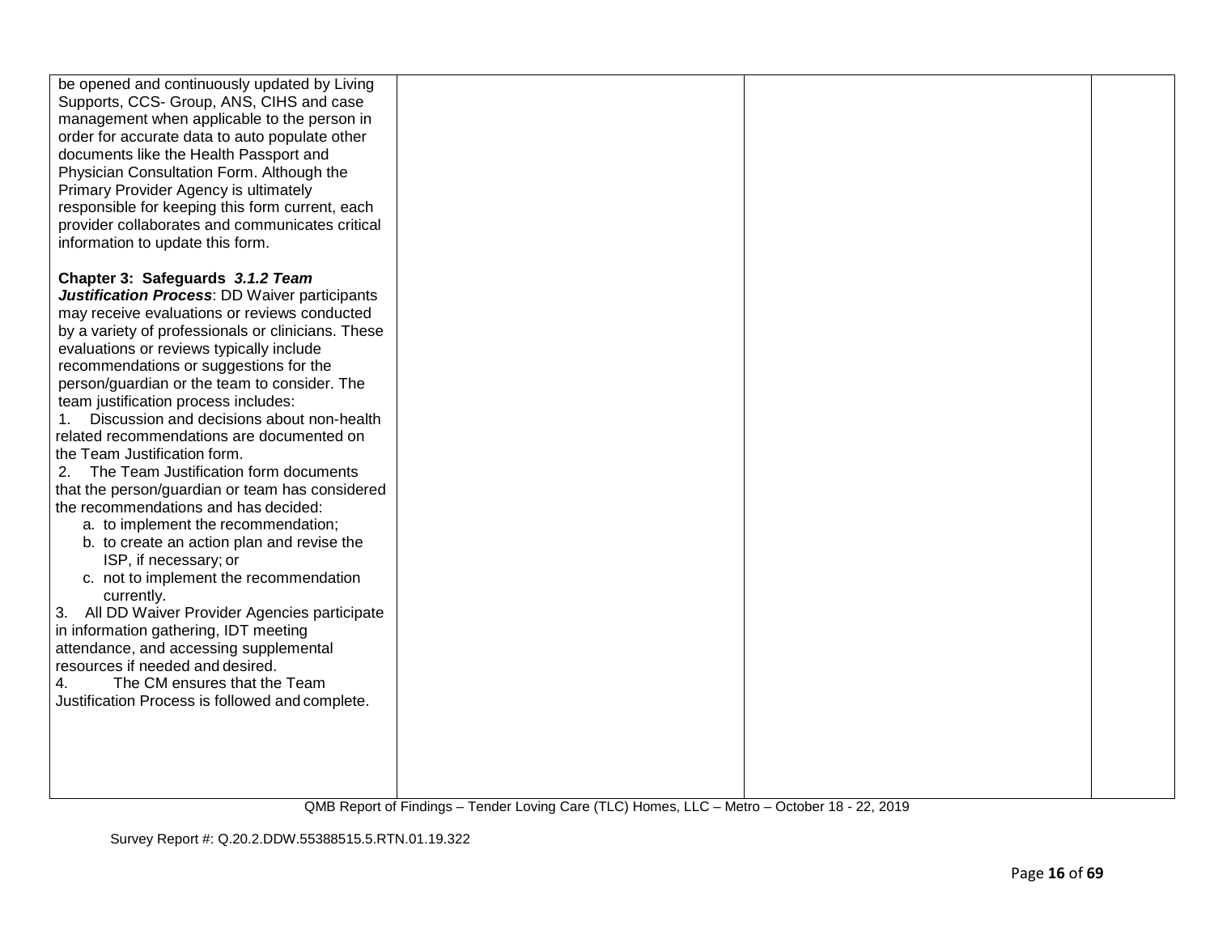| | | | |
|---|---|---|---|
| be opened and continuously updated by Living Supports, CCS- Group, ANS, CIHS and case management when applicable to the person in order for accurate data to auto populate other documents like the Health Passport and Physician Consultation Form. Although the Primary Provider Agency is ultimately responsible for keeping this form current, each provider collaborates and communicates critical information to update this form.<br><br>**Chapter 3: Safeguards *3.1.2 Team Justification Process***: DD Waiver participants may receive evaluations or reviews conducted by a variety of professionals or clinicians. These evaluations or reviews typically include recommendations or suggestions for the person/guardian or the team to consider. The team justification process includes:<br>1. Discussion and decisions about non-health related recommendations are documented on the Team Justification form.<br>2. The Team Justification form documents that the person/guardian or team has considered the recommendations and has decided:<br>a. to implement the recommendation;<br>b. to create an action plan and revise the ISP, if necessary; or<br>c. not to implement the recommendation currently.<br>3. All DD Waiver Provider Agencies participate in information gathering, IDT meeting attendance, and accessing supplemental resources if needed and desired.<br>4. The CM ensures that the Team Justification Process is followed and complete. | | | |

QMB Report of Findings – Tender Loving Care (TLC) Homes, LLC – Metro – October 18 - 22, 2019

Survey Report #: Q.20.2.DDW.55388515.5.RTN.01.19.322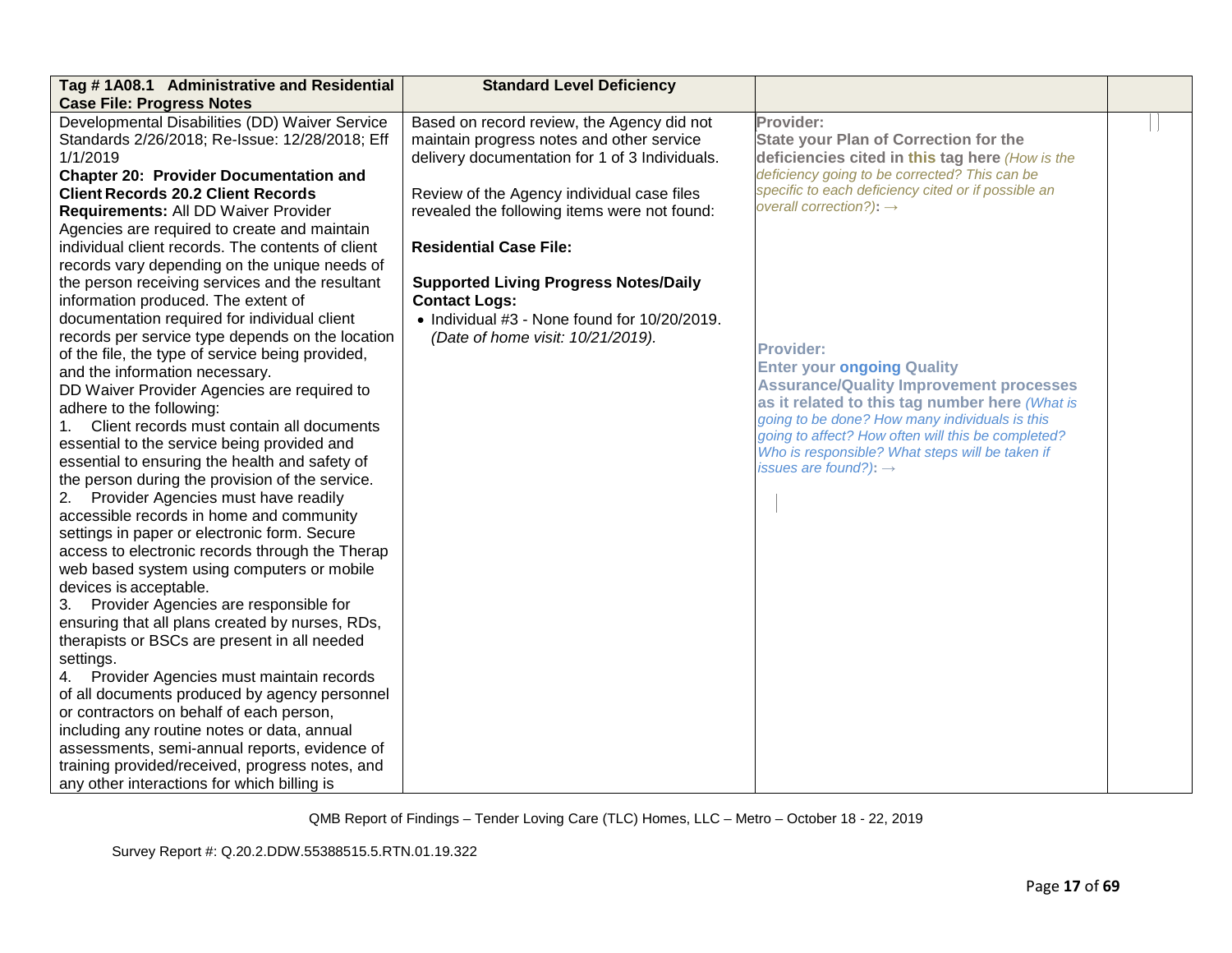| Tag # 1A08.1 Administrative and Residential Case File: Progress Notes | Standard Level Deficiency | | |
|---|---|---|---|
| Developmental Disabilities (DD) Waiver Service Standards 2/26/2018; Re-Issue: 12/28/2018; Eff 1/1/2019<br>**Chapter 20: Provider Documentation and Client Records 20.2 Client Records Requirements:** All DD Waiver Provider Agencies are required to create and maintain individual client records. The contents of client records vary depending on the unique needs of the person receiving services and the resultant information produced. The extent of documentation required for individual client records per service type depends on the location of the file, the type of service being provided, and the information necessary.<br>DD Waiver Provider Agencies are required to adhere to the following:<br>1. Client records must contain all documents essential to the service being provided and essential to ensuring the health and safety of the person during the provision of the service.<br>2. Provider Agencies must have readily accessible records in home and community settings in paper or electronic form. Secure access to electronic records through the Therap web based system using computers or mobile devices is acceptable.<br>3. Provider Agencies are responsible for ensuring that all plans created by nurses, RDs, therapists or BSCs are present in all needed settings.<br>4. Provider Agencies must maintain records of all documents produced by agency personnel or contractors on behalf of each person, including any routine notes or data, annual assessments, semi-annual reports, evidence of training provided/received, progress notes, and any other interactions for which billing is | Based on record review, the Agency did not maintain progress notes and other service delivery documentation for 1 of 3 Individuals.<br><br>Review of the Agency individual case files revealed the following items were not found:<br><br>**Residential Case File:**<br><br>**Supported Living Progress Notes/Daily Contact Logs:**<br>• Individual #3 - None found for 10/20/2019. *(Date of home visit: 10/21/2019).* | **Provider:**<br>**State your Plan of Correction for the deficiencies cited in this tag here** *(How is the deficiency going to be corrected? This can be specific to each deficiency cited or if possible an overall correction?)*: →<br><br>**Provider:**<br>**Enter your ongoing Quality Assurance/Quality Improvement processes as it related to this tag number here** *(What is going to be done? How many individuals is this going to affect? How often will this be completed? Who is responsible? What steps will be taken if issues are found?)*: → | |

QMB Report of Findings – Tender Loving Care (TLC) Homes, LLC – Metro – October 18 - 22, 2019

Survey Report #: Q.20.2.DDW.55388515.5.RTN.01.19.322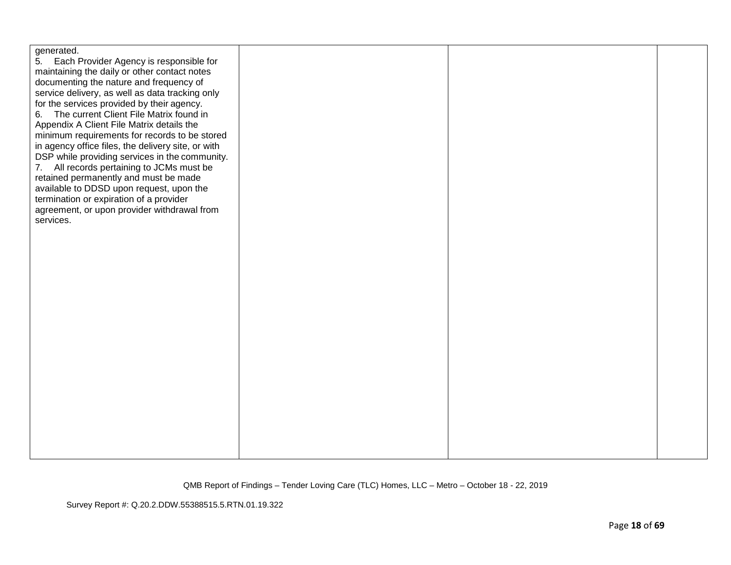| | | | |
|---|---|---|---|
| generated.<br>5. Each Provider Agency is responsible for maintaining the daily or other contact notes documenting the nature and frequency of service delivery, as well as data tracking only for the services provided by their agency.<br>6. The current Client File Matrix found in Appendix A Client File Matrix details the minimum requirements for records to be stored in agency office files, the delivery site, or with DSP while providing services in the community.<br>7. All records pertaining to JCMs must be retained permanently and must be made available to DDSD upon request, upon the termination or expiration of a provider agreement, or upon provider withdrawal from services. | | | |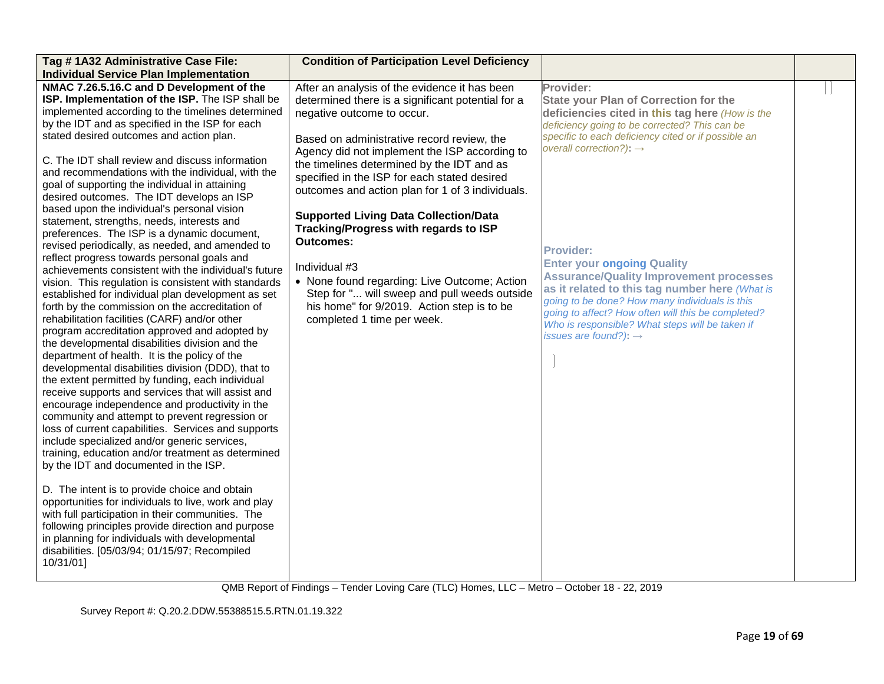| Tag # 1A32 Administrative Case File: Individual Service Plan Implementation | Condition of Participation Level Deficiency | | |
|---|---|---|---|
| **NMAC 7.26.5.16.C and D Development of the ISP. Implementation of the ISP.** The ISP shall be implemented according to the timelines determined by the IDT and as specified in the ISP for each stated desired outcomes and action plan.<br><br>C. The IDT shall review and discuss information and recommendations with the individual, with the goal of supporting the individual in attaining desired outcomes. The IDT develops an ISP based upon the individual's personal vision statement, strengths, needs, interests and preferences. The ISP is a dynamic document, revised periodically, as needed, and amended to reflect progress towards personal goals and achievements consistent with the individual's future vision. This regulation is consistent with standards established for individual plan development as set forth by the commission on the accreditation of rehabilitation facilities (CARF) and/or other program accreditation approved and adopted by the developmental disabilities division and the department of health. It is the policy of the developmental disabilities division (DDD), that to the extent permitted by funding, each individual receive supports and services that will assist and encourage independence and productivity in the community and attempt to prevent regression or loss of current capabilities. Services and supports include specialized and/or generic services, training, education and/or treatment as determined by the IDT and documented in the ISP.<br><br>D. The intent is to provide choice and obtain opportunities for individuals to live, work and play with full participation in their communities. The following principles provide direction and purpose in planning for individuals with developmental disabilities. [05/03/94; 01/15/97; Recompiled 10/31/01] | After an analysis of the evidence it has been determined there is a significant potential for a negative outcome to occur.<br><br>Based on administrative record review, the Agency did not implement the ISP according to the timelines determined by the IDT and as specified in the ISP for each stated desired outcomes and action plan for 1 of 3 individuals.<br><br>**Supported Living Data Collection/Data Tracking/Progress with regards to ISP Outcomes:**<br><br>Individual #3<br>• None found regarding: Live Outcome; Action Step for "... will sweep and pull weeds outside his home" for 9/2019. Action step is to be completed 1 time per week. | **Provider:**<br>**State your Plan of Correction for the deficiencies cited in this tag here** *(How is the deficiency going to be corrected? This can be specific to each deficiency cited or if possible an overall correction?)*: →<br><br>**Provider:**<br>**Enter your ongoing Quality Assurance/Quality Improvement processes as it related to this tag number here** *(What is going to be done? How many individuals is this going to affect? How often will this be completed? Who is responsible? What steps will be taken if issues are found?)*: → | |

QMB Report of Findings – Tender Loving Care (TLC) Homes, LLC – Metro – October 18 - 22, 2019

Survey Report #: Q.20.2.DDW.55388515.5.RTN.01.19.322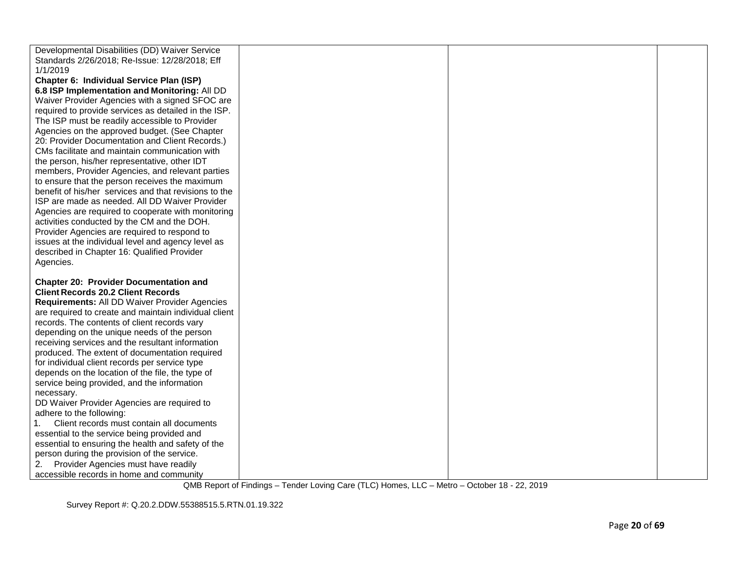| | | | |
|---|---|---|---|
| Developmental Disabilities (DD) Waiver Service Standards 2/26/2018; Re-Issue: 12/28/2018; Eff 1/1/2019<br>**Chapter 6: Individual Service Plan (ISP)**<br>**6.8 ISP Implementation and Monitoring:** All DD Waiver Provider Agencies with a signed SFOC are required to provide services as detailed in the ISP. The ISP must be readily accessible to Provider Agencies on the approved budget. (See Chapter 20: Provider Documentation and Client Records.) CMs facilitate and maintain communication with the person, his/her representative, other IDT members, Provider Agencies, and relevant parties to ensure that the person receives the maximum benefit of his/her services and that revisions to the ISP are made as needed. All DD Waiver Provider Agencies are required to cooperate with monitoring activities conducted by the CM and the DOH. Provider Agencies are required to respond to issues at the individual level and agency level as described in Chapter 16: Qualified Provider Agencies.<br><br>**Chapter 20: Provider Documentation and Client Records 20.2 Client Records Requirements:** All DD Waiver Provider Agencies are required to create and maintain individual client records. The contents of client records vary depending on the unique needs of the person receiving services and the resultant information produced. The extent of documentation required for individual client records per service type depends on the location of the file, the type of service being provided, and the information necessary.<br>DD Waiver Provider Agencies are required to adhere to the following:<br>1. Client records must contain all documents essential to the service being provided and essential to ensuring the health and safety of the person during the provision of the service.<br>2. Provider Agencies must have readily accessible records in home and community | | | |

QMB Report of Findings – Tender Loving Care (TLC) Homes, LLC – Metro – October 18 - 22, 2019

Survey Report #: Q.20.2.DDW.55388515.5.RTN.01.19.322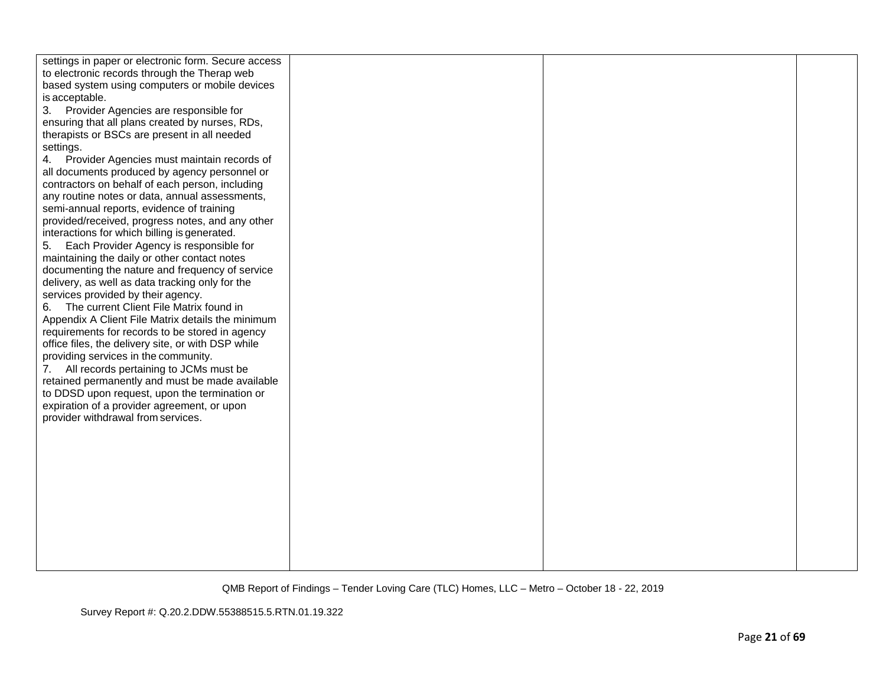| | | | |
|---|---|---|---|
| settings in paper or electronic form. Secure access to electronic records through the Therap web based system using computers or mobile devices is acceptable.<br>3. Provider Agencies are responsible for ensuring that all plans created by nurses, RDs, therapists or BSCs are present in all needed settings.<br>4. Provider Agencies must maintain records of all documents produced by agency personnel or contractors on behalf of each person, including any routine notes or data, annual assessments, semi-annual reports, evidence of training provided/received, progress notes, and any other interactions for which billing is generated.<br>5. Each Provider Agency is responsible for maintaining the daily or other contact notes documenting the nature and frequency of service delivery, as well as data tracking only for the services provided by their agency.<br>6. The current Client File Matrix found in Appendix A Client File Matrix details the minimum requirements for records to be stored in agency office files, the delivery site, or with DSP while providing services in the community.<br>7. All records pertaining to JCMs must be retained permanently and must be made available to DDSD upon request, upon the termination or expiration of a provider agreement, or upon provider withdrawal from services. | | | |

QMB Report of Findings – Tender Loving Care (TLC) Homes, LLC – Metro – October 18 - 22, 2019

Survey Report #: Q.20.2.DDW.55388515.5.RTN.01.19.322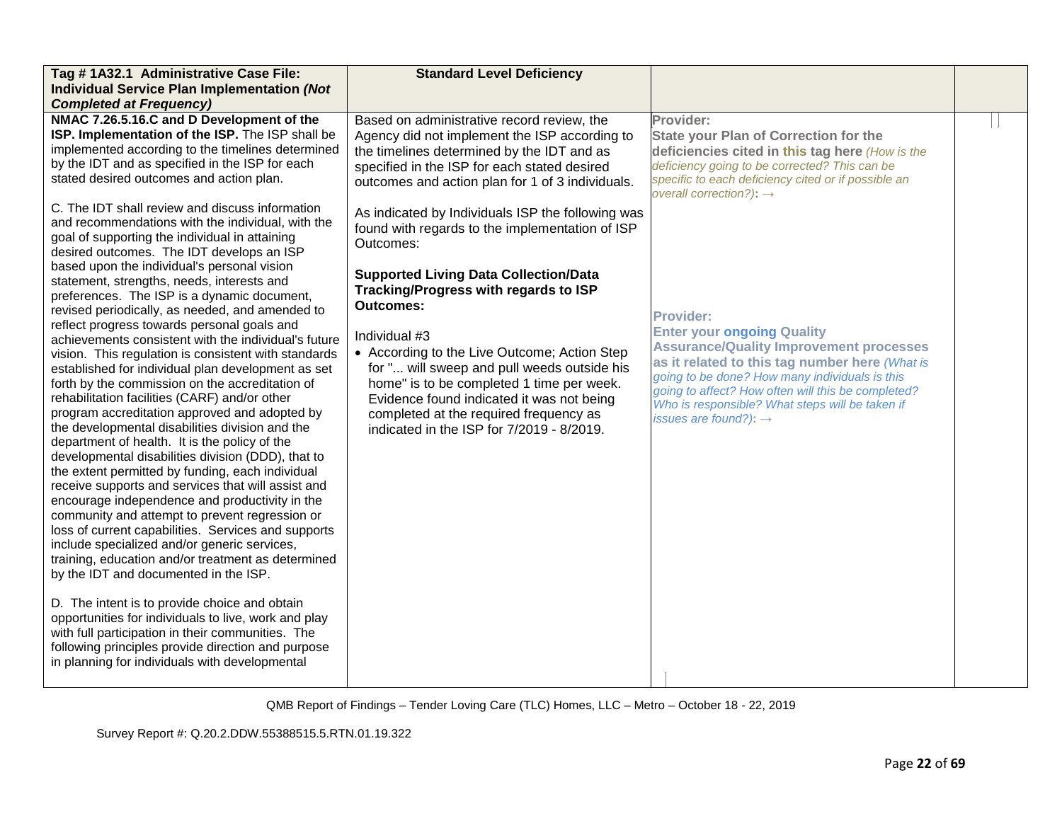| Tag # 1A32.1 Administrative Case File: Individual Service Plan Implementation *(Not Completed at Frequency)* | Standard Level Deficiency | | |
|---|---|---|---|
| **NMAC 7.26.5.16.C and D Development of the ISP. Implementation of the ISP.** The ISP shall be implemented according to the timelines determined by the IDT and as specified in the ISP for each stated desired outcomes and action plan.<br><br>C. The IDT shall review and discuss information and recommendations with the individual, with the goal of supporting the individual in attaining desired outcomes. The IDT develops an ISP based upon the individual's personal vision statement, strengths, needs, interests and preferences. The ISP is a dynamic document, revised periodically, as needed, and amended to reflect progress towards personal goals and achievements consistent with the individual's future vision. This regulation is consistent with standards established for individual plan development as set forth by the commission on the accreditation of rehabilitation facilities (CARF) and/or other program accreditation approved and adopted by the developmental disabilities division and the department of health. It is the policy of the developmental disabilities division (DDD), that to the extent permitted by funding, each individual receive supports and services that will assist and encourage independence and productivity in the community and attempt to prevent regression or loss of current capabilities. Services and supports include specialized and/or generic services, training, education and/or treatment as determined by the IDT and documented in the ISP.<br><br>D. The intent is to provide choice and obtain opportunities for individuals to live, work and play with full participation in their communities. The following principles provide direction and purpose in planning for individuals with developmental | Based on administrative record review, the Agency did not implement the ISP according to the timelines determined by the IDT and as specified in the ISP for each stated desired outcomes and action plan for 1 of 3 individuals.<br><br>As indicated by Individuals ISP the following was found with regards to the implementation of ISP Outcomes:<br><br>**Supported Living Data Collection/Data Tracking/Progress with regards to ISP Outcomes:**<br><br>Individual #3<br>• According to the Live Outcome; Action Step for "... will sweep and pull weeds outside his home" is to be completed 1 time per week. Evidence found indicated it was not being completed at the required frequency as indicated in the ISP for 7/2019 - 8/2019. | **Provider:**<br>**State your Plan of Correction for the deficiencies cited in this tag here** *(How is the deficiency going to be corrected? This can be specific to each deficiency cited or if possible an overall correction?)*: →<br><br>**Provider:**<br>**Enter your ongoing Quality Assurance/Quality Improvement processes as it related to this tag number here** *(What is going to be done? How many individuals is this going to affect? How often will this be completed? Who is responsible? What steps will be taken if issues are found?)*: → | |

QMB Report of Findings – Tender Loving Care (TLC) Homes, LLC – Metro – October 18 - 22, 2019

Survey Report #: Q.20.2.DDW.55388515.5.RTN.01.19.322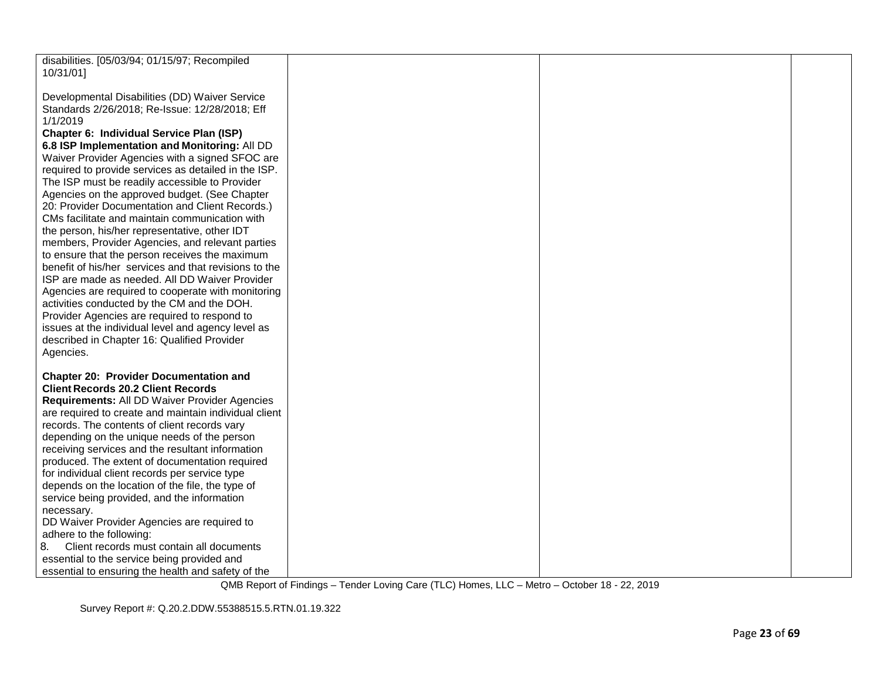| | | | |
|---|---|---|---|
| disabilities. [05/03/94; 01/15/97; Recompiled 10/31/01]<br><br>Developmental Disabilities (DD) Waiver Service Standards 2/26/2018; Re-Issue: 12/28/2018; Eff 1/1/2019<br>**Chapter 6: Individual Service Plan (ISP)**<br>**6.8 ISP Implementation and Monitoring:** All DD Waiver Provider Agencies with a signed SFOC are required to provide services as detailed in the ISP. The ISP must be readily accessible to Provider Agencies on the approved budget. (See Chapter 20: Provider Documentation and Client Records.) CMs facilitate and maintain communication with the person, his/her representative, other IDT members, Provider Agencies, and relevant parties to ensure that the person receives the maximum benefit of his/her services and that revisions to the ISP are made as needed. All DD Waiver Provider Agencies are required to cooperate with monitoring activities conducted by the CM and the DOH. Provider Agencies are required to respond to issues at the individual level and agency level as described in Chapter 16: Qualified Provider Agencies.<br><br>**Chapter 20: Provider Documentation and Client Records 20.2 Client Records Requirements:** All DD Waiver Provider Agencies are required to create and maintain individual client records. The contents of client records vary depending on the unique needs of the person receiving services and the resultant information produced. The extent of documentation required for individual client records per service type depends on the location of the file, the type of service being provided, and the information necessary.<br>DD Waiver Provider Agencies are required to adhere to the following:<br>8. Client records must contain all documents essential to the service being provided and essential to ensuring the health and safety of the | | | |

QMB Report of Findings – Tender Loving Care (TLC) Homes, LLC – Metro – October 18 - 22, 2019

Survey Report #: Q.20.2.DDW.55388515.5.RTN.01.19.322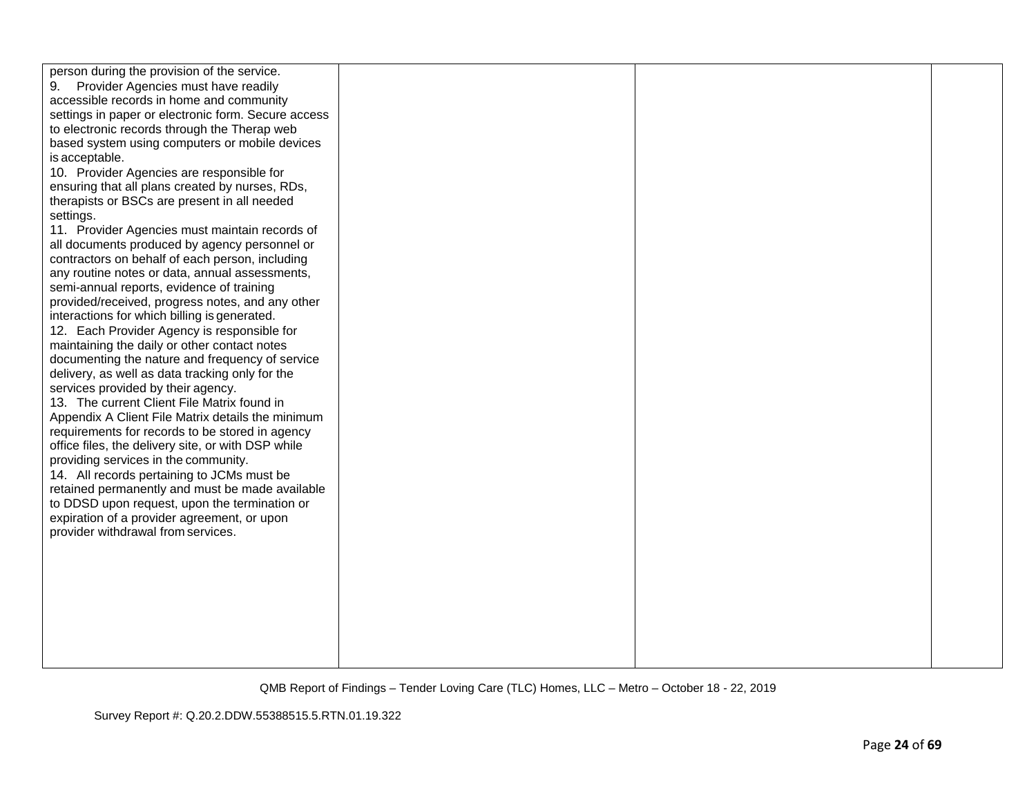| | | | |
|---|---|---|---|
| person during the provision of the service.<br>9. Provider Agencies must have readily accessible records in home and community settings in paper or electronic form. Secure access to electronic records through the Therap web based system using computers or mobile devices is acceptable.<br>10. Provider Agencies are responsible for ensuring that all plans created by nurses, RDs, therapists or BSCs are present in all needed settings.<br>11. Provider Agencies must maintain records of all documents produced by agency personnel or contractors on behalf of each person, including any routine notes or data, annual assessments, semi-annual reports, evidence of training provided/received, progress notes, and any other interactions for which billing is generated.<br>12. Each Provider Agency is responsible for maintaining the daily or other contact notes documenting the nature and frequency of service delivery, as well as data tracking only for the services provided by their agency.<br>13. The current Client File Matrix found in Appendix A Client File Matrix details the minimum requirements for records to be stored in agency office files, the delivery site, or with DSP while providing services in the community.<br>14. All records pertaining to JCMs must be retained permanently and must be made available to DDSD upon request, upon the termination or expiration of a provider agreement, or upon provider withdrawal from services. | | | |

QMB Report of Findings – Tender Loving Care (TLC) Homes, LLC – Metro – October 18 - 22, 2019

Survey Report #: Q.20.2.DDW.55388515.5.RTN.01.19.322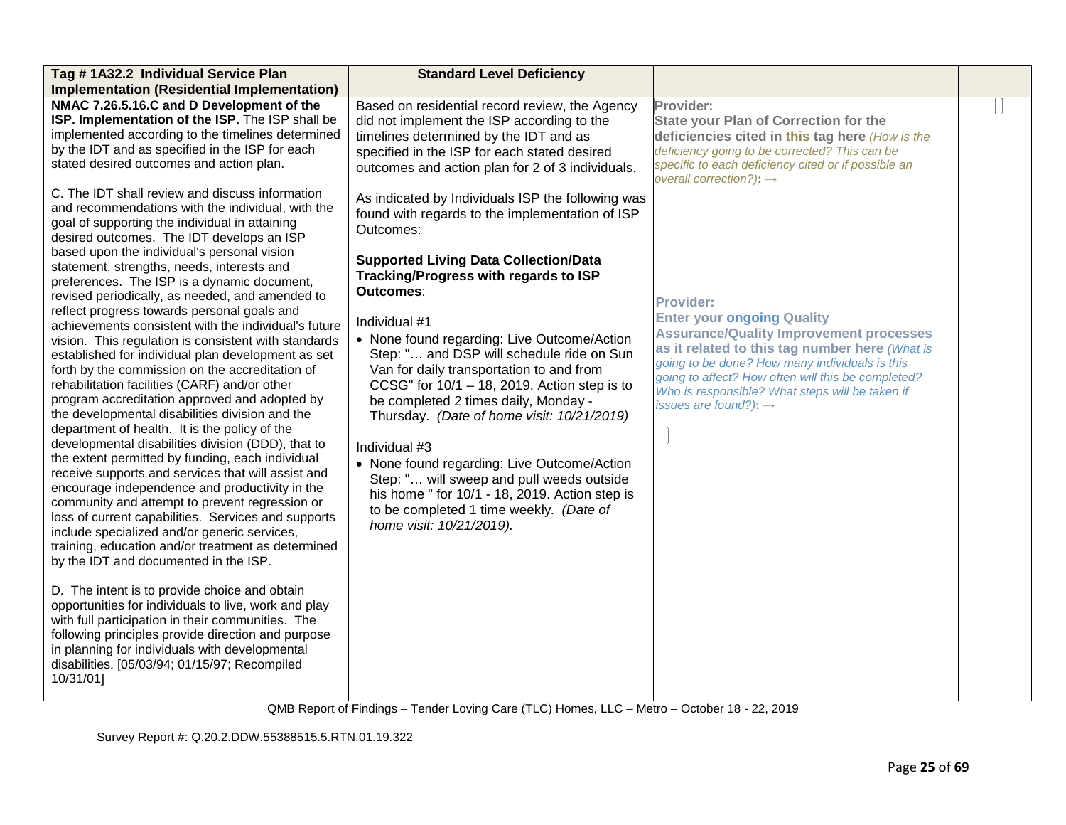| Tag # 1A32.2 Individual Service Plan Implementation (Residential Implementation) | Standard Level Deficiency | | |
|---|---|---|---|
| **NMAC 7.26.5.16.C and D Development of the ISP. Implementation of the ISP.** The ISP shall be implemented according to the timelines determined by the IDT and as specified in the ISP for each stated desired outcomes and action plan.<br><br>C. The IDT shall review and discuss information and recommendations with the individual, with the goal of supporting the individual in attaining desired outcomes. The IDT develops an ISP based upon the individual's personal vision statement, strengths, needs, interests and preferences. The ISP is a dynamic document, revised periodically, as needed, and amended to reflect progress towards personal goals and achievements consistent with the individual's future vision. This regulation is consistent with standards established for individual plan development as set forth by the commission on the accreditation of rehabilitation facilities (CARF) and/or other program accreditation approved and adopted by the developmental disabilities division and the department of health. It is the policy of the developmental disabilities division (DDD), that to the extent permitted by funding, each individual receive supports and services that will assist and encourage independence and productivity in the community and attempt to prevent regression or loss of current capabilities. Services and supports include specialized and/or generic services, training, education and/or treatment as determined by the IDT and documented in the ISP.<br><br>D. The intent is to provide choice and obtain opportunities for individuals to live, work and play with full participation in their communities. The following principles provide direction and purpose in planning for individuals with developmental disabilities. [05/03/94; 01/15/97; Recompiled 10/31/01] | Based on residential record review, the Agency did not implement the ISP according to the timelines determined by the IDT and as specified in the ISP for each stated desired outcomes and action plan for 2 of 3 individuals.<br><br>As indicated by Individuals ISP the following was found with regards to the implementation of ISP Outcomes:<br><br>**Supported Living Data Collection/Data Tracking/Progress with regards to ISP Outcomes**:<br><br>Individual #1<br>• None found regarding: Live Outcome/Action Step: "… and DSP will schedule ride on Sun Van for daily transportation to and from CCSG" for 10/1 – 18, 2019. Action step is to be completed 2 times daily, Monday - Thursday. *(Date of home visit: 10/21/2019)*<br><br>Individual #3<br>• None found regarding: Live Outcome/Action Step: "… will sweep and pull weeds outside his home " for 10/1 - 18, 2019. Action step is to be completed 1 time weekly. *(Date of home visit: 10/21/2019).* | **Provider:**<br>**State your Plan of Correction for the deficiencies cited in this tag here** *(How is the deficiency going to be corrected? This can be specific to each deficiency cited or if possible an overall correction?)*: →<br><br>**Provider:**<br>**Enter your ongoing Quality Assurance/Quality Improvement processes as it related to this tag number here** *(What is going to be done? How many individuals is this going to affect? How often will this be completed? Who is responsible? What steps will be taken if issues are found?)*: → | |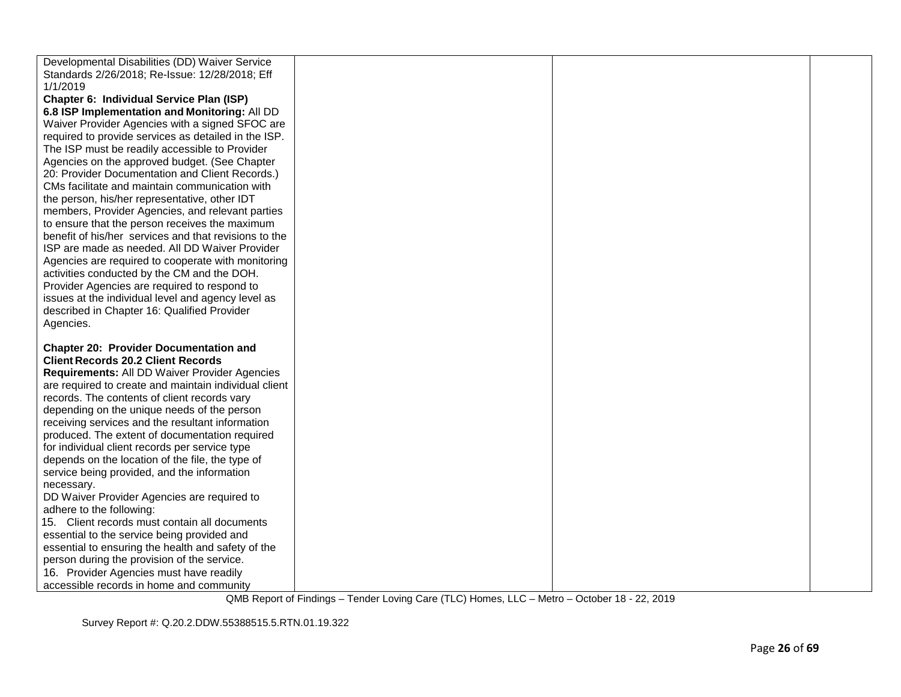| | | | |
|---|---|---|---|
| Developmental Disabilities (DD) Waiver Service Standards 2/26/2018; Re-Issue: 12/28/2018; Eff 1/1/2019<br>**Chapter 6: Individual Service Plan (ISP)**<br>**6.8 ISP Implementation and Monitoring:** All DD Waiver Provider Agencies with a signed SFOC are required to provide services as detailed in the ISP. The ISP must be readily accessible to Provider Agencies on the approved budget. (See Chapter 20: Provider Documentation and Client Records.) CMs facilitate and maintain communication with the person, his/her representative, other IDT members, Provider Agencies, and relevant parties to ensure that the person receives the maximum benefit of his/her services and that revisions to the ISP are made as needed. All DD Waiver Provider Agencies are required to cooperate with monitoring activities conducted by the CM and the DOH. Provider Agencies are required to respond to issues at the individual level and agency level as described in Chapter 16: Qualified Provider Agencies.<br><br>**Chapter 20: Provider Documentation and Client Records 20.2 Client Records Requirements:** All DD Waiver Provider Agencies are required to create and maintain individual client records. The contents of client records vary depending on the unique needs of the person receiving services and the resultant information produced. The extent of documentation required for individual client records per service type depends on the location of the file, the type of service being provided, and the information necessary.<br>DD Waiver Provider Agencies are required to adhere to the following:<br>15. Client records must contain all documents essential to the service being provided and essential to ensuring the health and safety of the person during the provision of the service.<br>16. Provider Agencies must have readily accessible records in home and community | | | |

QMB Report of Findings – Tender Loving Care (TLC) Homes, LLC – Metro – October 18 - 22, 2019

Survey Report #: Q.20.2.DDW.55388515.5.RTN.01.19.322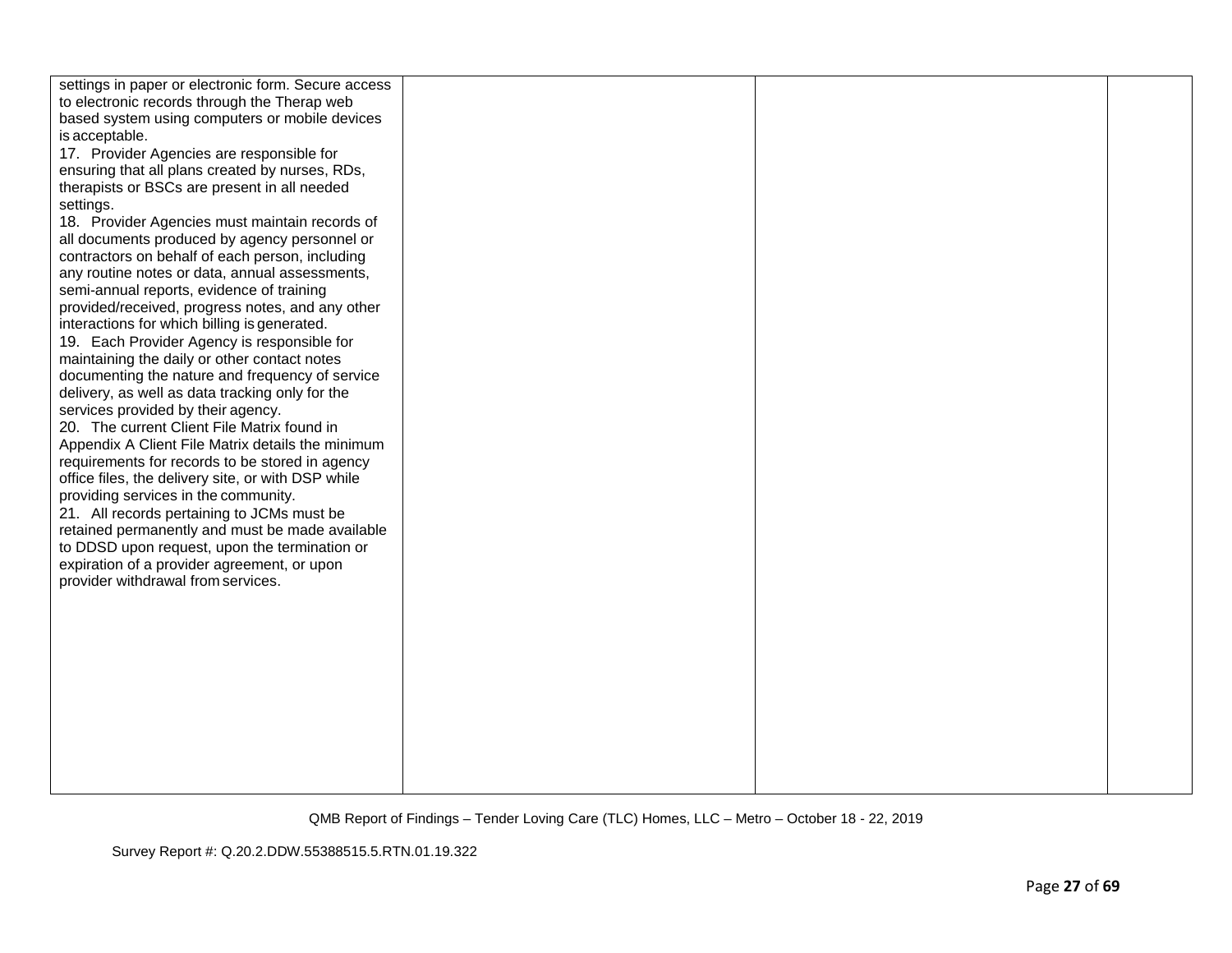| | | | |
|---|---|---|---|
| settings in paper or electronic form. Secure access to electronic records through the Therap web based system using computers or mobile devices is acceptable.<br>17. Provider Agencies are responsible for ensuring that all plans created by nurses, RDs, therapists or BSCs are present in all needed settings.<br>18. Provider Agencies must maintain records of all documents produced by agency personnel or contractors on behalf of each person, including any routine notes or data, annual assessments, semi-annual reports, evidence of training provided/received, progress notes, and any other interactions for which billing is generated.<br>19. Each Provider Agency is responsible for maintaining the daily or other contact notes documenting the nature and frequency of service delivery, as well as data tracking only for the services provided by their agency.<br>20. The current Client File Matrix found in Appendix A Client File Matrix details the minimum requirements for records to be stored in agency office files, the delivery site, or with DSP while providing services in the community.<br>21. All records pertaining to JCMs must be retained permanently and must be made available to DDSD upon request, upon the termination or expiration of a provider agreement, or upon provider withdrawal from services. | | | |

QMB Report of Findings – Tender Loving Care (TLC) Homes, LLC – Metro – October 18 - 22, 2019

Survey Report #: Q.20.2.DDW.55388515.5.RTN.01.19.322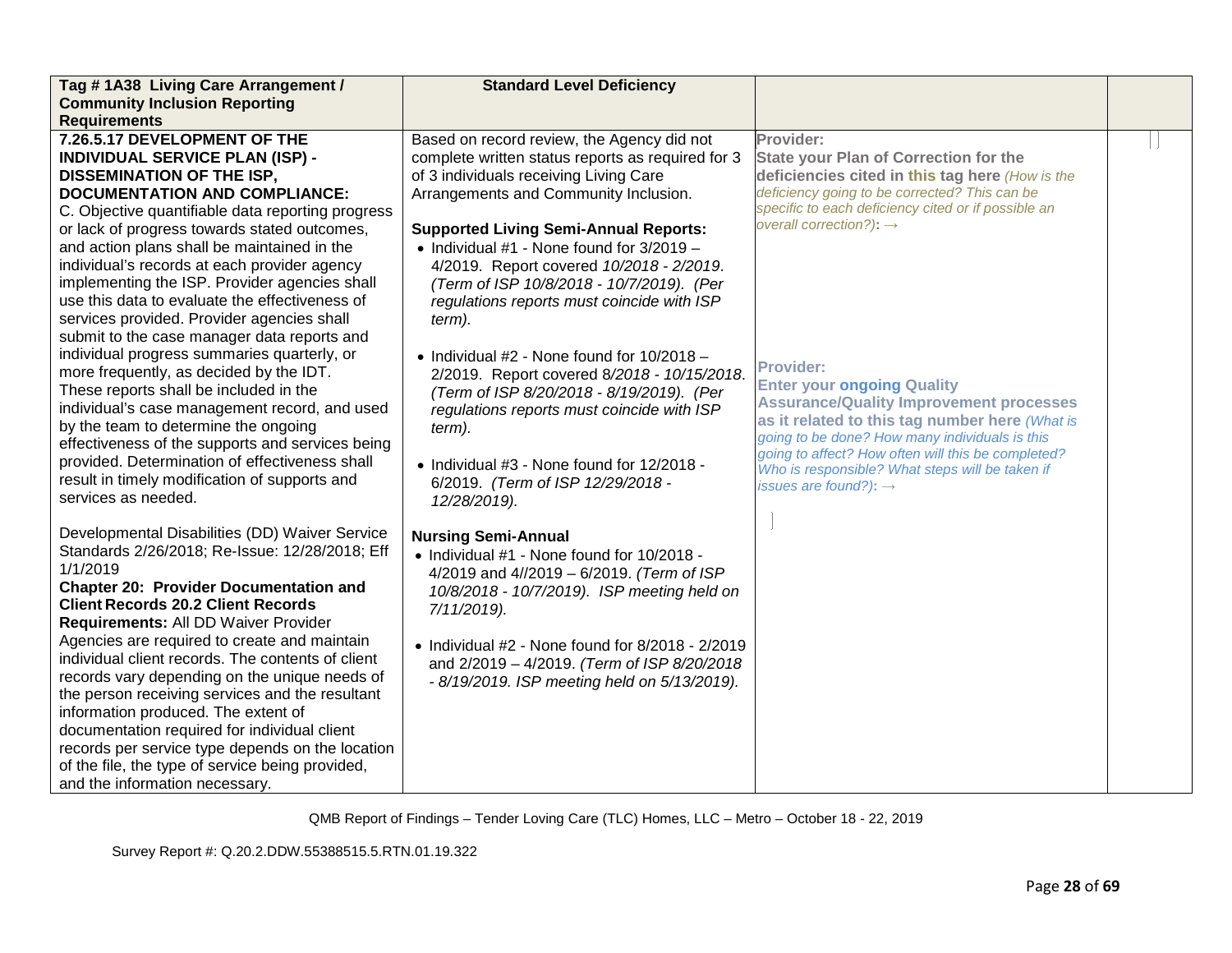| Tag # 1A38 Living Care Arrangement / Community Inclusion Reporting Requirements | Standard Level Deficiency | | |
|---|---|---|---|
| **7.26.5.17 DEVELOPMENT OF THE INDIVIDUAL SERVICE PLAN (ISP) - DISSEMINATION OF THE ISP, DOCUMENTATION AND COMPLIANCE:**<br>C. Objective quantifiable data reporting progress or lack of progress towards stated outcomes, and action plans shall be maintained in the individual's records at each provider agency implementing the ISP. Provider agencies shall use this data to evaluate the effectiveness of services provided. Provider agencies shall submit to the case manager data reports and individual progress summaries quarterly, or more frequently, as decided by the IDT. These reports shall be included in the individual's case management record, and used by the team to determine the ongoing effectiveness of the supports and services being provided. Determination of effectiveness shall result in timely modification of supports and services as needed.<br><br>Developmental Disabilities (DD) Waiver Service Standards 2/26/2018; Re-Issue: 12/28/2018; Eff 1/1/2019<br>**Chapter 20: Provider Documentation and Client Records 20.2 Client Records Requirements:** All DD Waiver Provider Agencies are required to create and maintain individual client records. The contents of client records vary depending on the unique needs of the person receiving services and the resultant information produced. The extent of documentation required for individual client records per service type depends on the location of the file, the type of service being provided, and the information necessary. | Based on record review, the Agency did not complete written status reports as required for 3 of 3 individuals receiving Living Care Arrangements and Community Inclusion.<br><br>**Supported Living Semi-Annual Reports:**<br>• Individual #1 - None found for 3/2019 – 4/2019. Report covered *10/2018 - 2/2019*. *(Term of ISP 10/8/2018 - 10/7/2019). (Per regulations reports must coincide with ISP term).*<br><br>• Individual #2 - None found for 10/2018 – 2/2019. Report covered 8/*2018 - 10/15/2018*. *(Term of ISP 8/20/2018 - 8/19/2019). (Per regulations reports must coincide with ISP term).*<br><br>• Individual #3 - None found for 12/2018 - 6/2019. *(Term of ISP 12/29/2018 - 12/28/2019).*<br><br>**Nursing Semi-Annual**<br>• Individual #1 - None found for 10/2018 - 4/2019 and 4//2019 – 6/2019. *(Term of ISP 10/8/2018 - 10/7/2019). ISP meeting held on 7/11/2019).*<br><br>• Individual #2 - None found for 8/2018 - 2/2019 and 2/2019 – 4/2019. *(Term of ISP 8/20/2018 - 8/19/2019. ISP meeting held on 5/13/2019).* | **Provider:**<br>**State your Plan of Correction for the deficiencies cited in this tag here** *(How is the deficiency going to be corrected? This can be specific to each deficiency cited or if possible an overall correction?)*: →<br><br>**Provider:**<br>**Enter your ongoing Quality Assurance/Quality Improvement processes as it related to this tag number here** *(What is going to be done? How many individuals is this going to affect? How often will this be completed? Who is responsible? What steps will be taken if issues are found?)*: → | |

QMB Report of Findings – Tender Loving Care (TLC) Homes, LLC – Metro – October 18 - 22, 2019

Survey Report #: Q.20.2.DDW.55388515.5.RTN.01.19.322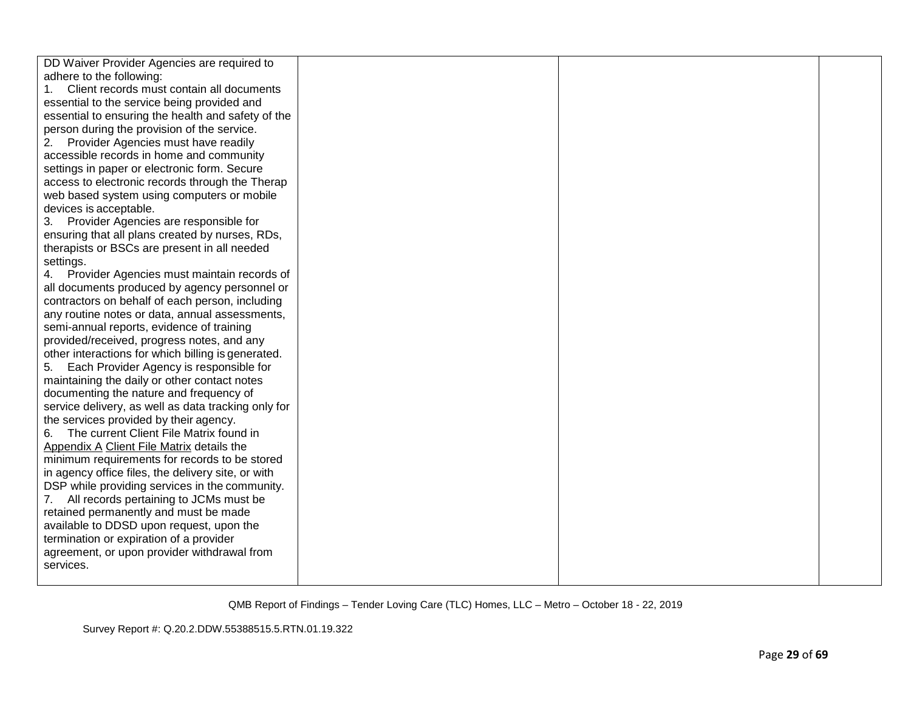| | | | |
|---|---|---|---|
| DD Waiver Provider Agencies are required to adhere to the following:<br>1. Client records must contain all documents essential to the service being provided and essential to ensuring the health and safety of the person during the provision of the service.<br>2. Provider Agencies must have readily accessible records in home and community settings in paper or electronic form. Secure access to electronic records through the Therap web based system using computers or mobile devices is acceptable.<br>3. Provider Agencies are responsible for ensuring that all plans created by nurses, RDs, therapists or BSCs are present in all needed settings.<br>4. Provider Agencies must maintain records of all documents produced by agency personnel or contractors on behalf of each person, including any routine notes or data, annual assessments, semi-annual reports, evidence of training provided/received, progress notes, and any other interactions for which billing is generated.<br>5. Each Provider Agency is responsible for maintaining the daily or other contact notes documenting the nature and frequency of service delivery, as well as data tracking only for the services provided by their agency.<br>6. The current Client File Matrix found in Appendix A Client File Matrix details the minimum requirements for records to be stored in agency office files, the delivery site, or with DSP while providing services in the community.<br>7. All records pertaining to JCMs must be retained permanently and must be made available to DDSD upon request, upon the termination or expiration of a provider agreement, or upon provider withdrawal from services. | | | |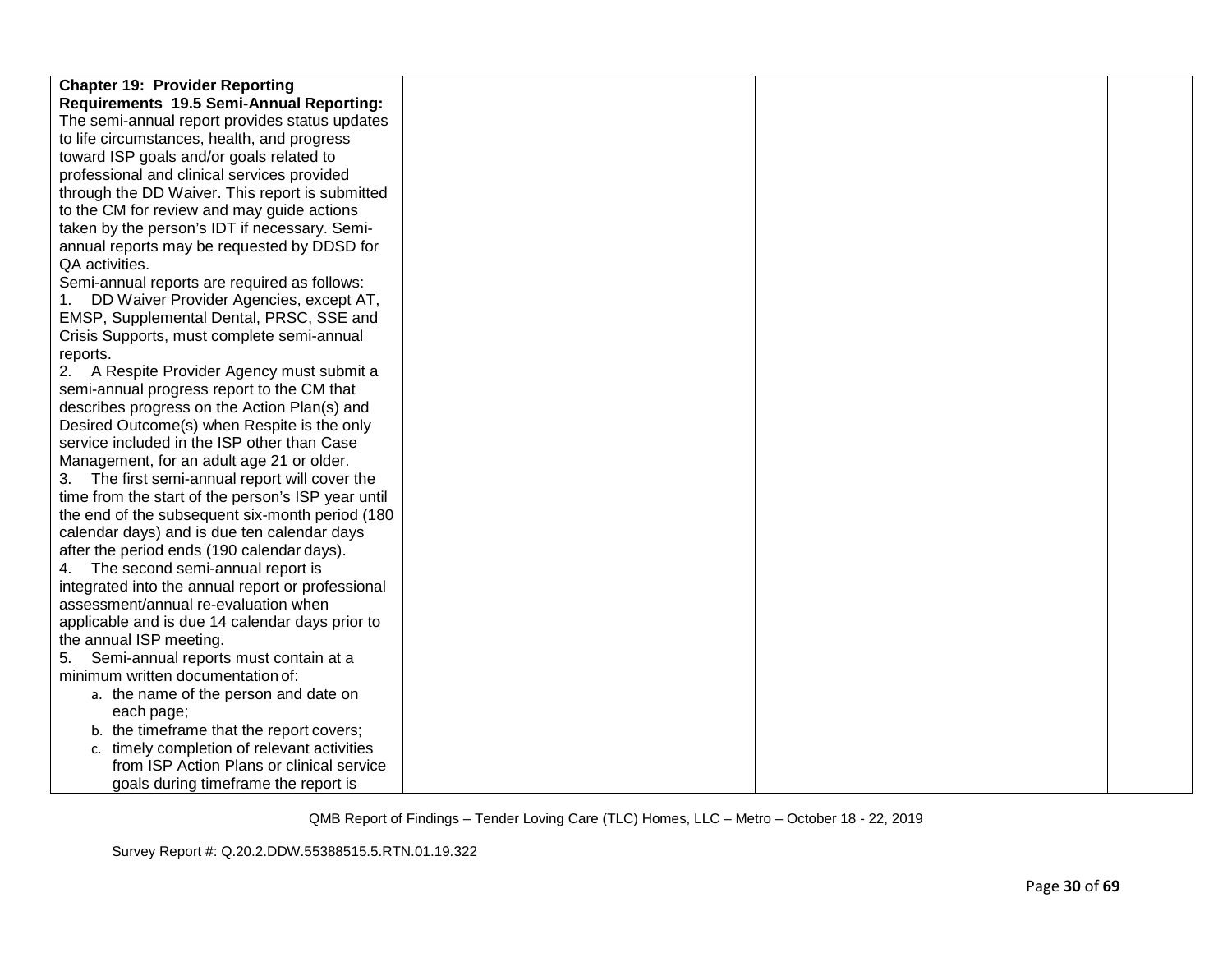| | | | |
|---|---|---|---|
| **Chapter 19: Provider Reporting Requirements 19.5 Semi-Annual Reporting:** The semi-annual report provides status updates to life circumstances, health, and progress toward ISP goals and/or goals related to professional and clinical services provided through the DD Waiver. This report is submitted to the CM for review and may guide actions taken by the person's IDT if necessary. Semi-annual reports may be requested by DDSD for QA activities.<br>Semi-annual reports are required as follows:<br>1. DD Waiver Provider Agencies, except AT, EMSP, Supplemental Dental, PRSC, SSE and Crisis Supports, must complete semi-annual reports.<br>2. A Respite Provider Agency must submit a semi-annual progress report to the CM that describes progress on the Action Plan(s) and Desired Outcome(s) when Respite is the only service included in the ISP other than Case Management, for an adult age 21 or older.<br>3. The first semi-annual report will cover the time from the start of the person's ISP year until the end of the subsequent six-month period (180 calendar days) and is due ten calendar days after the period ends (190 calendar days).<br>4. The second semi-annual report is integrated into the annual report or professional assessment/annual re-evaluation when applicable and is due 14 calendar days prior to the annual ISP meeting.<br>5. Semi-annual reports must contain at a minimum written documentation of:<br>a. the name of the person and date on each page;<br>b. the timeframe that the report covers;<br>c. timely completion of relevant activities from ISP Action Plans or clinical service goals during timeframe the report is | | | |

QMB Report of Findings – Tender Loving Care (TLC) Homes, LLC – Metro – October 18 - 22, 2019

Survey Report #: Q.20.2.DDW.55388515.5.RTN.01.19.322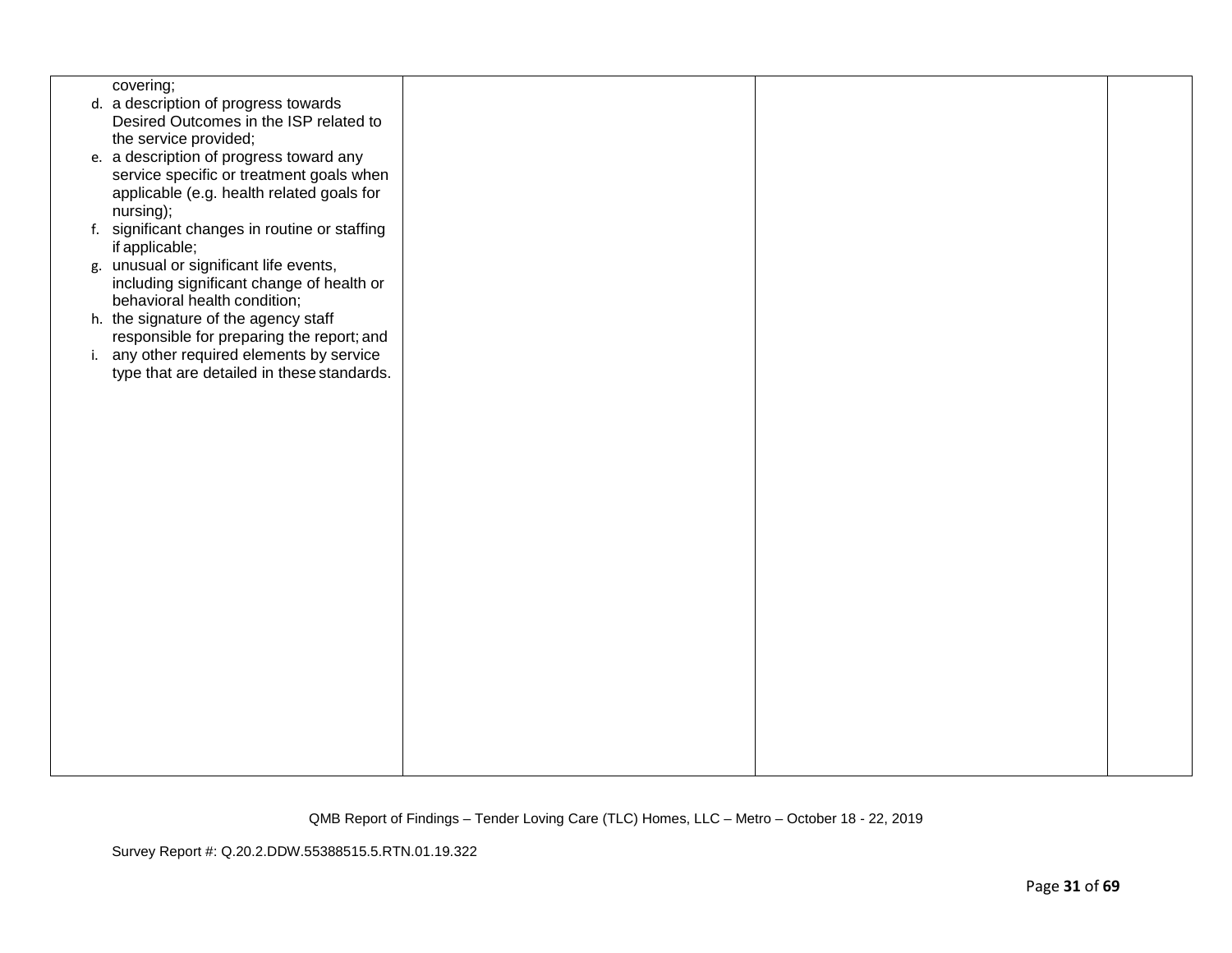| | | | |
|---|---|---|---|
| covering;<br>d. a description of progress towards Desired Outcomes in the ISP related to the service provided;<br>e. a description of progress toward any service specific or treatment goals when applicable (e.g. health related goals for nursing);<br>f. significant changes in routine or staffing if applicable;<br>g. unusual or significant life events, including significant change of health or behavioral health condition;<br>h. the signature of the agency staff responsible for preparing the report; and<br>i. any other required elements by service type that are detailed in these standards. | | | |

QMB Report of Findings – Tender Loving Care (TLC) Homes, LLC – Metro – October 18 - 22, 2019

Survey Report #: Q.20.2.DDW.55388515.5.RTN.01.19.322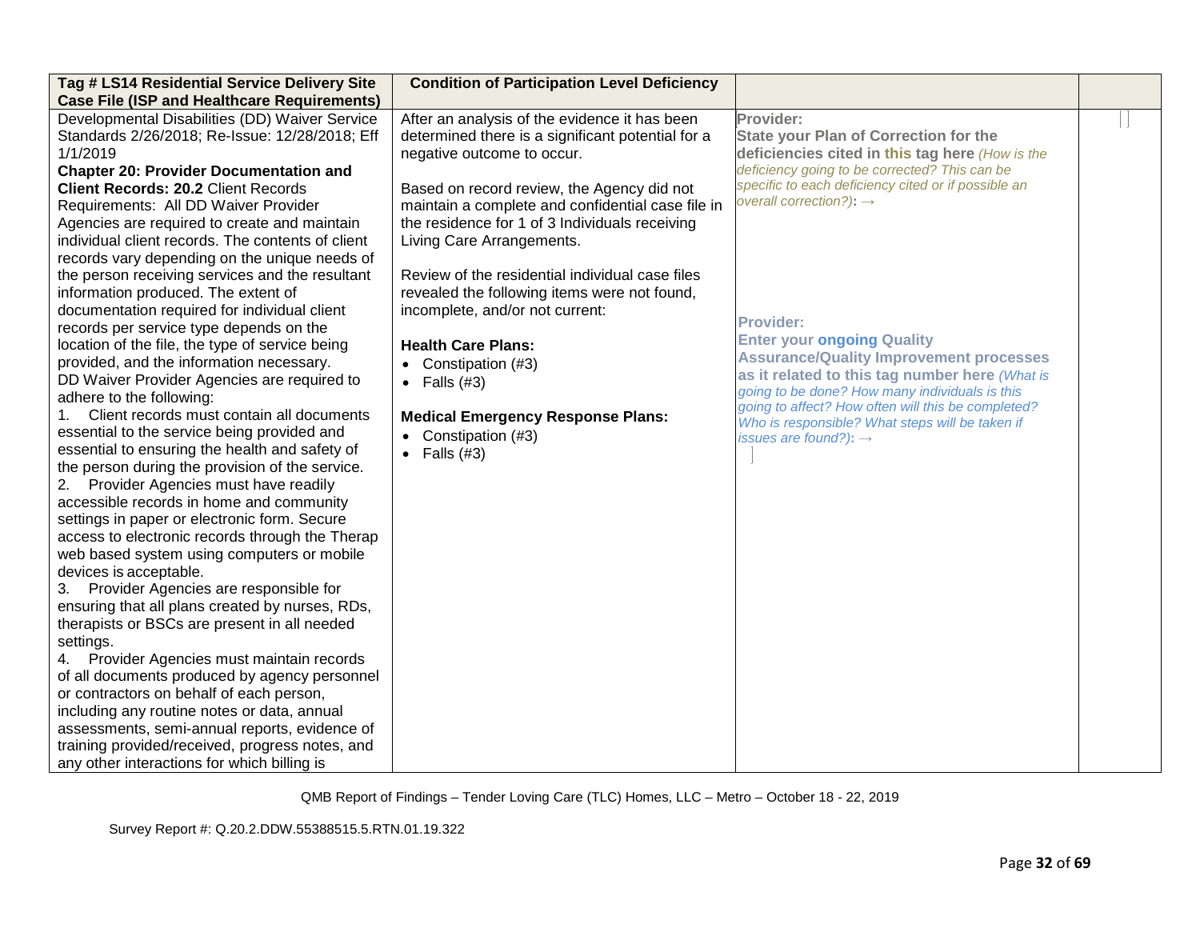| Tag # LS14 Residential Service Delivery Site Case File (ISP and Healthcare Requirements) | Condition of Participation Level Deficiency | | |
|---|---|---|---|
| Developmental Disabilities (DD) Waiver Service Standards 2/26/2018; Re-Issue: 12/28/2018; Eff 1/1/2019<br>**Chapter 20: Provider Documentation and Client Records: 20.2** Client Records Requirements: All DD Waiver Provider Agencies are required to create and maintain individual client records. The contents of client records vary depending on the unique needs of the person receiving services and the resultant information produced. The extent of documentation required for individual client records per service type depends on the location of the file, the type of service being provided, and the information necessary.<br>DD Waiver Provider Agencies are required to adhere to the following:<br>1. Client records must contain all documents essential to the service being provided and essential to ensuring the health and safety of the person during the provision of the service.<br>2. Provider Agencies must have readily accessible records in home and community settings in paper or electronic form. Secure access to electronic records through the Therap web based system using computers or mobile devices is acceptable.<br>3. Provider Agencies are responsible for ensuring that all plans created by nurses, RDs, therapists or BSCs are present in all needed settings.<br>4. Provider Agencies must maintain records of all documents produced by agency personnel or contractors on behalf of each person, including any routine notes or data, annual assessments, semi-annual reports, evidence of training provided/received, progress notes, and any other interactions for which billing is | After an analysis of the evidence it has been determined there is a significant potential for a negative outcome to occur.<br><br>Based on record review, the Agency did not maintain a complete and confidential case file in the residence for 1 of 3 Individuals receiving Living Care Arrangements.<br><br>Review of the residential individual case files revealed the following items were not found, incomplete, and/or not current:<br><br>**Health Care Plans:**<br>• Constipation (#3)<br>• Falls (#3)<br><br>**Medical Emergency Response Plans:**<br>• Constipation (#3)<br>• Falls (#3) | **Provider:**<br>**State your Plan of Correction for the deficiencies cited in this tag here** *(How is the deficiency going to be corrected? This can be specific to each deficiency cited or if possible an overall correction?)*: →<br><br><br><br><br>**Provider:**<br>**Enter your ongoing Quality Assurance/Quality Improvement processes as it related to this tag number here** *(What is going to be done? How many individuals is this going to affect? How often will this be completed? Who is responsible? What steps will be taken if issues are found?)*: → | |

QMB Report of Findings – Tender Loving Care (TLC) Homes, LLC – Metro – October 18 - 22, 2019

Survey Report #: Q.20.2.DDW.55388515.5.RTN.01.19.322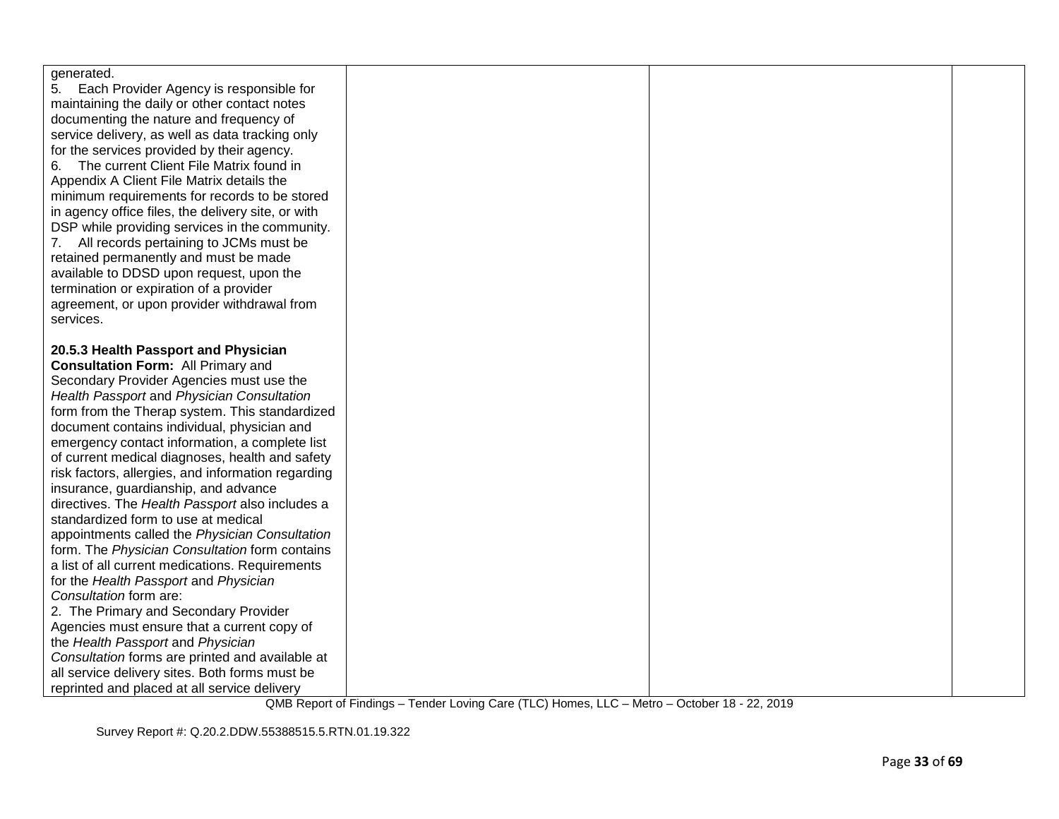| | | | |
|---|---|---|---|
| generated.<br>5. Each Provider Agency is responsible for maintaining the daily or other contact notes documenting the nature and frequency of service delivery, as well as data tracking only for the services provided by their agency.<br>6. The current Client File Matrix found in Appendix A Client File Matrix details the minimum requirements for records to be stored in agency office files, the delivery site, or with DSP while providing services in the community.<br>7. All records pertaining to JCMs must be retained permanently and must be made available to DDSD upon request, upon the termination or expiration of a provider agreement, or upon provider withdrawal from services.<br><br>**20.5.3 Health Passport and Physician Consultation Form:** All Primary and Secondary Provider Agencies must use the *Health Passport* and *Physician Consultation* form from the Therap system. This standardized document contains individual, physician and emergency contact information, a complete list of current medical diagnoses, health and safety risk factors, allergies, and information regarding insurance, guardianship, and advance directives. The *Health Passport* also includes a standardized form to use at medical appointments called the *Physician Consultation* form. The *Physician Consultation* form contains a list of all current medications. Requirements for the *Health Passport* and *Physician Consultation* form are:<br>2. The Primary and Secondary Provider Agencies must ensure that a current copy of the *Health Passport* and *Physician Consultation* forms are printed and available at all service delivery sites. Both forms must be reprinted and placed at all service delivery | | | |

QMB Report of Findings – Tender Loving Care (TLC) Homes, LLC – Metro – October 18 - 22, 2019

Survey Report #: Q.20.2.DDW.55388515.5.RTN.01.19.322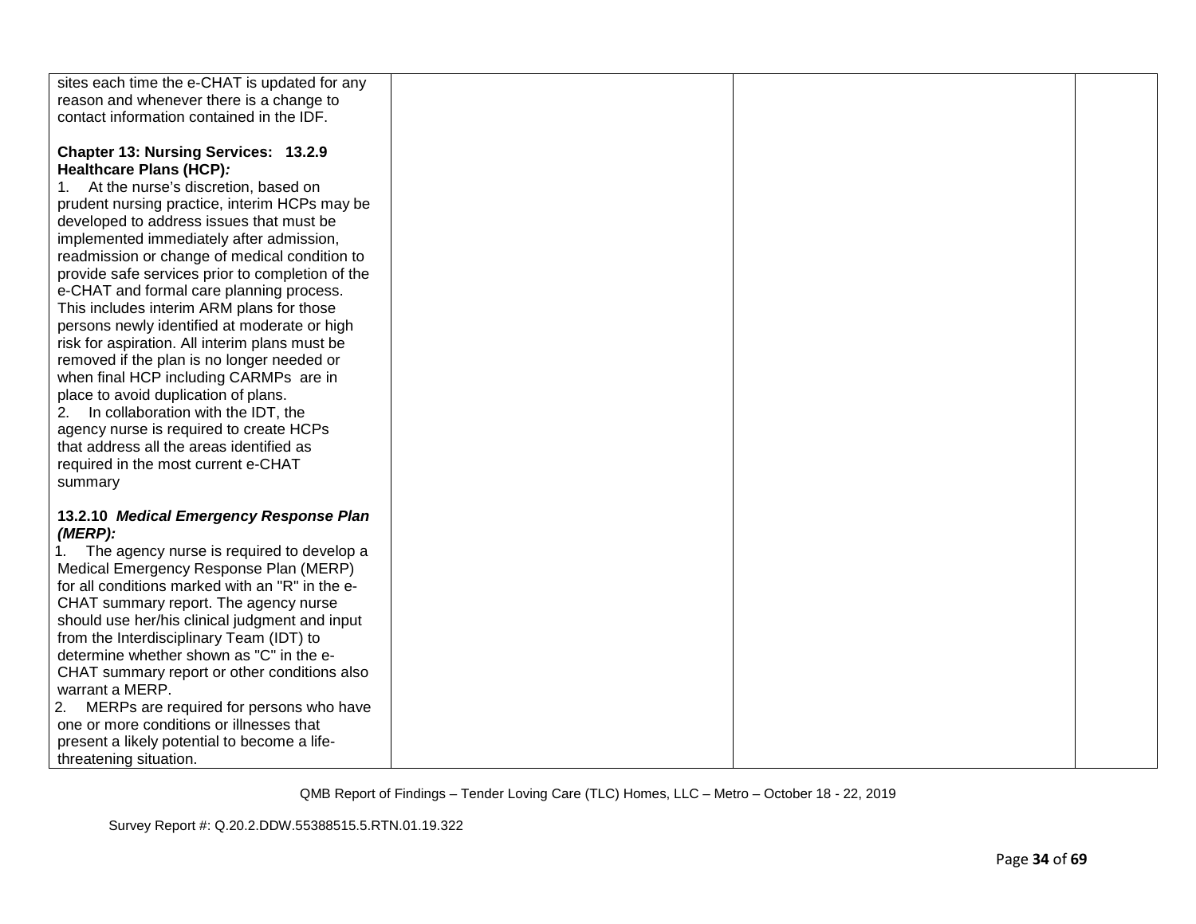| | | | |
|---|---|---|---|
| sites each time the e-CHAT is updated for any reason and whenever there is a change to contact information contained in the IDF.<br><br>**Chapter 13: Nursing Services: 13.2.9 Healthcare Plans (HCP)*:***<br>1. At the nurse's discretion, based on prudent nursing practice, interim HCPs may be developed to address issues that must be implemented immediately after admission, readmission or change of medical condition to provide safe services prior to completion of the e-CHAT and formal care planning process. This includes interim ARM plans for those persons newly identified at moderate or high risk for aspiration. All interim plans must be removed if the plan is no longer needed or when final HCP including CARMPs are in place to avoid duplication of plans.<br>2. In collaboration with the IDT, the agency nurse is required to create HCPs that address all the areas identified as required in the most current e-CHAT summary<br><br>**13.2.10 *Medical Emergency Response Plan (MERP):***<br>1. The agency nurse is required to develop a Medical Emergency Response Plan (MERP) for all conditions marked with an "R" in the e-CHAT summary report. The agency nurse should use her/his clinical judgment and input from the Interdisciplinary Team (IDT) to determine whether shown as "C" in the e-CHAT summary report or other conditions also warrant a MERP.<br>2. MERPs are required for persons who have one or more conditions or illnesses that present a likely potential to become a life-threatening situation. | | | |

QMB Report of Findings – Tender Loving Care (TLC) Homes, LLC – Metro – October 18 - 22, 2019

Survey Report #: Q.20.2.DDW.55388515.5.RTN.01.19.322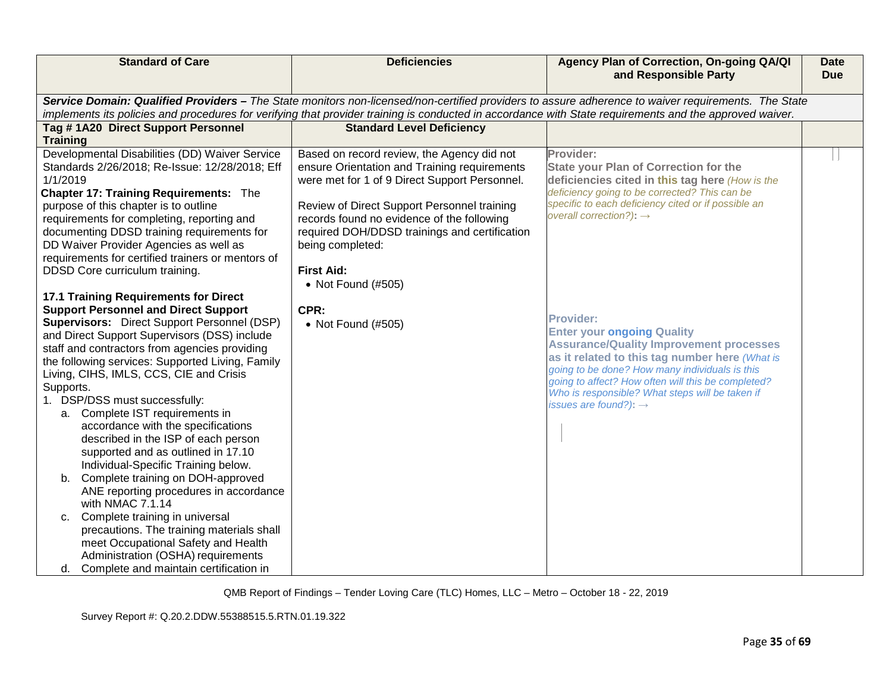| Standard of Care | Deficiencies | Agency Plan of Correction, On-going QA/QI and Responsible Party | Date Due |
|---|---|---|---|
| ***Service Domain: Qualified Providers –*** *The State monitors non-licensed/non-certified providers to assure adherence to waiver requirements. The State implements its policies and procedures for verifying that provider training is conducted in accordance with State requirements and the approved waiver.* | | | |
| **Tag # 1A20 Direct Support Personnel Training** | **Standard Level Deficiency** | | |
| Developmental Disabilities (DD) Waiver Service Standards 2/26/2018; Re-Issue: 12/28/2018; Eff 1/1/2019<br>**Chapter 17: Training Requirements:** The purpose of this chapter is to outline requirements for completing, reporting and documenting DDSD training requirements for DD Waiver Provider Agencies as well as requirements for certified trainers or mentors of DDSD Core curriculum training.<br><br>**17.1 Training Requirements for Direct Support Personnel and Direct Support Supervisors:** Direct Support Personnel (DSP) and Direct Support Supervisors (DSS) include staff and contractors from agencies providing the following services: Supported Living, Family Living, CIHS, IMLS, CCS, CIE and Crisis Supports.<br>1. DSP/DSS must successfully:<br>a. Complete IST requirements in accordance with the specifications described in the ISP of each person supported and as outlined in 17.10 Individual-Specific Training below.<br>b. Complete training on DOH-approved ANE reporting procedures in accordance with NMAC 7.1.14<br>c. Complete training in universal precautions. The training materials shall meet Occupational Safety and Health Administration (OSHA) requirements<br>d. Complete and maintain certification in | Based on record review, the Agency did not ensure Orientation and Training requirements were met for 1 of 9 Direct Support Personnel.<br><br>Review of Direct Support Personnel training records found no evidence of the following required DOH/DDSD trainings and certification being completed:<br><br>**First Aid:**<br>• Not Found (#505)<br><br>**CPR:**<br>• Not Found (#505) | **Provider:**<br>**State your Plan of Correction for the deficiencies cited in this tag here** *(How is the deficiency going to be corrected? This can be specific to each deficiency cited or if possible an overall correction?)*: →<br><br>**Provider:**<br>**Enter your ongoing Quality Assurance/Quality Improvement processes as it related to this tag number here** *(What is going to be done? How many individuals is this going to affect? How often will this be completed? Who is responsible? What steps will be taken if issues are found?)*: → | |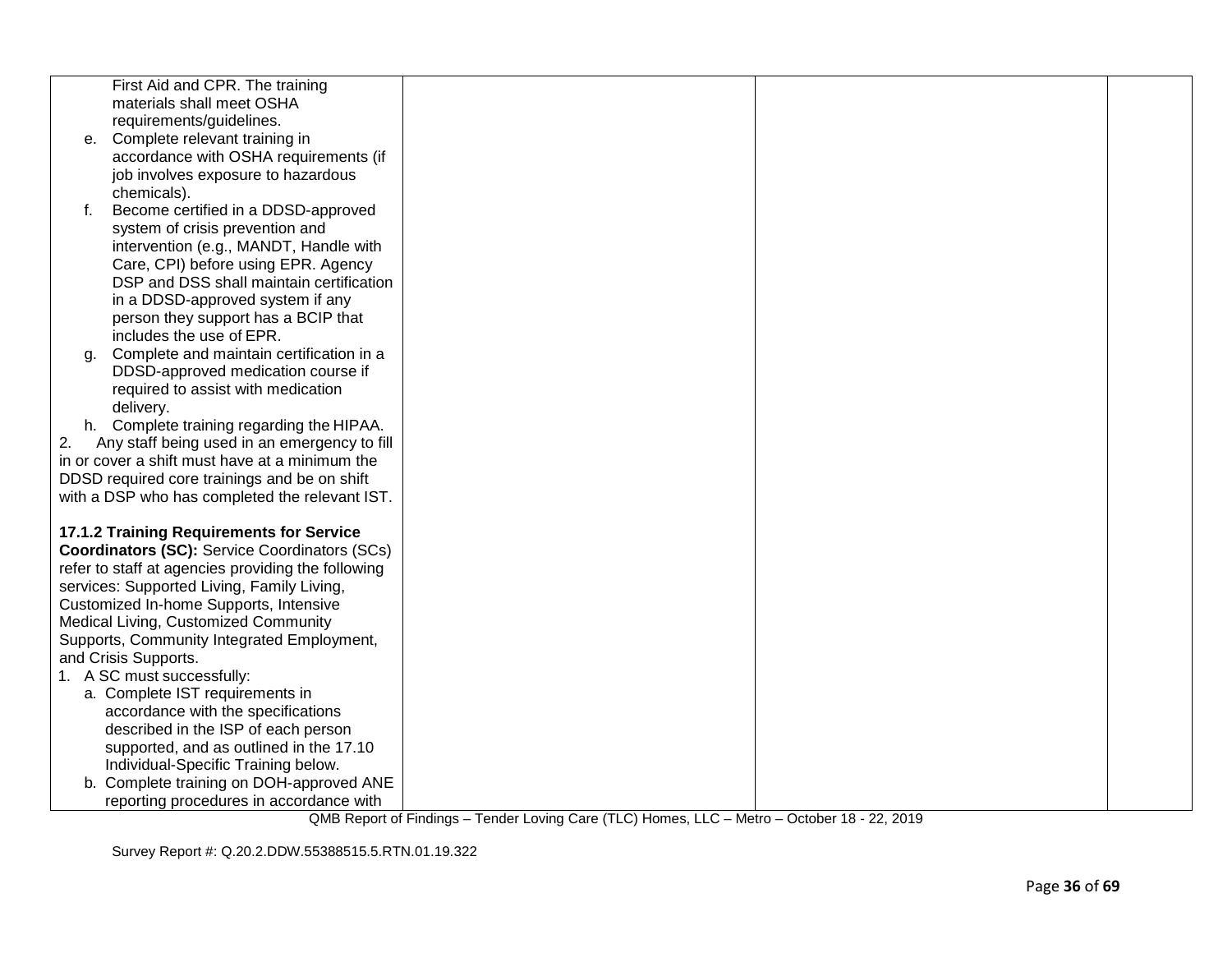| | | | |
|---|---|---|---|
| First Aid and CPR. The training materials shall meet OSHA requirements/guidelines.<br>e. Complete relevant training in accordance with OSHA requirements (if job involves exposure to hazardous chemicals).<br>f. Become certified in a DDSD-approved system of crisis prevention and intervention (e.g., MANDT, Handle with Care, CPI) before using EPR. Agency DSP and DSS shall maintain certification in a DDSD-approved system if any person they support has a BCIP that includes the use of EPR.<br>g. Complete and maintain certification in a DDSD-approved medication course if required to assist with medication delivery.<br>h. Complete training regarding the HIPAA.<br>2. Any staff being used in an emergency to fill in or cover a shift must have at a minimum the DDSD required core trainings and be on shift with a DSP who has completed the relevant IST.<br><br>**17.1.2 Training Requirements for Service Coordinators (SC):** Service Coordinators (SCs) refer to staff at agencies providing the following services: Supported Living, Family Living, Customized In-home Supports, Intensive Medical Living, Customized Community Supports, Community Integrated Employment, and Crisis Supports.<br>1. A SC must successfully:<br>a. Complete IST requirements in accordance with the specifications described in the ISP of each person supported, and as outlined in the 17.10 Individual-Specific Training below.<br>b. Complete training on DOH-approved ANE reporting procedures in accordance with | | | |

QMB Report of Findings – Tender Loving Care (TLC) Homes, LLC – Metro – October 18 - 22, 2019

Survey Report #: Q.20.2.DDW.55388515.5.RTN.01.19.322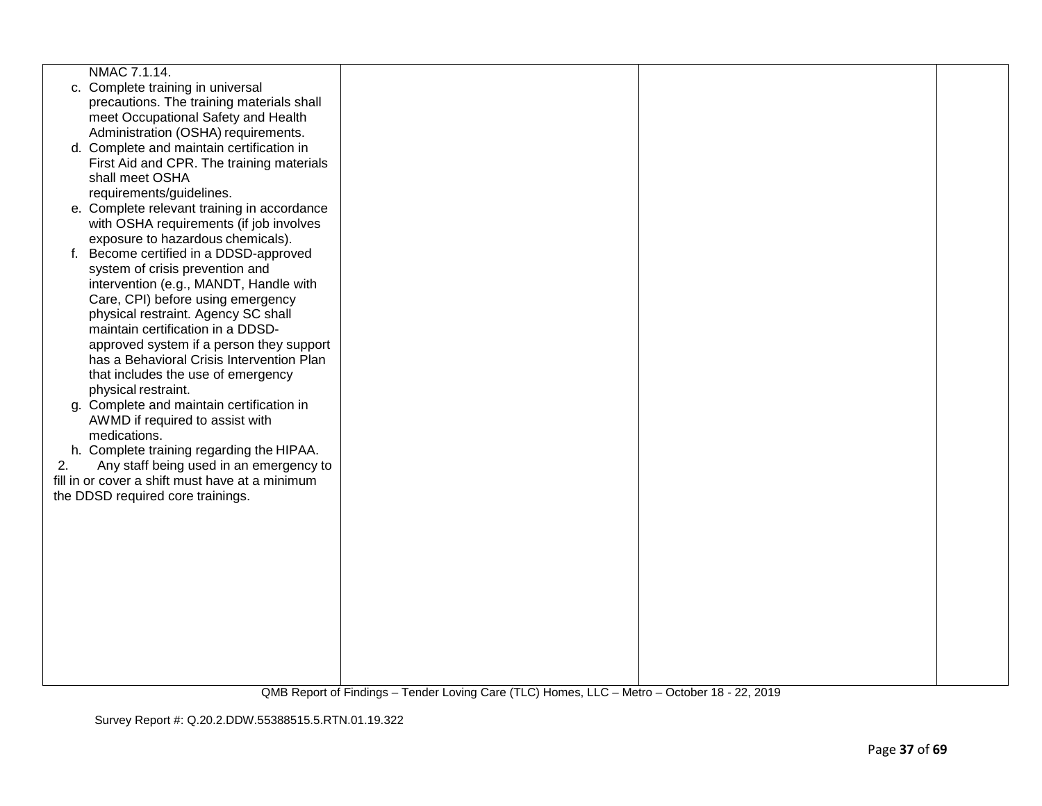| | | | |
|---|---|---|---|
| NMAC 7.1.14.<br>c. Complete training in universal precautions. The training materials shall meet Occupational Safety and Health Administration (OSHA) requirements.<br>d. Complete and maintain certification in First Aid and CPR. The training materials shall meet OSHA requirements/guidelines.<br>e. Complete relevant training in accordance with OSHA requirements (if job involves exposure to hazardous chemicals).<br>f. Become certified in a DDSD-approved system of crisis prevention and intervention (e.g., MANDT, Handle with Care, CPI) before using emergency physical restraint. Agency SC shall maintain certification in a DDSD-approved system if a person they support has a Behavioral Crisis Intervention Plan that includes the use of emergency physical restraint.<br>g. Complete and maintain certification in AWMD if required to assist with medications.<br>h. Complete training regarding the HIPAA.<br>2. Any staff being used in an emergency to fill in or cover a shift must have at a minimum the DDSD required core trainings. | | | |

QMB Report of Findings – Tender Loving Care (TLC) Homes, LLC – Metro – October 18 - 22, 2019

Survey Report #: Q.20.2.DDW.55388515.5.RTN.01.19.322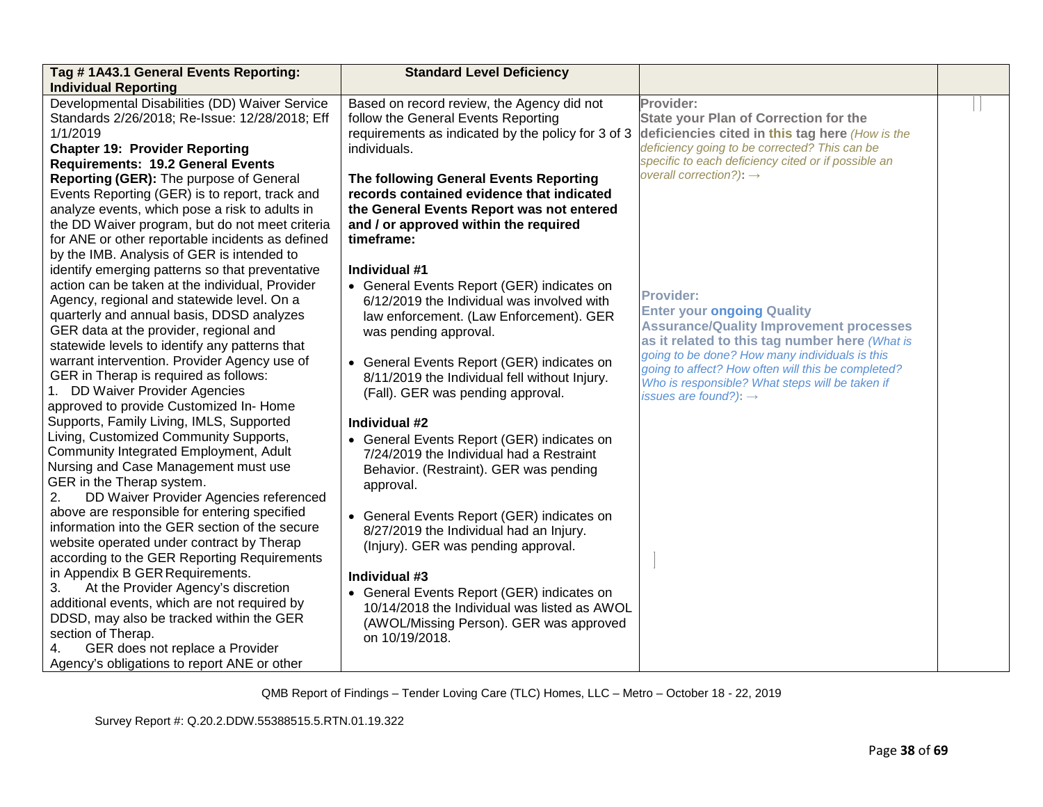| Tag # 1A43.1 General Events Reporting: Individual Reporting | Standard Level Deficiency | | |
|---|---|---|---|
| Developmental Disabilities (DD) Waiver Service Standards 2/26/2018; Re-Issue: 12/28/2018; Eff 1/1/2019<br>**Chapter 19: Provider Reporting Requirements: 19.2 General Events Reporting (GER):** The purpose of General Events Reporting (GER) is to report, track and analyze events, which pose a risk to adults in the DD Waiver program, but do not meet criteria for ANE or other reportable incidents as defined by the IMB. Analysis of GER is intended to identify emerging patterns so that preventative action can be taken at the individual, Provider Agency, regional and statewide level. On a quarterly and annual basis, DDSD analyzes GER data at the provider, regional and statewide levels to identify any patterns that warrant intervention. Provider Agency use of GER in Therap is required as follows:<br>1. DD Waiver Provider Agencies approved to provide Customized In- Home Supports, Family Living, IMLS, Supported Living, Customized Community Supports, Community Integrated Employment, Adult Nursing and Case Management must use GER in the Therap system.<br>2. DD Waiver Provider Agencies referenced above are responsible for entering specified information into the GER section of the secure website operated under contract by Therap according to the GER Reporting Requirements in Appendix B GER Requirements.<br>3. At the Provider Agency's discretion additional events, which are not required by DDSD, may also be tracked within the GER section of Therap.<br>4. GER does not replace a Provider Agency's obligations to report ANE or other | Based on record review, the Agency did not follow the General Events Reporting requirements as indicated by the policy for 3 of 3 individuals.<br><br>**The following General Events Reporting records contained evidence that indicated the General Events Report was not entered and / or approved within the required timeframe:**<br><br>**Individual #1**<br>• General Events Report (GER) indicates on 6/12/2019 the Individual was involved with law enforcement. (Law Enforcement). GER was pending approval.<br><br>• General Events Report (GER) indicates on 8/11/2019 the Individual fell without Injury. (Fall). GER was pending approval.<br><br>**Individual #2**<br>• General Events Report (GER) indicates on 7/24/2019 the Individual had a Restraint Behavior. (Restraint). GER was pending approval.<br><br>• General Events Report (GER) indicates on 8/27/2019 the Individual had an Injury. (Injury). GER was pending approval.<br><br>**Individual #3**<br>• General Events Report (GER) indicates on 10/14/2018 the Individual was listed as AWOL (AWOL/Missing Person). GER was approved on 10/19/2018. | **Provider:**<br>**State your Plan of Correction for the deficiencies cited in this tag here** *(How is the deficiency going to be corrected? This can be specific to each deficiency cited or if possible an overall correction?)*: →<br><br>**Provider:**<br>**Enter your ongoing Quality Assurance/Quality Improvement processes as it related to this tag number here** *(What is going to be done? How many individuals is this going to affect? How often will this be completed? Who is responsible? What steps will be taken if issues are found?)*: → | |

QMB Report of Findings – Tender Loving Care (TLC) Homes, LLC – Metro – October 18 - 22, 2019

Survey Report #: Q.20.2.DDW.55388515.5.RTN.01.19.322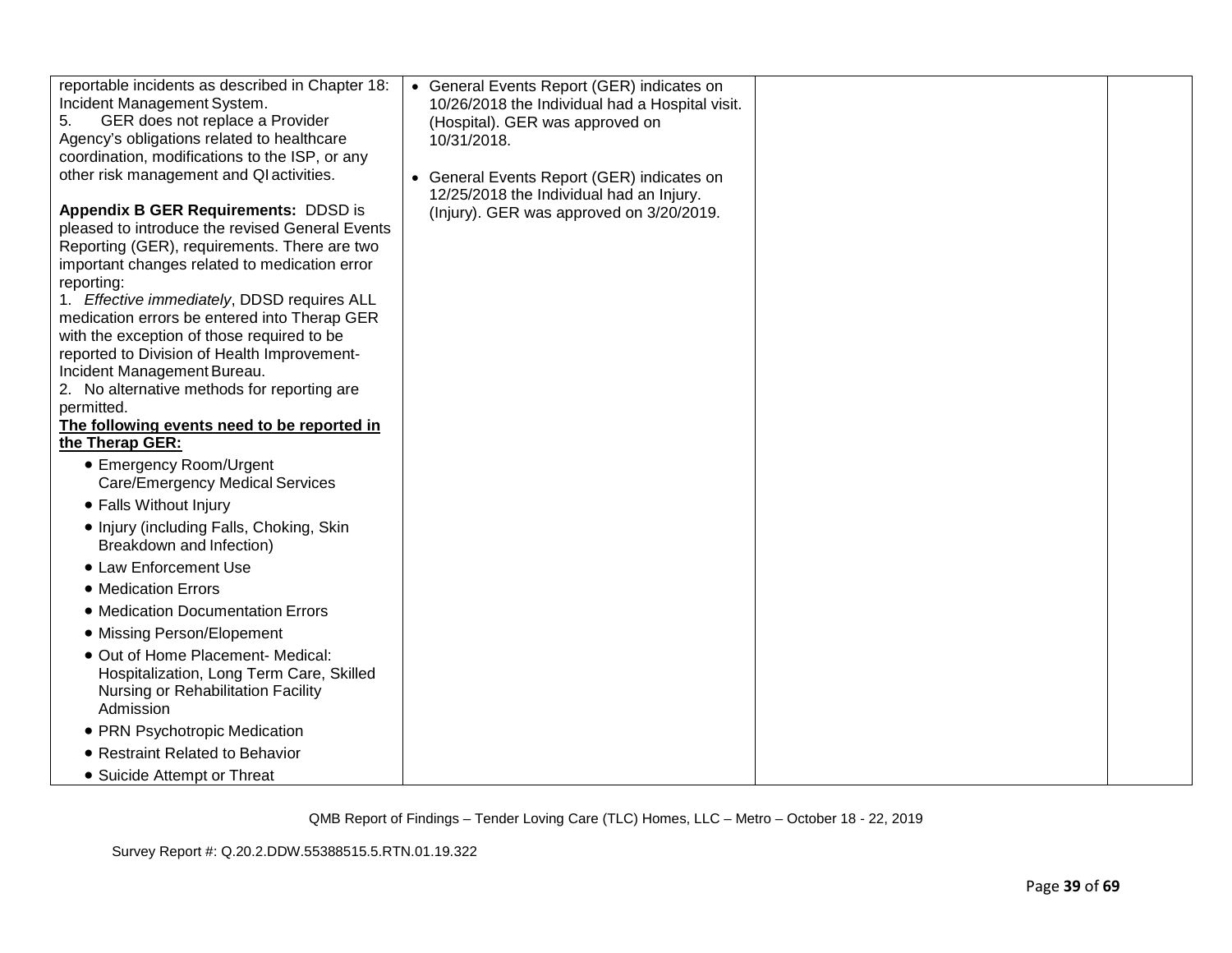| | | | |
|---|---|---|---|
| reportable incidents as described in Chapter 18: Incident Management System.<br>5. GER does not replace a Provider Agency's obligations related to healthcare coordination, modifications to the ISP, or any other risk management and QI activities.<br><br>**Appendix B GER Requirements:** DDSD is pleased to introduce the revised General Events Reporting (GER), requirements. There are two important changes related to medication error reporting:<br>1. *Effective immediately*, DDSD requires ALL medication errors be entered into Therap GER with the exception of those required to be reported to Division of Health Improvement-Incident Management Bureau.<br>2. No alternative methods for reporting are permitted.<br>**The following events need to be reported in the Therap GER:**<br>• Emergency Room/Urgent Care/Emergency Medical Services<br>• Falls Without Injury<br>• Injury (including Falls, Choking, Skin Breakdown and Infection)<br>• Law Enforcement Use<br>• Medication Errors<br>• Medication Documentation Errors<br>• Missing Person/Elopement<br>• Out of Home Placement- Medical: Hospitalization, Long Term Care, Skilled Nursing or Rehabilitation Facility Admission<br>• PRN Psychotropic Medication<br>• Restraint Related to Behavior<br>• Suicide Attempt or Threat | • General Events Report (GER) indicates on 10/26/2018 the Individual had a Hospital visit. (Hospital). GER was approved on 10/31/2018.<br><br>• General Events Report (GER) indicates on 12/25/2018 the Individual had an Injury. (Injury). GER was approved on 3/20/2019. | | |

QMB Report of Findings – Tender Loving Care (TLC) Homes, LLC – Metro – October 18 - 22, 2019

Survey Report #: Q.20.2.DDW.55388515.5.RTN.01.19.322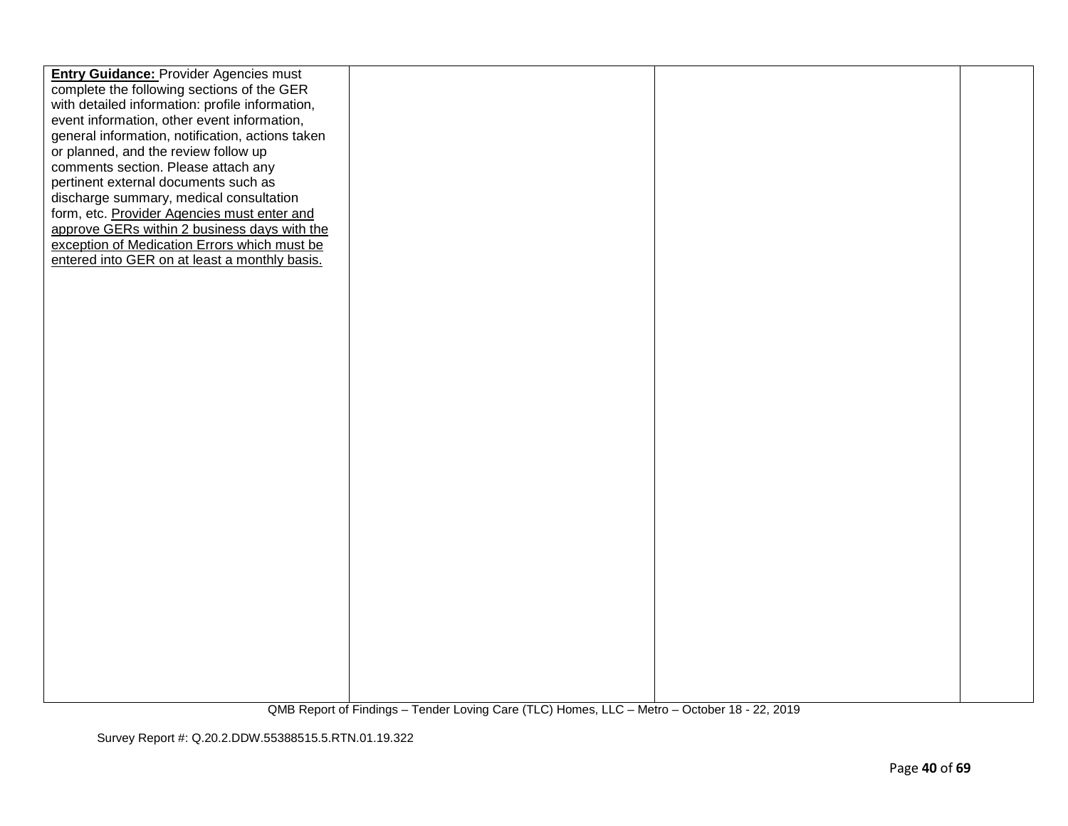| | | | |
|---|---|---|---|
| **Entry Guidance:** Provider Agencies must complete the following sections of the GER with detailed information: profile information, event information, other event information, general information, notification, actions taken or planned, and the review follow up comments section. Please attach any pertinent external documents such as discharge summary, medical consultation form, etc. <u>Provider Agencies must enter and approve GERs within 2 business days with the exception of Medication Errors which must be entered into GER on at least a monthly basis.</u> | | | |

QMB Report of Findings – Tender Loving Care (TLC) Homes, LLC – Metro – October 18 - 22, 2019

Survey Report #: Q.20.2.DDW.55388515.5.RTN.01.19.322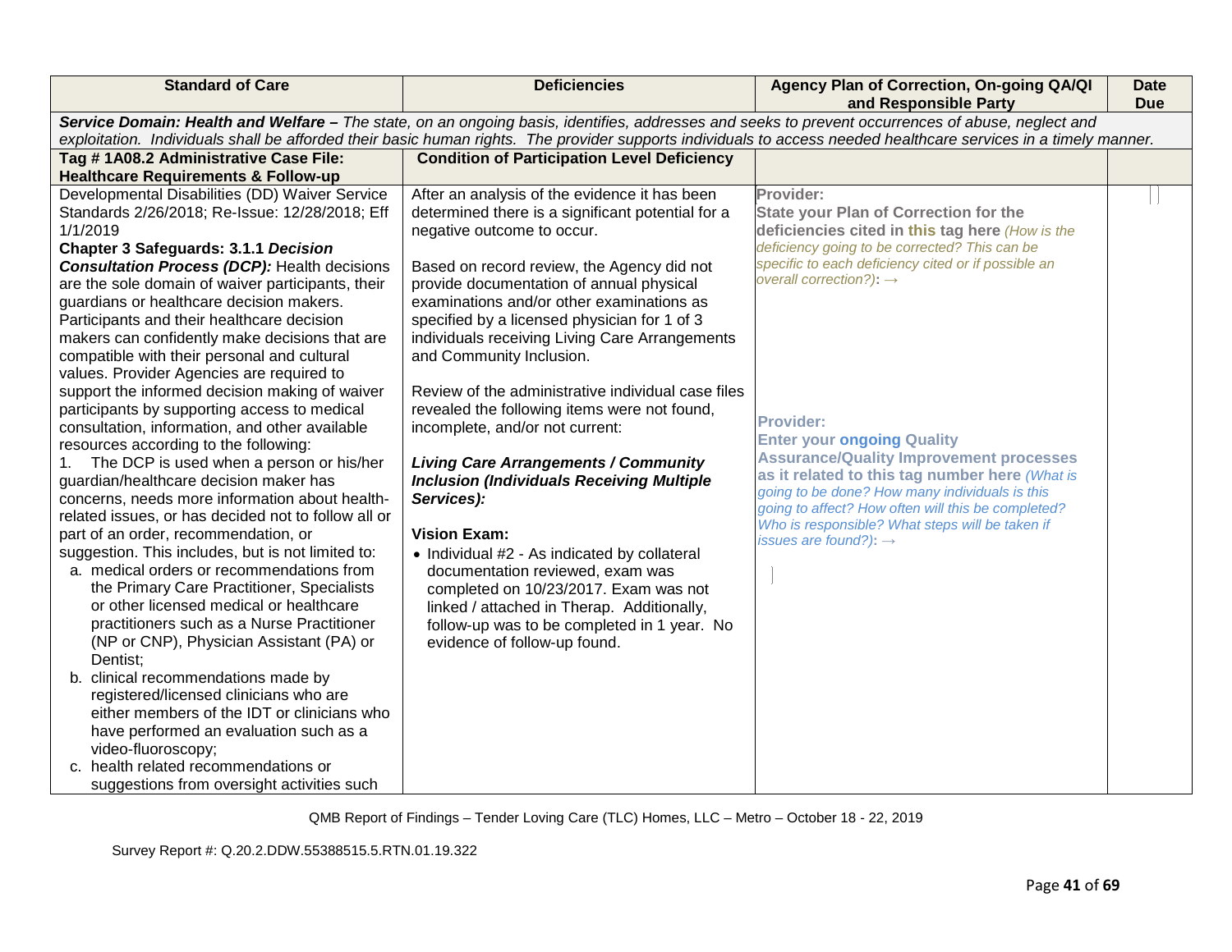| Standard of Care | Deficiencies | Agency Plan of Correction, On-going QA/QI and Responsible Party | Date Due |
|---|---|---|---|
| ***Service Domain: Health and Welfare –*** *The state, on an ongoing basis, identifies, addresses and seeks to prevent occurrences of abuse, neglect and exploitation. Individuals shall be afforded their basic human rights. The provider supports individuals to access needed healthcare services in a timely manner.* | | | |
| **Tag # 1A08.2 Administrative Case File: Healthcare Requirements & Follow-up** | **Condition of Participation Level Deficiency** | | |
| Developmental Disabilities (DD) Waiver Service Standards 2/26/2018; Re-Issue: 12/28/2018; Eff 1/1/2019<br>**Chapter 3 Safeguards: 3.1.1 *Decision Consultation Process (DCP):*** Health decisions are the sole domain of waiver participants, their guardians or healthcare decision makers. Participants and their healthcare decision makers can confidently make decisions that are compatible with their personal and cultural values. Provider Agencies are required to support the informed decision making of waiver participants by supporting access to medical consultation, information, and other available resources according to the following:<br>1. The DCP is used when a person or his/her guardian/healthcare decision maker has concerns, needs more information about health-related issues, or has decided not to follow all or part of an order, recommendation, or suggestion. This includes, but is not limited to:<br>a. medical orders or recommendations from the Primary Care Practitioner, Specialists or other licensed medical or healthcare practitioners such as a Nurse Practitioner (NP or CNP), Physician Assistant (PA) or Dentist;<br>b. clinical recommendations made by registered/licensed clinicians who are either members of the IDT or clinicians who have performed an evaluation such as a video-fluoroscopy;<br>c. health related recommendations or suggestions from oversight activities such | After an analysis of the evidence it has been determined there is a significant potential for a negative outcome to occur.<br><br>Based on record review, the Agency did not provide documentation of annual physical examinations and/or other examinations as specified by a licensed physician for 1 of 3 individuals receiving Living Care Arrangements and Community Inclusion.<br><br>Review of the administrative individual case files revealed the following items were not found, incomplete, and/or not current:<br><br>***Living Care Arrangements / Community Inclusion (Individuals Receiving Multiple Services):***<br><br>**Vision Exam:**<br>• Individual #2 - As indicated by collateral documentation reviewed, exam was completed on 10/23/2017. Exam was not linked / attached in Therap. Additionally, follow-up was to be completed in 1 year. No evidence of follow-up found. | **Provider:**<br>**State your Plan of Correction for the deficiencies cited in this tag here** *(How is the deficiency going to be corrected? This can be specific to each deficiency cited or if possible an overall correction?):* →<br><br>**Provider:**<br>**Enter your ongoing Quality Assurance/Quality Improvement processes as it related to this tag number here** *(What is going to be done? How many individuals is this going to affect? How often will this be completed? Who is responsible? What steps will be taken if issues are found?):* → | |

QMB Report of Findings – Tender Loving Care (TLC) Homes, LLC – Metro – October 18 - 22, 2019

Survey Report #: Q.20.2.DDW.55388515.5.RTN.01.19.322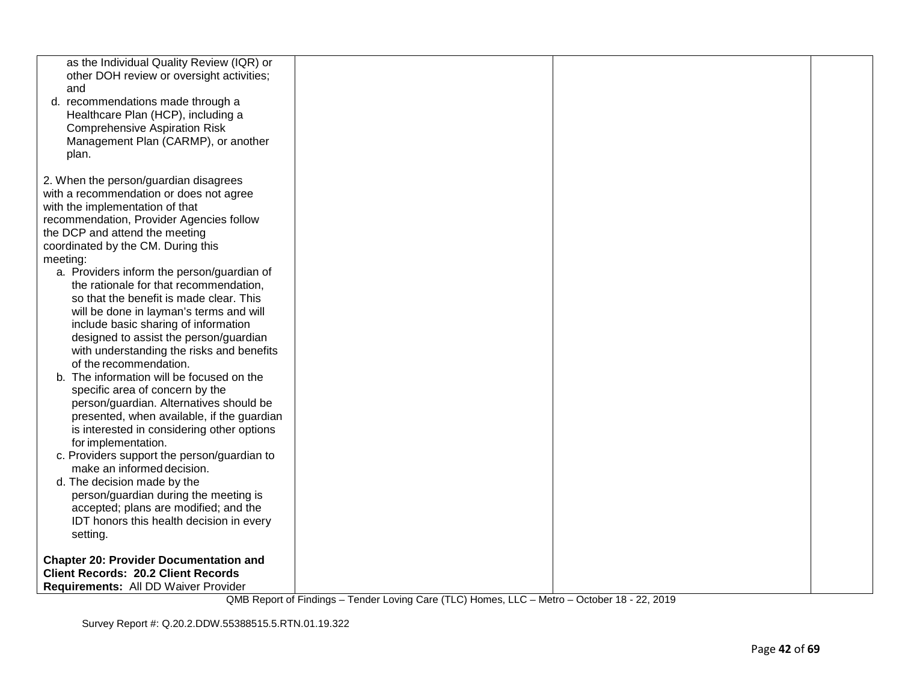| | | | |
|---|---|---|---|
| as the Individual Quality Review (IQR) or other DOH review or oversight activities; and<br>d. recommendations made through a Healthcare Plan (HCP), including a Comprehensive Aspiration Risk Management Plan (CARMP), or another plan.<br><br>2. When the person/guardian disagrees with a recommendation or does not agree with the implementation of that recommendation, Provider Agencies follow the DCP and attend the meeting coordinated by the CM. During this meeting:<br>a. Providers inform the person/guardian of the rationale for that recommendation, so that the benefit is made clear. This will be done in layman's terms and will include basic sharing of information designed to assist the person/guardian with understanding the risks and benefits of the recommendation.<br>b. The information will be focused on the specific area of concern by the person/guardian. Alternatives should be presented, when available, if the guardian is interested in considering other options for implementation.<br>c. Providers support the person/guardian to make an informed decision.<br>d. The decision made by the person/guardian during the meeting is accepted; plans are modified; and the IDT honors this health decision in every setting.<br><br>**Chapter 20: Provider Documentation and Client Records: 20.2 Client Records Requirements:** All DD Waiver Provider | | | |

QMB Report of Findings – Tender Loving Care (TLC) Homes, LLC – Metro – October 18 - 22, 2019

Survey Report #: Q.20.2.DDW.55388515.5.RTN.01.19.322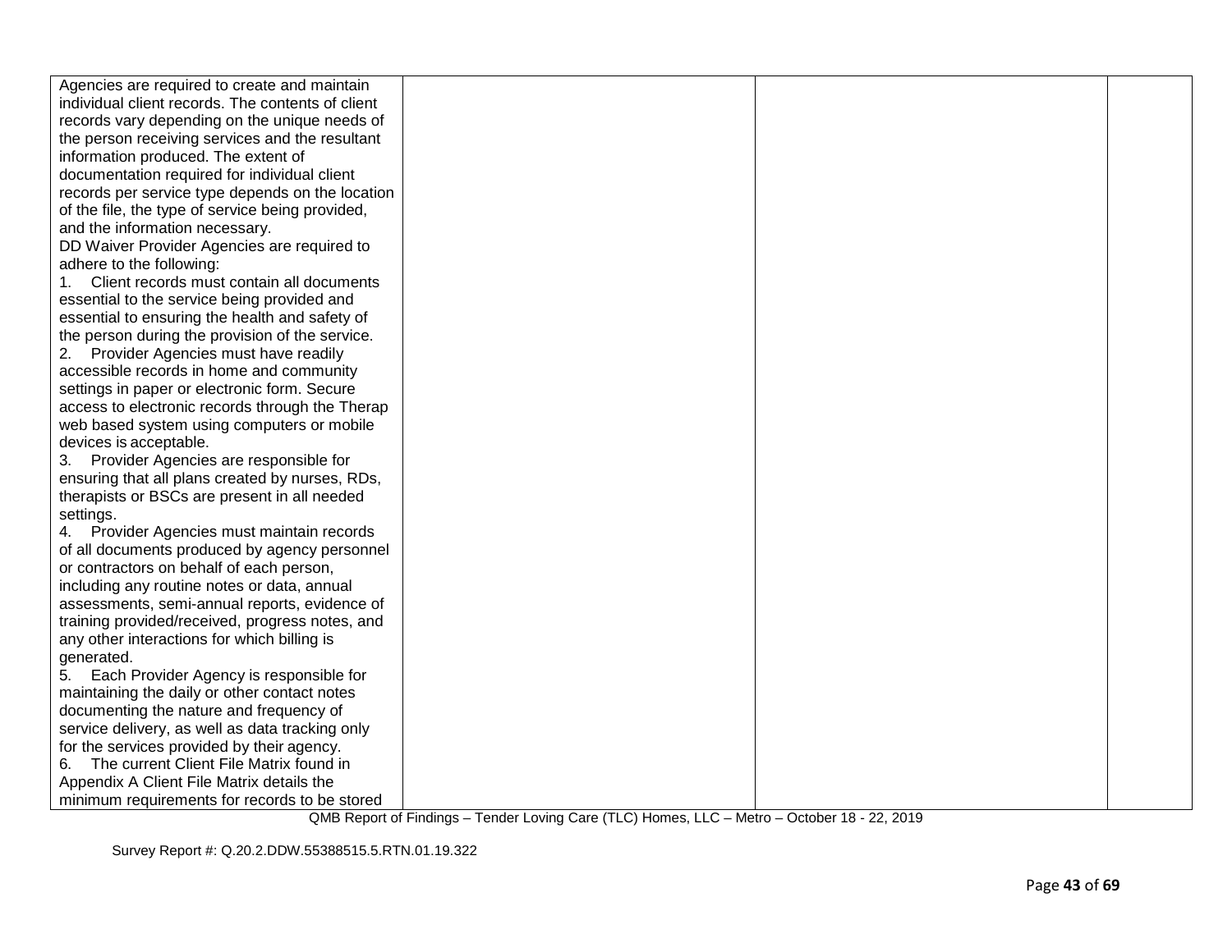| | | | |
|---|---|---|---|
| Agencies are required to create and maintain individual client records. The contents of client records vary depending on the unique needs of the person receiving services and the resultant information produced. The extent of documentation required for individual client records per service type depends on the location of the file, the type of service being provided, and the information necessary.<br>DD Waiver Provider Agencies are required to adhere to the following:<br>1. Client records must contain all documents essential to the service being provided and essential to ensuring the health and safety of the person during the provision of the service.<br>2. Provider Agencies must have readily accessible records in home and community settings in paper or electronic form. Secure access to electronic records through the Therap web based system using computers or mobile devices is acceptable.<br>3. Provider Agencies are responsible for ensuring that all plans created by nurses, RDs, therapists or BSCs are present in all needed settings.<br>4. Provider Agencies must maintain records of all documents produced by agency personnel or contractors on behalf of each person, including any routine notes or data, annual assessments, semi-annual reports, evidence of training provided/received, progress notes, and any other interactions for which billing is generated.<br>5. Each Provider Agency is responsible for maintaining the daily or other contact notes documenting the nature and frequency of service delivery, as well as data tracking only for the services provided by their agency.<br>6. The current Client File Matrix found in Appendix A Client File Matrix details the minimum requirements for records to be stored | | | |

QMB Report of Findings – Tender Loving Care (TLC) Homes, LLC – Metro – October 18 - 22, 2019

Survey Report #: Q.20.2.DDW.55388515.5.RTN.01.19.322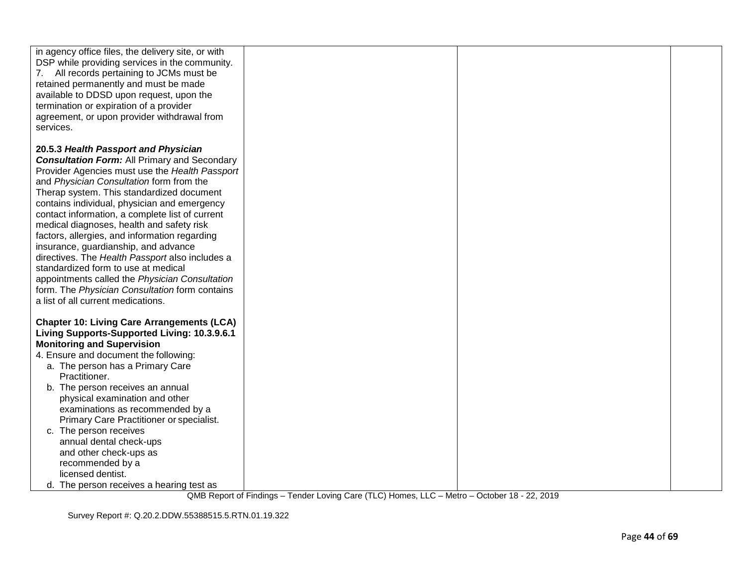| | | | |
|---|---|---|---|
| in agency office files, the delivery site, or with DSP while providing services in the community.<br>7. All records pertaining to JCMs must be retained permanently and must be made available to DDSD upon request, upon the termination or expiration of a provider agreement, or upon provider withdrawal from services.<br><br>**20.5.3 *Health Passport and Physician Consultation Form:*** All Primary and Secondary Provider Agencies must use the *Health Passport* and *Physician Consultation* form from the Therap system. This standardized document contains individual, physician and emergency contact information, a complete list of current medical diagnoses, health and safety risk factors, allergies, and information regarding insurance, guardianship, and advance directives. The *Health Passport* also includes a standardized form to use at medical appointments called the *Physician Consultation* form. The *Physician Consultation* form contains a list of all current medications.<br><br>**Chapter 10: Living Care Arrangements (LCA) Living Supports-Supported Living: 10.3.9.6.1 Monitoring and Supervision**<br>4. Ensure and document the following:<br>a. The person has a Primary Care Practitioner.<br>b. The person receives an annual physical examination and other examinations as recommended by a Primary Care Practitioner or specialist.<br>c. The person receives annual dental check-ups and other check-ups as recommended by a licensed dentist.<br>d. The person receives a hearing test as | | | |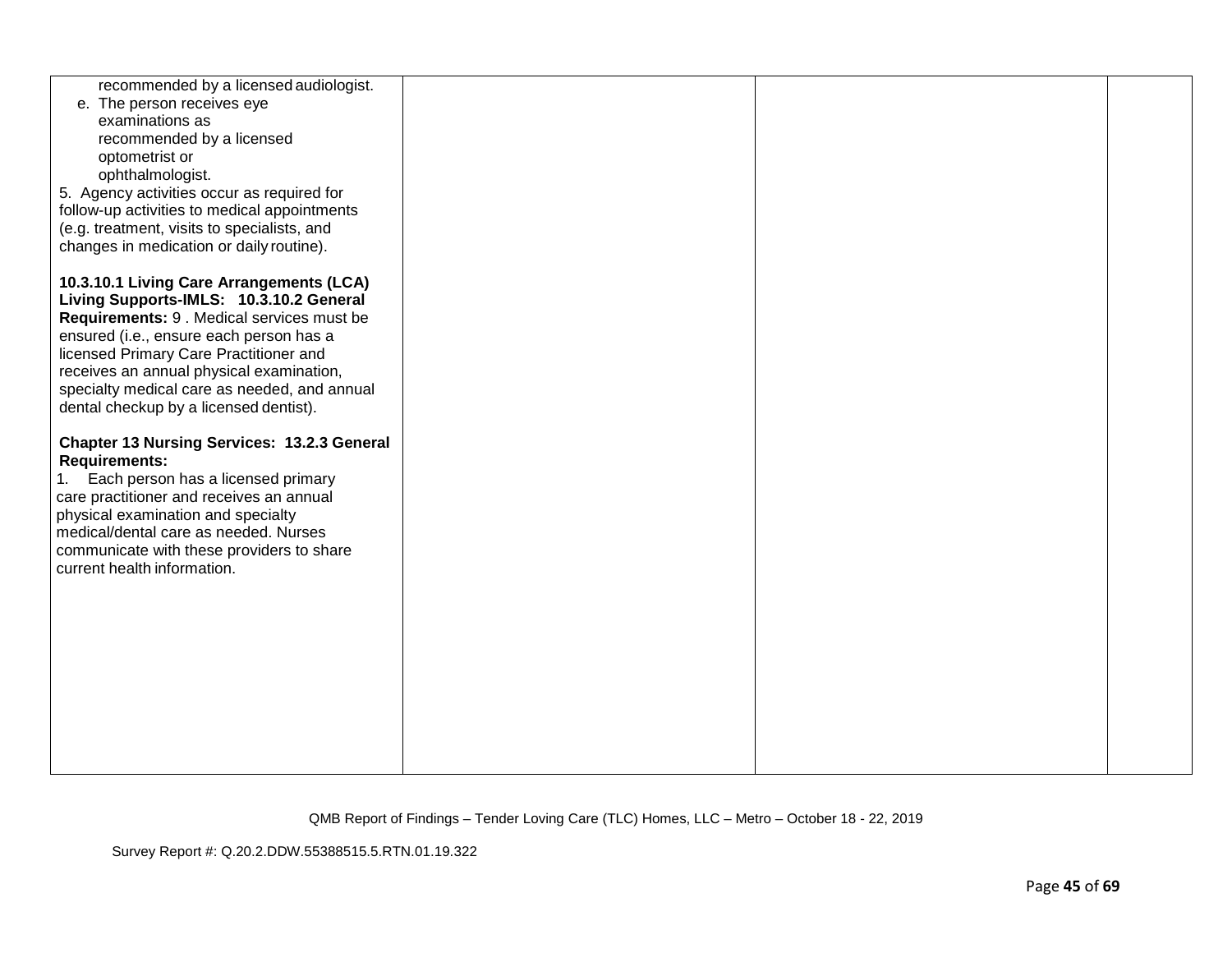| | | | |
|---|---|---|---|
| recommended by a licensed audiologist.<br>e. The person receives eye examinations as recommended by a licensed optometrist or ophthalmologist.<br>5. Agency activities occur as required for follow-up activities to medical appointments (e.g. treatment, visits to specialists, and changes in medication or daily routine).<br><br>**10.3.10.1 Living Care Arrangements (LCA) Living Supports-IMLS: 10.3.10.2 General Requirements:** 9 . Medical services must be ensured (i.e., ensure each person has a licensed Primary Care Practitioner and receives an annual physical examination, specialty medical care as needed, and annual dental checkup by a licensed dentist).<br><br>**Chapter 13 Nursing Services: 13.2.3 General Requirements:**<br>1. Each person has a licensed primary care practitioner and receives an annual physical examination and specialty medical/dental care as needed. Nurses communicate with these providers to share current health information. | | | |

QMB Report of Findings – Tender Loving Care (TLC) Homes, LLC – Metro – October 18 - 22, 2019

Survey Report #: Q.20.2.DDW.55388515.5.RTN.01.19.322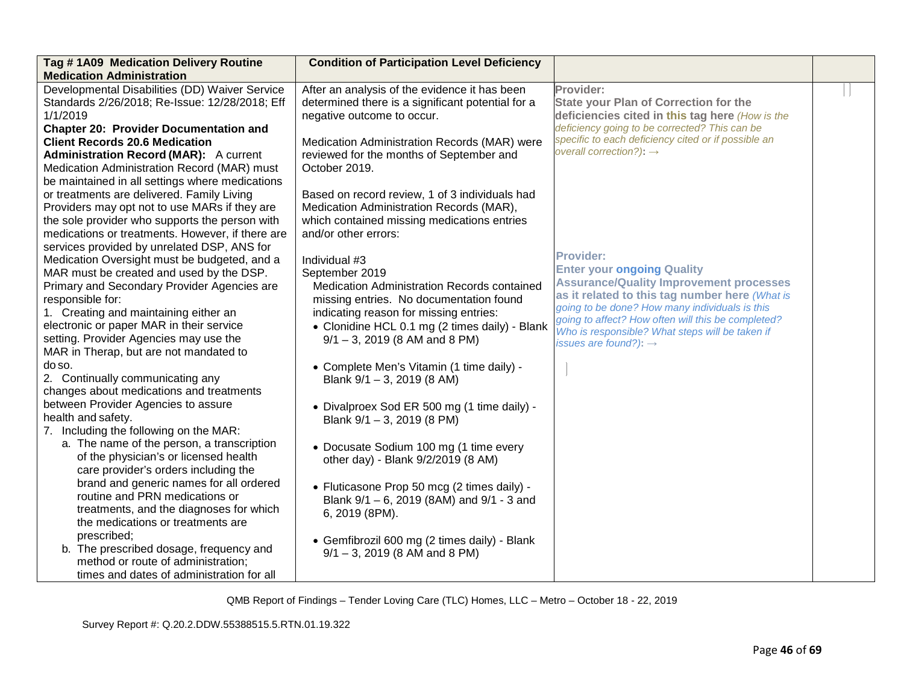| Tag # 1A09 Medication Delivery Routine Medication Administration | Condition of Participation Level Deficiency | | |
|---|---|---|---|
| Developmental Disabilities (DD) Waiver Service Standards 2/26/2018; Re-Issue: 12/28/2018; Eff 1/1/2019<br>**Chapter 20: Provider Documentation and Client Records 20.6 Medication Administration Record (MAR):** A current Medication Administration Record (MAR) must be maintained in all settings where medications or treatments are delivered. Family Living Providers may opt not to use MARs if they are the sole provider who supports the person with medications or treatments. However, if there are services provided by unrelated DSP, ANS for Medication Oversight must be budgeted, and a MAR must be created and used by the DSP. Primary and Secondary Provider Agencies are responsible for:<br>1. Creating and maintaining either an electronic or paper MAR in their service setting. Provider Agencies may use the MAR in Therap, but are not mandated to do so.<br>2. Continually communicating any changes about medications and treatments between Provider Agencies to assure health and safety.<br>7. Including the following on the MAR:<br>a. The name of the person, a transcription of the physician's or licensed health care provider's orders including the brand and generic names for all ordered routine and PRN medications or treatments, and the diagnoses for which the medications or treatments are prescribed;<br>b. The prescribed dosage, frequency and method or route of administration; times and dates of administration for all | After an analysis of the evidence it has been determined there is a significant potential for a negative outcome to occur.<br><br>Medication Administration Records (MAR) were reviewed for the months of September and October 2019.<br><br>Based on record review, 1 of 3 individuals had Medication Administration Records (MAR), which contained missing medications entries and/or other errors:<br><br>Individual #3<br>September 2019<br>Medication Administration Records contained missing entries. No documentation found indicating reason for missing entries:<br>• Clonidine HCL 0.1 mg (2 times daily) - Blank 9/1 – 3, 2019 (8 AM and 8 PM)<br><br>• Complete Men's Vitamin (1 time daily) - Blank 9/1 – 3, 2019 (8 AM)<br><br>• Divalproex Sod ER 500 mg (1 time daily) - Blank 9/1 – 3, 2019 (8 PM)<br><br>• Docusate Sodium 100 mg (1 time every other day) - Blank 9/2/2019 (8 AM)<br><br>• Fluticasone Prop 50 mcg (2 times daily) - Blank 9/1 – 6, 2019 (8AM) and 9/1 - 3 and 6, 2019 (8PM).<br><br>• Gemfibrozil 600 mg (2 times daily) - Blank 9/1 – 3, 2019 (8 AM and 8 PM) | **Provider:**<br>**State your Plan of Correction for the deficiencies cited in this tag here** *(How is the deficiency going to be corrected? This can be specific to each deficiency cited or if possible an overall correction?)*: →<br><br>**Provider:**<br>**Enter your ongoing Quality Assurance/Quality Improvement processes as it related to this tag number here** *(What is going to be done? How many individuals is this going to affect? How often will this be completed? Who is responsible? What steps will be taken if issues are found?)*: → | |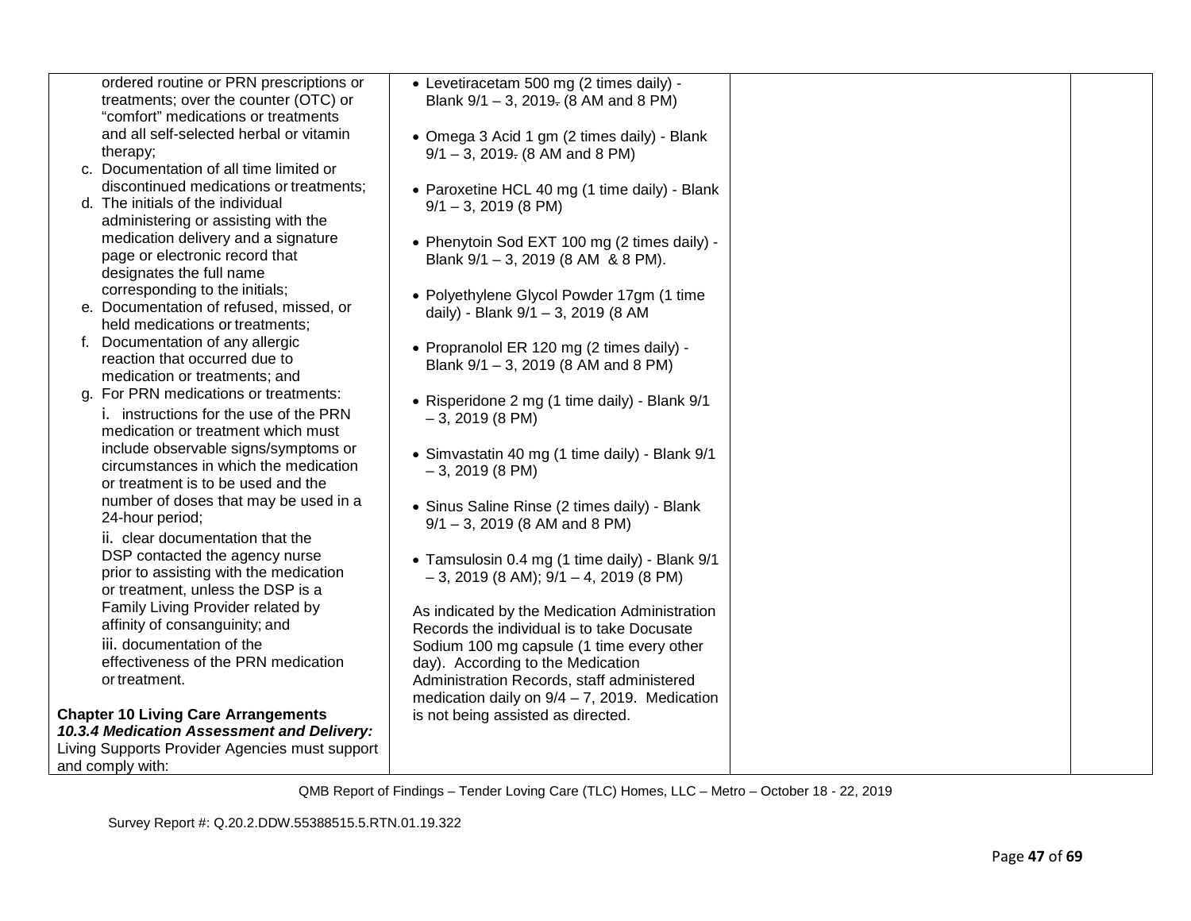| | | | |
|---|---|---|---|
| ordered routine or PRN prescriptions or treatments; over the counter (OTC) or "comfort" medications or treatments and all self-selected herbal or vitamin therapy;<br>c. Documentation of all time limited or discontinued medications or treatments;<br>d. The initials of the individual administering or assisting with the medication delivery and a signature page or electronic record that designates the full name corresponding to the initials;<br>e. Documentation of refused, missed, or held medications or treatments;<br>f. Documentation of any allergic reaction that occurred due to medication or treatments; and<br>g. For PRN medications or treatments:<br>i. instructions for the use of the PRN medication or treatment which must include observable signs/symptoms or circumstances in which the medication or treatment is to be used and the number of doses that may be used in a 24-hour period;<br>ii. clear documentation that the DSP contacted the agency nurse prior to assisting with the medication or treatment, unless the DSP is a Family Living Provider related by affinity of consanguinity; and<br>iii. documentation of the effectiveness of the PRN medication or treatment.<br><br>**Chapter 10 Living Care Arrangements**<br>***10.3.4 Medication Assessment and Delivery:***<br>Living Supports Provider Agencies must support and comply with: | • Levetiracetam 500 mg (2 times daily) - Blank 9/1 – 3, 2019. (8 AM and 8 PM)<br><br>• Omega 3 Acid 1 gm (2 times daily) - Blank 9/1 – 3, 2019. (8 AM and 8 PM)<br><br>• Paroxetine HCL 40 mg (1 time daily) - Blank 9/1 – 3, 2019 (8 PM)<br><br>• Phenytoin Sod EXT 100 mg (2 times daily) - Blank 9/1 – 3, 2019 (8 AM & 8 PM).<br><br>• Polyethylene Glycol Powder 17gm (1 time daily) - Blank 9/1 – 3, 2019 (8 AM<br><br>• Propranolol ER 120 mg (2 times daily) - Blank 9/1 – 3, 2019 (8 AM and 8 PM)<br><br>• Risperidone 2 mg (1 time daily) - Blank 9/1 – 3, 2019 (8 PM)<br><br>• Simvastatin 40 mg (1 time daily) - Blank 9/1 – 3, 2019 (8 PM)<br><br>• Sinus Saline Rinse (2 times daily) - Blank 9/1 – 3, 2019 (8 AM and 8 PM)<br><br>• Tamsulosin 0.4 mg (1 time daily) - Blank 9/1 – 3, 2019 (8 AM); 9/1 – 4, 2019 (8 PM)<br><br>As indicated by the Medication Administration Records the individual is to take Docusate Sodium 100 mg capsule (1 time every other day). According to the Medication Administration Records, staff administered medication daily on 9/4 – 7, 2019. Medication is not being assisted as directed. | | |

QMB Report of Findings – Tender Loving Care (TLC) Homes, LLC – Metro – October 18 - 22, 2019

Survey Report #: Q.20.2.DDW.55388515.5.RTN.01.19.322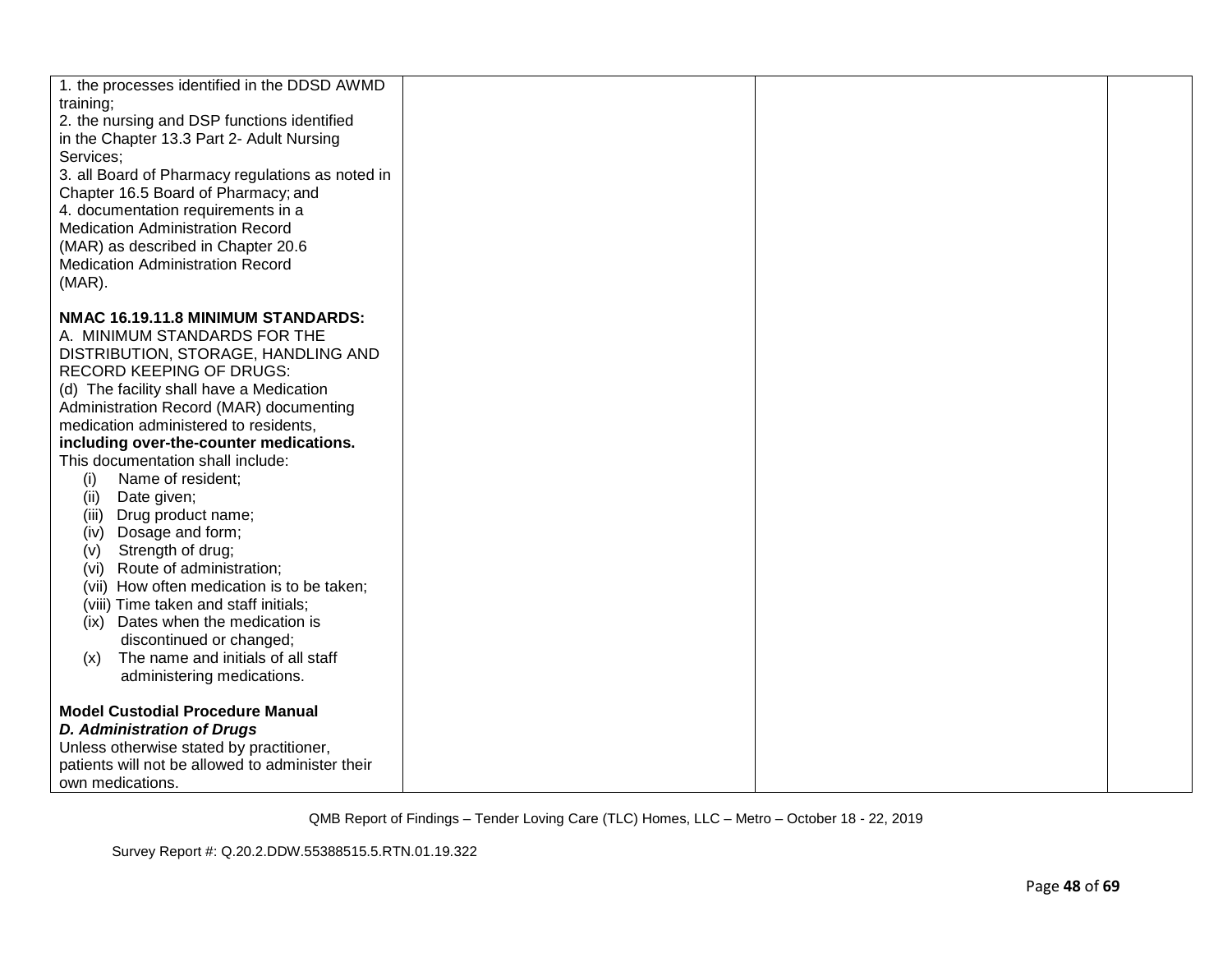| | | | |
|---|---|---|---|
| 1. the processes identified in the DDSD AWMD training;<br>2. the nursing and DSP functions identified in the Chapter 13.3 Part 2- Adult Nursing Services;<br>3. all Board of Pharmacy regulations as noted in Chapter 16.5 Board of Pharmacy; and<br>4. documentation requirements in a Medication Administration Record (MAR) as described in Chapter 20.6 Medication Administration Record (MAR).<br><br>**NMAC 16.19.11.8 MINIMUM STANDARDS:**<br>A. MINIMUM STANDARDS FOR THE DISTRIBUTION, STORAGE, HANDLING AND RECORD KEEPING OF DRUGS:<br>(d) The facility shall have a Medication Administration Record (MAR) documenting medication administered to residents, **including over-the-counter medications.** This documentation shall include:<br>(i) Name of resident;<br>(ii) Date given;<br>(iii) Drug product name;<br>(iv) Dosage and form;<br>(v) Strength of drug;<br>(vi) Route of administration;<br>(vii) How often medication is to be taken;<br>(viii) Time taken and staff initials;<br>(ix) Dates when the medication is discontinued or changed;<br>(x) The name and initials of all staff administering medications.<br><br>**Model Custodial Procedure Manual**<br>***D. Administration of Drugs***<br>Unless otherwise stated by practitioner, patients will not be allowed to administer their own medications. | | | |

QMB Report of Findings – Tender Loving Care (TLC) Homes, LLC – Metro – October 18 - 22, 2019

Survey Report #: Q.20.2.DDW.55388515.5.RTN.01.19.322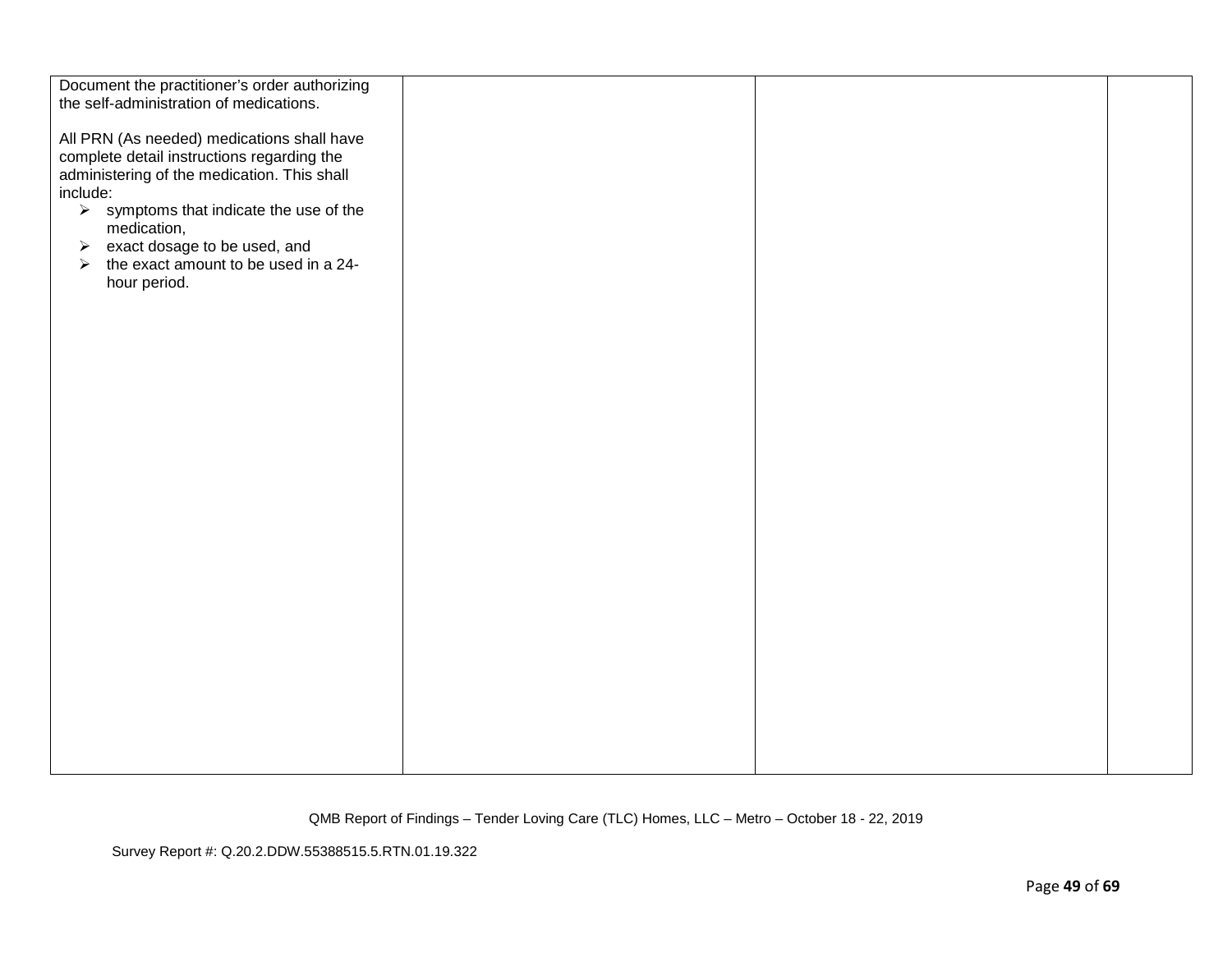| | | | |
|---|---|---|---|
| Document the practitioner's order authorizing the self-administration of medications.<br><br>All PRN (As needed) medications shall have complete detail instructions regarding the administering of the medication. This shall include:<br>➢ symptoms that indicate the use of the medication,<br>➢ exact dosage to be used, and<br>➢ the exact amount to be used in a 24-hour period. | | | |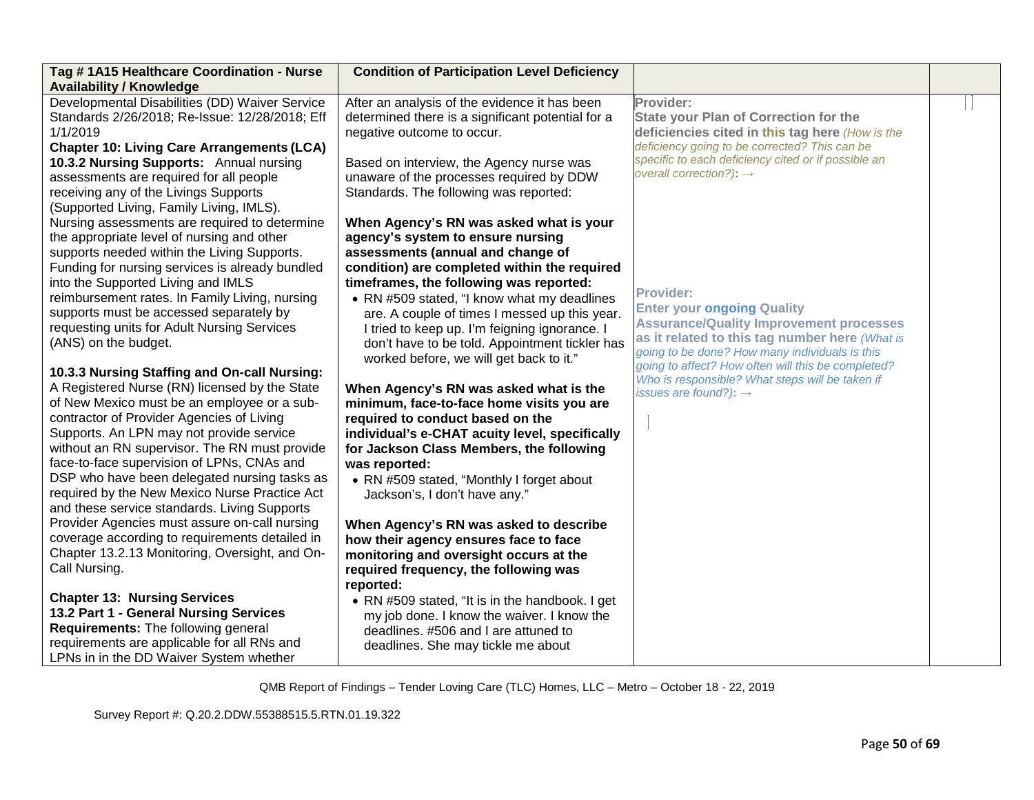| Tag # 1A15 Healthcare Coordination - Nurse Availability / Knowledge | Condition of Participation Level Deficiency | | |
|---|---|---|---|
| Developmental Disabilities (DD) Waiver Service Standards 2/26/2018; Re-Issue: 12/28/2018; Eff 1/1/2019<br>**Chapter 10: Living Care Arrangements (LCA)**<br>**10.3.2 Nursing Supports:** Annual nursing assessments are required for all people receiving any of the Livings Supports (Supported Living, Family Living, IMLS). Nursing assessments are required to determine the appropriate level of nursing and other supports needed within the Living Supports. Funding for nursing services is already bundled into the Supported Living and IMLS reimbursement rates. In Family Living, nursing supports must be accessed separately by requesting units for Adult Nursing Services (ANS) on the budget.<br><br>**10.3.3 Nursing Staffing and On-call Nursing:** A Registered Nurse (RN) licensed by the State of New Mexico must be an employee or a sub-contractor of Provider Agencies of Living Supports. An LPN may not provide service without an RN supervisor. The RN must provide face-to-face supervision of LPNs, CNAs and DSP who have been delegated nursing tasks as required by the New Mexico Nurse Practice Act and these service standards. Living Supports Provider Agencies must assure on-call nursing coverage according to requirements detailed in Chapter 13.2.13 Monitoring, Oversight, and On-Call Nursing.<br><br>**Chapter 13: Nursing Services**<br>**13.2 Part 1 - General Nursing Services Requirements:** The following general requirements are applicable for all RNs and LPNs in in the DD Waiver System whether | After an analysis of the evidence it has been determined there is a significant potential for a negative outcome to occur.<br><br>Based on interview, the Agency nurse was unaware of the processes required by DDW Standards. The following was reported:<br><br>**When Agency's RN was asked what is your agency's system to ensure nursing assessments (annual and change of condition) are completed within the required timeframes, the following was reported:**<br>• RN #509 stated, "I know what my deadlines are. A couple of times I messed up this year. I tried to keep up. I'm feigning ignorance. I don't have to be told. Appointment tickler has worked before, we will get back to it."<br><br>**When Agency's RN was asked what is the minimum, face-to-face home visits you are required to conduct based on the individual's e-CHAT acuity level, specifically for Jackson Class Members, the following was reported:**<br>• RN #509 stated, "Monthly I forget about Jackson's, I don't have any."<br><br>**When Agency's RN was asked to describe how their agency ensures face to face monitoring and oversight occurs at the required frequency, the following was reported:**<br>• RN #509 stated, "It is in the handbook. I get my job done. I know the waiver. I know the deadlines. #506 and I are attuned to deadlines. She may tickle me about | **Provider:**<br>**State your Plan of Correction for the deficiencies cited in this tag here** *(How is the deficiency going to be corrected? This can be specific to each deficiency cited or if possible an overall correction?)*: →<br><br>**Provider:**<br>**Enter your ongoing Quality Assurance/Quality Improvement processes as it related to this tag number here** *(What is going to be done? How many individuals is this going to affect? How often will this be completed? Who is responsible? What steps will be taken if issues are found?)*: → | |

QMB Report of Findings – Tender Loving Care (TLC) Homes, LLC – Metro – October 18 - 22, 2019

Survey Report #: Q.20.2.DDW.55388515.5.RTN.01.19.322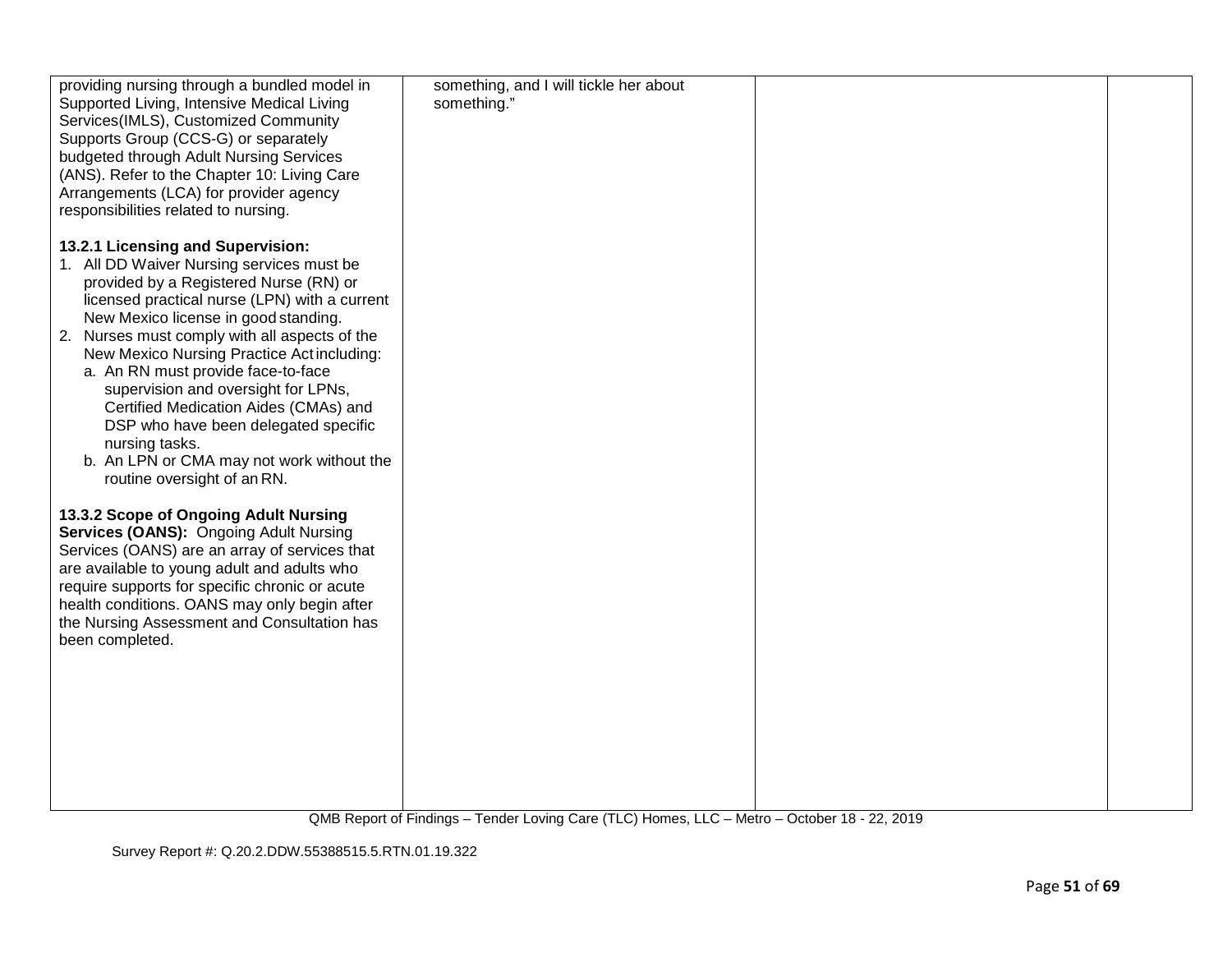| | | | |
|---|---|---|---|
| providing nursing through a bundled model in Supported Living, Intensive Medical Living Services(IMLS), Customized Community Supports Group (CCS-G) or separately budgeted through Adult Nursing Services (ANS). Refer to the Chapter 10: Living Care Arrangements (LCA) for provider agency responsibilities related to nursing.<br><br>**13.2.1 Licensing and Supervision:**<br>1. All DD Waiver Nursing services must be provided by a Registered Nurse (RN) or licensed practical nurse (LPN) with a current New Mexico license in good standing.<br>2. Nurses must comply with all aspects of the New Mexico Nursing Practice Act including:<br>a. An RN must provide face-to-face supervision and oversight for LPNs, Certified Medication Aides (CMAs) and DSP who have been delegated specific nursing tasks.<br>b. An LPN or CMA may not work without the routine oversight of an RN.<br><br>**13.3.2 Scope of Ongoing Adult Nursing Services (OANS):** Ongoing Adult Nursing Services (OANS) are an array of services that are available to young adult and adults who require supports for specific chronic or acute health conditions. OANS may only begin after the Nursing Assessment and Consultation has been completed. | something, and I will tickle her about something." | | |

QMB Report of Findings – Tender Loving Care (TLC) Homes, LLC – Metro – October 18 - 22, 2019

Survey Report #: Q.20.2.DDW.55388515.5.RTN.01.19.322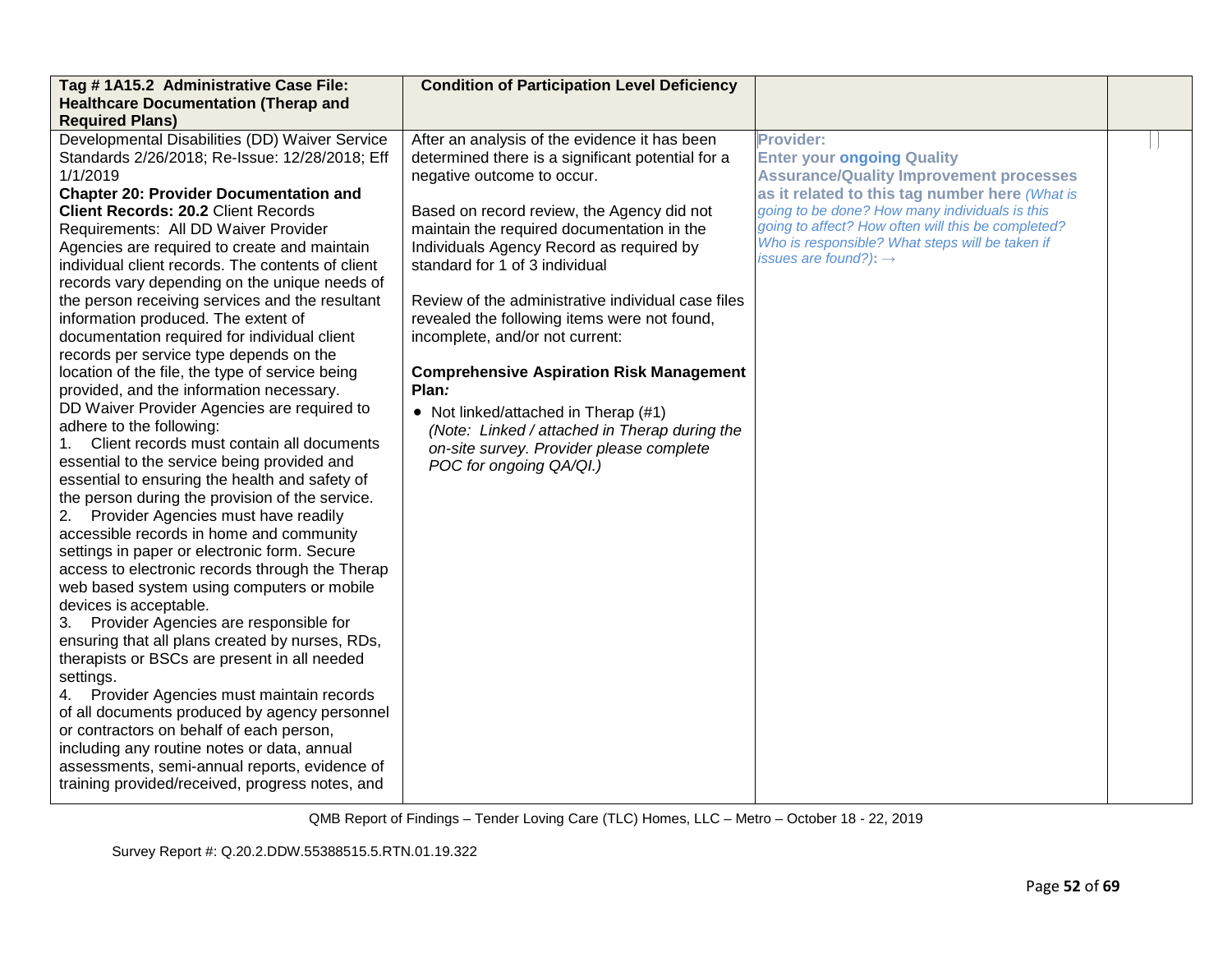| Tag # 1A15.2 Administrative Case File: Healthcare Documentation (Therap and Required Plans) | Condition of Participation Level Deficiency | | |
|---|---|---|---|
| Developmental Disabilities (DD) Waiver Service Standards 2/26/2018; Re-Issue: 12/28/2018; Eff 1/1/2019<br>**Chapter 20: Provider Documentation and Client Records: 20.2** Client Records Requirements: All DD Waiver Provider Agencies are required to create and maintain individual client records. The contents of client records vary depending on the unique needs of the person receiving services and the resultant information produced. The extent of documentation required for individual client records per service type depends on the location of the file, the type of service being provided, and the information necessary.<br>DD Waiver Provider Agencies are required to adhere to the following:<br>1. Client records must contain all documents essential to the service being provided and essential to ensuring the health and safety of the person during the provision of the service.<br>2. Provider Agencies must have readily accessible records in home and community settings in paper or electronic form. Secure access to electronic records through the Therap web based system using computers or mobile devices is acceptable.<br>3. Provider Agencies are responsible for ensuring that all plans created by nurses, RDs, therapists or BSCs are present in all needed settings.<br>4. Provider Agencies must maintain records of all documents produced by agency personnel or contractors on behalf of each person, including any routine notes or data, annual assessments, semi-annual reports, evidence of training provided/received, progress notes, and | After an analysis of the evidence it has been determined there is a significant potential for a negative outcome to occur.<br><br>Based on record review, the Agency did not maintain the required documentation in the Individuals Agency Record as required by standard for 1 of 3 individual<br><br>Review of the administrative individual case files revealed the following items were not found, incomplete, and/or not current:<br><br>**Comprehensive Aspiration Risk Management Plan*:***<br>• Not linked/attached in Therap (#1)<br>*(Note: Linked / attached in Therap during the on-site survey. Provider please complete POC for ongoing QA/QI.)* | **Provider:**<br>**Enter your ongoing Quality Assurance/Quality Improvement processes as it related to this tag number here** *(What is going to be done? How many individuals is this going to affect? How often will this be completed? Who is responsible? What steps will be taken if issues are found?):* → | |

QMB Report of Findings – Tender Loving Care (TLC) Homes, LLC – Metro – October 18 - 22, 2019

Survey Report #: Q.20.2.DDW.55388515.5.RTN.01.19.322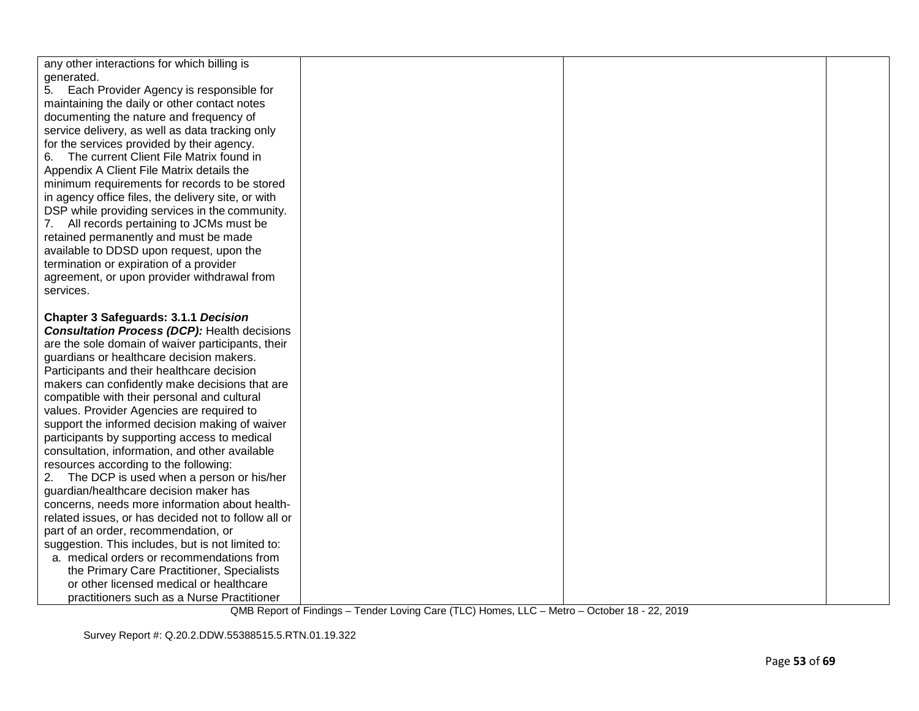| | | | |
|---|---|---|---|
| any other interactions for which billing is generated.<br>5. Each Provider Agency is responsible for maintaining the daily or other contact notes documenting the nature and frequency of service delivery, as well as data tracking only for the services provided by their agency.<br>6. The current Client File Matrix found in Appendix A Client File Matrix details the minimum requirements for records to be stored in agency office files, the delivery site, or with DSP while providing services in the community.<br>7. All records pertaining to JCMs must be retained permanently and must be made available to DDSD upon request, upon the termination or expiration of a provider agreement, or upon provider withdrawal from services.<br><br>**Chapter 3 Safeguards: 3.1.1 *Decision Consultation Process (DCP):*** Health decisions are the sole domain of waiver participants, their guardians or healthcare decision makers. Participants and their healthcare decision makers can confidently make decisions that are compatible with their personal and cultural values. Provider Agencies are required to support the informed decision making of waiver participants by supporting access to medical consultation, information, and other available resources according to the following:<br>2. The DCP is used when a person or his/her guardian/healthcare decision maker has concerns, needs more information about health-related issues, or has decided not to follow all or part of an order, recommendation, or suggestion. This includes, but is not limited to:<br>a. medical orders or recommendations from the Primary Care Practitioner, Specialists or other licensed medical or healthcare practitioners such as a Nurse Practitioner | | | |

QMB Report of Findings – Tender Loving Care (TLC) Homes, LLC – Metro – October 18 - 22, 2019

Survey Report #: Q.20.2.DDW.55388515.5.RTN.01.19.322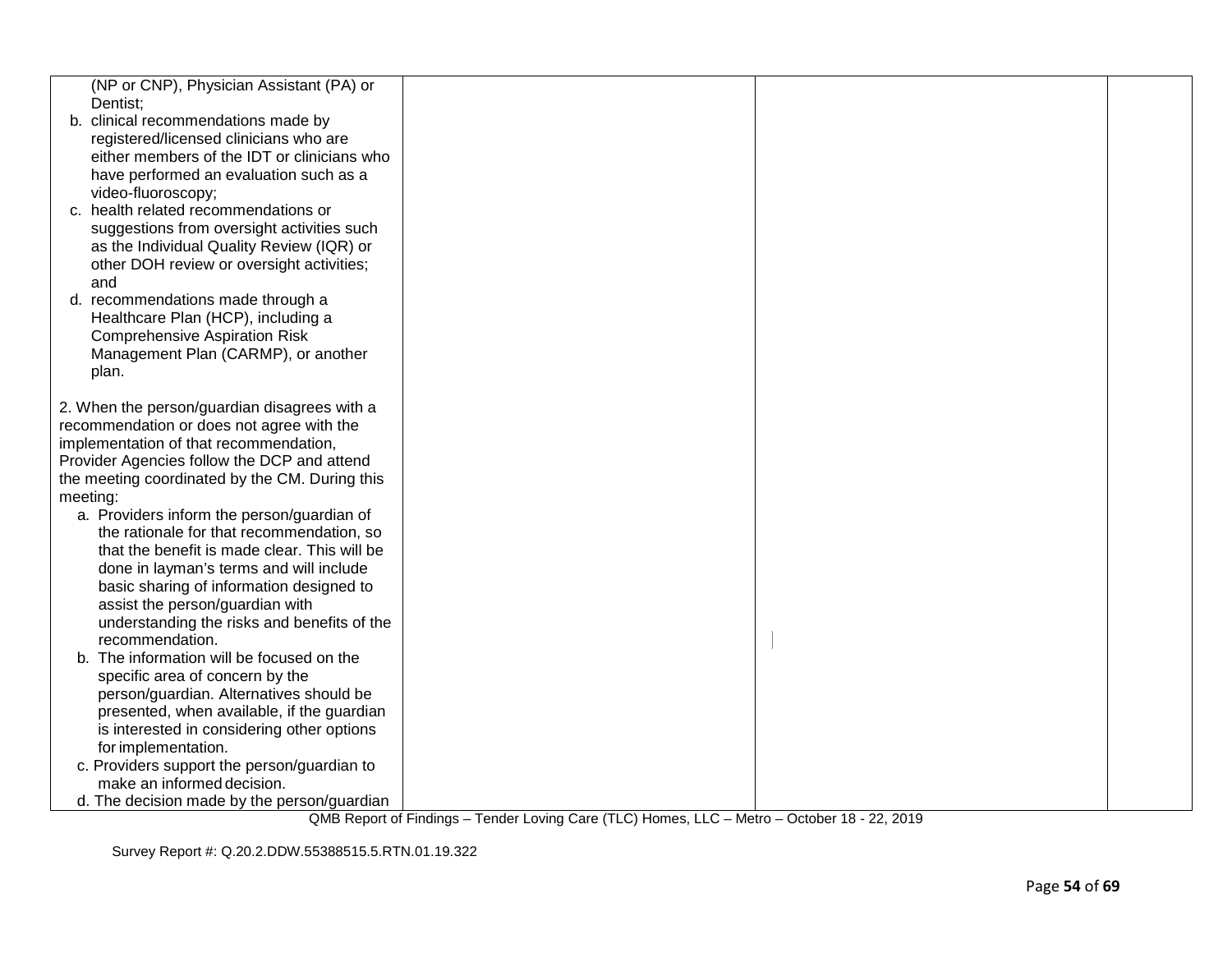| | | | |
|---|---|---|---|
| (NP or CNP), Physician Assistant (PA) or Dentist;<br>b. clinical recommendations made by registered/licensed clinicians who are either members of the IDT or clinicians who have performed an evaluation such as a video-fluoroscopy;<br>c. health related recommendations or suggestions from oversight activities such as the Individual Quality Review (IQR) or other DOH review or oversight activities; and<br>d. recommendations made through a Healthcare Plan (HCP), including a Comprehensive Aspiration Risk Management Plan (CARMP), or another plan.<br><br>2. When the person/guardian disagrees with a recommendation or does not agree with the implementation of that recommendation, Provider Agencies follow the DCP and attend the meeting coordinated by the CM. During this meeting:<br>a. Providers inform the person/guardian of the rationale for that recommendation, so that the benefit is made clear. This will be done in layman's terms and will include basic sharing of information designed to assist the person/guardian with understanding the risks and benefits of the recommendation.<br>b. The information will be focused on the specific area of concern by the person/guardian. Alternatives should be presented, when available, if the guardian is interested in considering other options for implementation.<br>c. Providers support the person/guardian to make an informed decision.<br>d. The decision made by the person/guardian | | | |

QMB Report of Findings – Tender Loving Care (TLC) Homes, LLC – Metro – October 18 - 22, 2019

Survey Report #: Q.20.2.DDW.55388515.5.RTN.01.19.322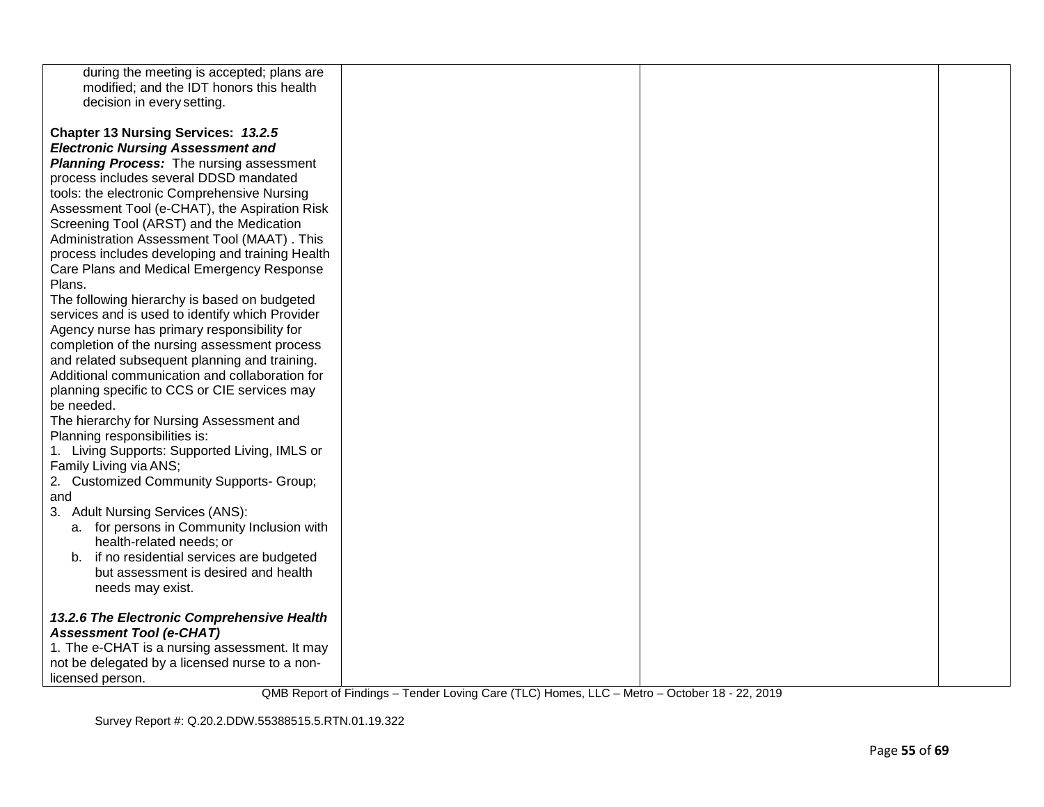| | | | |
|---|---|---|---|
| during the meeting is accepted; plans are modified; and the IDT honors this health decision in every setting.<br><br>**Chapter 13 Nursing Services:** ***13.2.5 Electronic Nursing Assessment and Planning Process:*** The nursing assessment process includes several DDSD mandated tools: the electronic Comprehensive Nursing Assessment Tool (e-CHAT), the Aspiration Risk Screening Tool (ARST) and the Medication Administration Assessment Tool (MAAT) . This process includes developing and training Health Care Plans and Medical Emergency Response Plans.<br>The following hierarchy is based on budgeted services and is used to identify which Provider Agency nurse has primary responsibility for completion of the nursing assessment process and related subsequent planning and training. Additional communication and collaboration for planning specific to CCS or CIE services may be needed.<br>The hierarchy for Nursing Assessment and Planning responsibilities is:<br>1. Living Supports: Supported Living, IMLS or Family Living via ANS;<br>2. Customized Community Supports- Group; and<br>3. Adult Nursing Services (ANS):<br>a. for persons in Community Inclusion with health-related needs; or<br>b. if no residential services are budgeted but assessment is desired and health needs may exist.<br><br>***13.2.6 The Electronic Comprehensive Health Assessment Tool (e-CHAT)***<br>1. The e-CHAT is a nursing assessment. It may not be delegated by a licensed nurse to a non-licensed person. | | | |

QMB Report of Findings – Tender Loving Care (TLC) Homes, LLC – Metro – October 18 - 22, 2019

Survey Report #: Q.20.2.DDW.55388515.5.RTN.01.19.322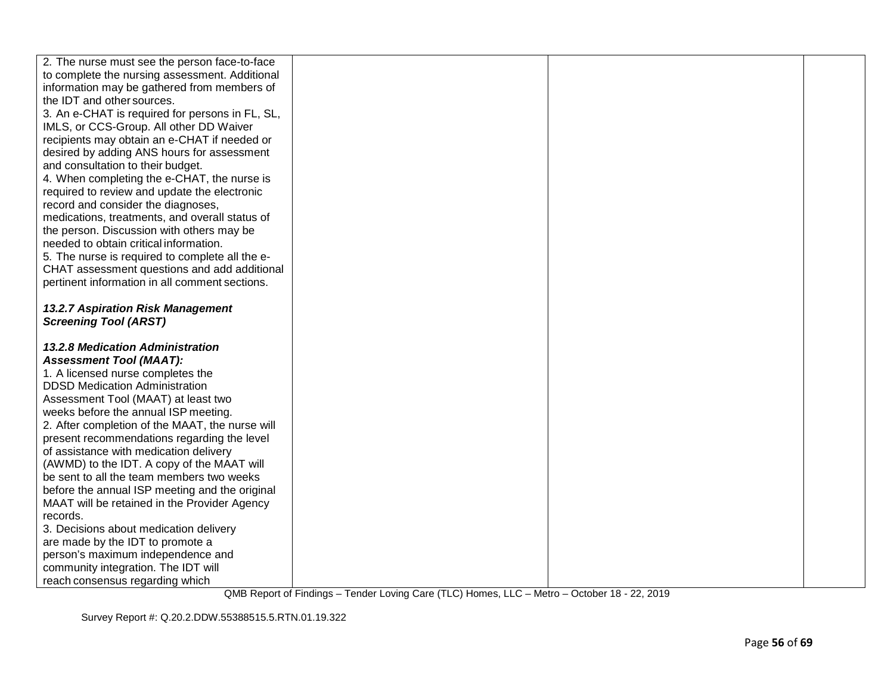| | | | |
|---|---|---|---|
| 2. The nurse must see the person face-to-face to complete the nursing assessment. Additional information may be gathered from members of the IDT and other sources.<br>3. An e-CHAT is required for persons in FL, SL, IMLS, or CCS-Group. All other DD Waiver recipients may obtain an e-CHAT if needed or desired by adding ANS hours for assessment and consultation to their budget.<br>4. When completing the e-CHAT, the nurse is required to review and update the electronic record and consider the diagnoses, medications, treatments, and overall status of the person. Discussion with others may be needed to obtain critical information.<br>5. The nurse is required to complete all the e-CHAT assessment questions and add additional pertinent information in all comment sections.<br><br>***13.2.7 Aspiration Risk Management Screening Tool (ARST)***<br><br>***13.2.8 Medication Administration Assessment Tool (MAAT):***<br>1. A licensed nurse completes the DDSD Medication Administration Assessment Tool (MAAT) at least two weeks before the annual ISP meeting.<br>2. After completion of the MAAT, the nurse will present recommendations regarding the level of assistance with medication delivery (AWMD) to the IDT. A copy of the MAAT will be sent to all the team members two weeks before the annual ISP meeting and the original MAAT will be retained in the Provider Agency records.<br>3. Decisions about medication delivery are made by the IDT to promote a person's maximum independence and community integration. The IDT will reach consensus regarding which | | | |

QMB Report of Findings – Tender Loving Care (TLC) Homes, LLC – Metro – October 18 - 22, 2019

Survey Report #: Q.20.2.DDW.55388515.5.RTN.01.19.322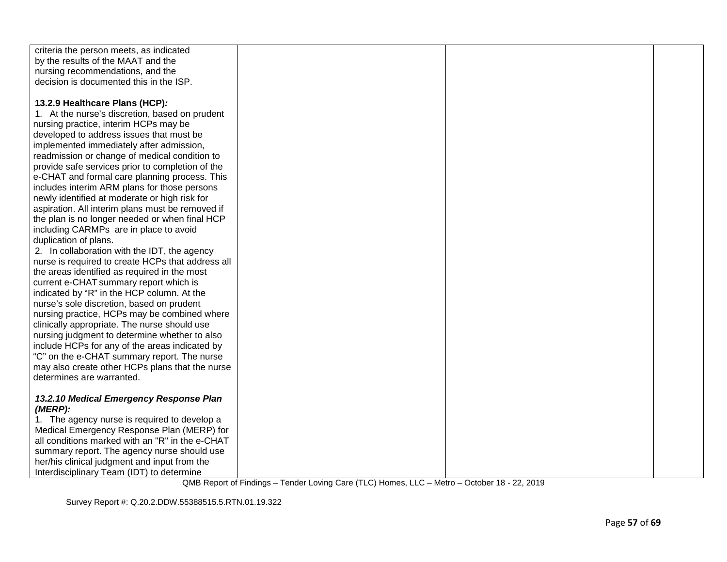| | | | |
|---|---|---|---|
| criteria the person meets, as indicated by the results of the MAAT and the nursing recommendations, and the decision is documented this in the ISP.<br><br>**13.2.9 Healthcare Plans (HCP)*:***<br>1. At the nurse's discretion, based on prudent nursing practice, interim HCPs may be developed to address issues that must be implemented immediately after admission, readmission or change of medical condition to provide safe services prior to completion of the e-CHAT and formal care planning process. This includes interim ARM plans for those persons newly identified at moderate or high risk for aspiration. All interim plans must be removed if the plan is no longer needed or when final HCP including CARMPs are in place to avoid duplication of plans.<br>2. In collaboration with the IDT, the agency nurse is required to create HCPs that address all the areas identified as required in the most current e-CHAT summary report which is indicated by "R" in the HCP column. At the nurse's sole discretion, based on prudent nursing practice, HCPs may be combined where clinically appropriate. The nurse should use nursing judgment to determine whether to also include HCPs for any of the areas indicated by "C" on the e-CHAT summary report. The nurse may also create other HCPs plans that the nurse determines are warranted.<br><br>***13.2.10 Medical Emergency Response Plan (MERP):***<br>1. The agency nurse is required to develop a Medical Emergency Response Plan (MERP) for all conditions marked with an "R" in the e-CHAT summary report. The agency nurse should use her/his clinical judgment and input from the Interdisciplinary Team (IDT) to determine | | | |

QMB Report of Findings – Tender Loving Care (TLC) Homes, LLC – Metro – October 18 - 22, 2019

Survey Report #: Q.20.2.DDW.55388515.5.RTN.01.19.322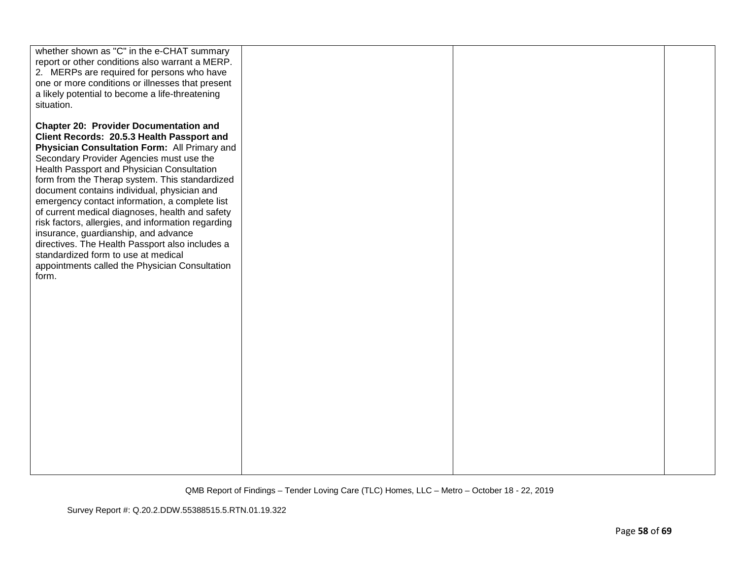| | | | |
|---|---|---|---|
| whether shown as "C" in the e-CHAT summary report or other conditions also warrant a MERP.<br>2. MERPs are required for persons who have one or more conditions or illnesses that present a likely potential to become a life-threatening situation.<br><br>**Chapter 20: Provider Documentation and Client Records: 20.5.3 Health Passport and Physician Consultation Form:** All Primary and Secondary Provider Agencies must use the Health Passport and Physician Consultation form from the Therap system. This standardized document contains individual, physician and emergency contact information, a complete list of current medical diagnoses, health and safety risk factors, allergies, and information regarding insurance, guardianship, and advance directives. The Health Passport also includes a standardized form to use at medical appointments called the Physician Consultation form. | | | |

QMB Report of Findings – Tender Loving Care (TLC) Homes, LLC – Metro – October 18 - 22, 2019

Survey Report #: Q.20.2.DDW.55388515.5.RTN.01.19.322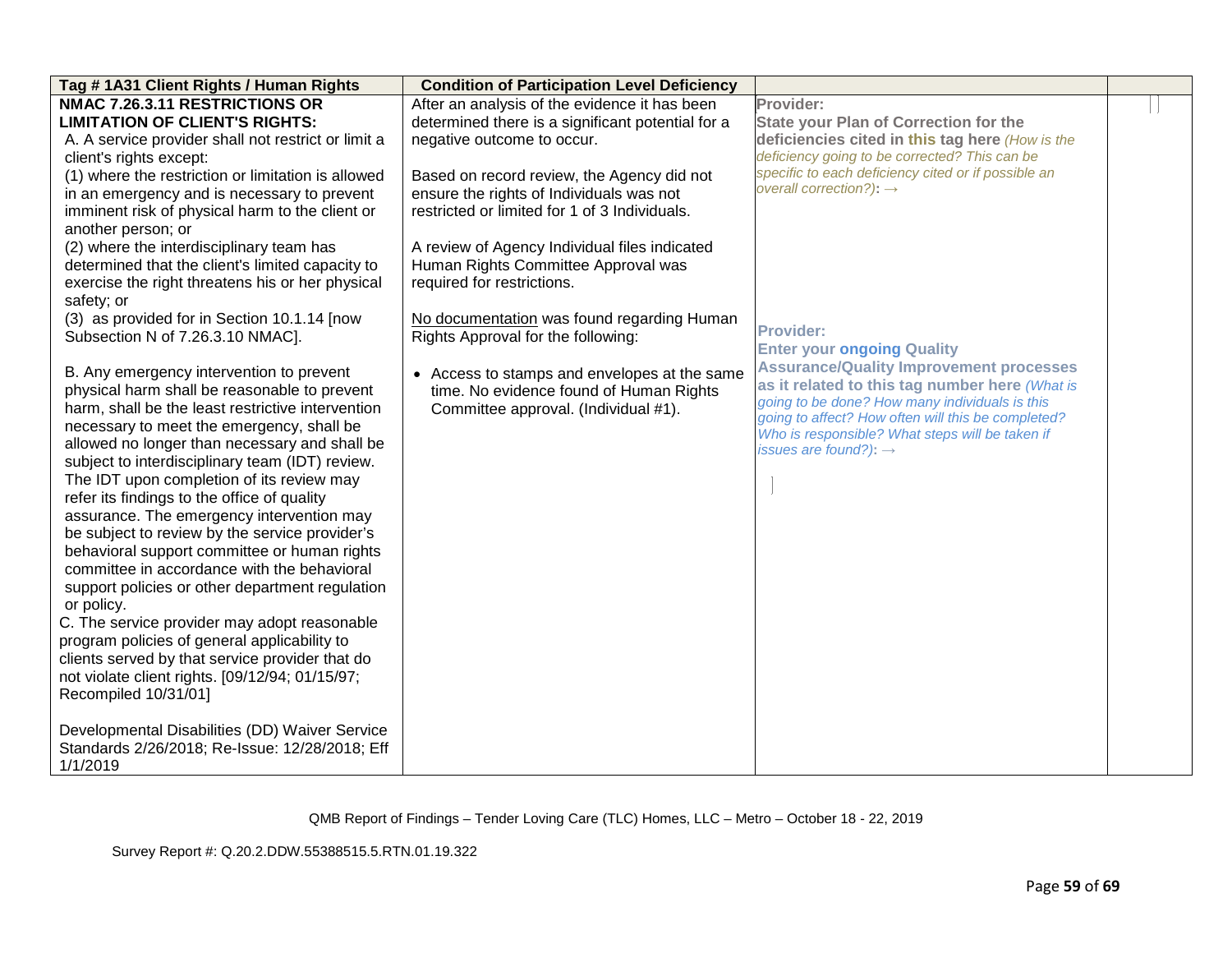| Tag # 1A31 Client Rights / Human Rights | Condition of Participation Level Deficiency | | |
|---|---|---|---|
| **NMAC 7.26.3.11 RESTRICTIONS OR LIMITATION OF CLIENT'S RIGHTS:**<br>A. A service provider shall not restrict or limit a client's rights except:<br>(1) where the restriction or limitation is allowed in an emergency and is necessary to prevent imminent risk of physical harm to the client or another person; or<br>(2) where the interdisciplinary team has determined that the client's limited capacity to exercise the right threatens his or her physical safety; or<br>(3) as provided for in Section 10.1.14 [now Subsection N of 7.26.3.10 NMAC].<br><br>B. Any emergency intervention to prevent physical harm shall be reasonable to prevent harm, shall be the least restrictive intervention necessary to meet the emergency, shall be allowed no longer than necessary and shall be subject to interdisciplinary team (IDT) review. The IDT upon completion of its review may refer its findings to the office of quality assurance. The emergency intervention may be subject to review by the service provider's behavioral support committee or human rights committee in accordance with the behavioral support policies or other department regulation or policy.<br>C. The service provider may adopt reasonable program policies of general applicability to clients served by that service provider that do not violate client rights. [09/12/94; 01/15/97; Recompiled 10/31/01]<br><br>Developmental Disabilities (DD) Waiver Service Standards 2/26/2018; Re-Issue: 12/28/2018; Eff 1/1/2019 | After an analysis of the evidence it has been determined there is a significant potential for a negative outcome to occur.<br><br>Based on record review, the Agency did not ensure the rights of Individuals was not restricted or limited for 1 of 3 Individuals.<br><br>A review of Agency Individual files indicated Human Rights Committee Approval was required for restrictions.<br><br>No documentation was found regarding Human Rights Approval for the following:<br><br>• Access to stamps and envelopes at the same time. No evidence found of Human Rights Committee approval. (Individual #1). | **Provider:**<br>**State your Plan of Correction for the deficiencies cited in this tag here** *(How is the deficiency going to be corrected? This can be specific to each deficiency cited or if possible an overall correction?)*: →<br><br>**Provider:**<br>**Enter your ongoing Quality Assurance/Quality Improvement processes as it related to this tag number here** *(What is going to be done? How many individuals is this going to affect? How often will this be completed? Who is responsible? What steps will be taken if issues are found?)*: → | |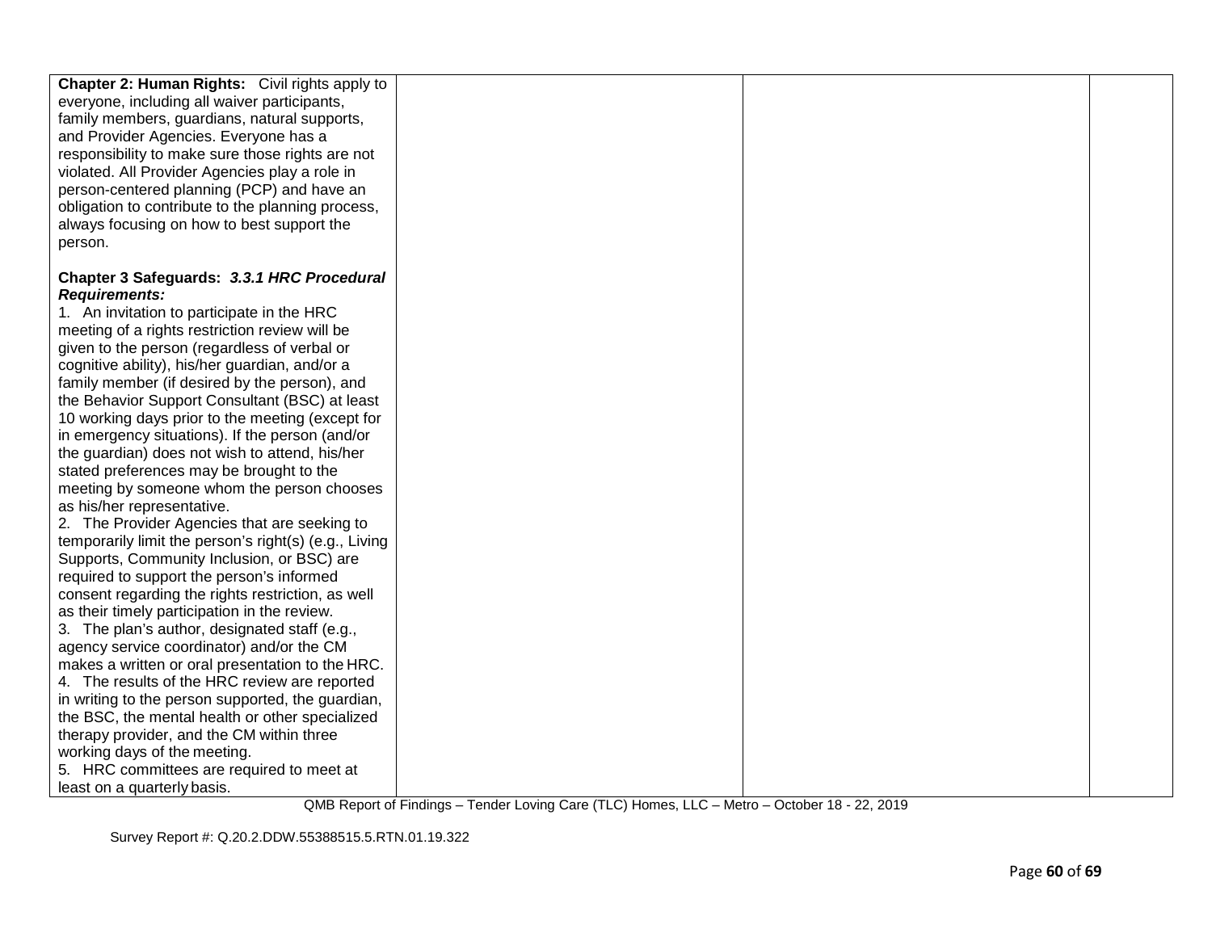| | | | |
|---|---|---|---|
| **Chapter 2: Human Rights:** Civil rights apply to everyone, including all waiver participants, family members, guardians, natural supports, and Provider Agencies. Everyone has a responsibility to make sure those rights are not violated. All Provider Agencies play a role in person-centered planning (PCP) and have an obligation to contribute to the planning process, always focusing on how to best support the person.<br><br>**Chapter 3 Safeguards:** ***3.3.1 HRC Procedural Requirements:***<br>1. An invitation to participate in the HRC meeting of a rights restriction review will be given to the person (regardless of verbal or cognitive ability), his/her guardian, and/or a family member (if desired by the person), and the Behavior Support Consultant (BSC) at least 10 working days prior to the meeting (except for in emergency situations). If the person (and/or the guardian) does not wish to attend, his/her stated preferences may be brought to the meeting by someone whom the person chooses as his/her representative.<br>2. The Provider Agencies that are seeking to temporarily limit the person's right(s) (e.g., Living Supports, Community Inclusion, or BSC) are required to support the person's informed consent regarding the rights restriction, as well as their timely participation in the review.<br>3. The plan's author, designated staff (e.g., agency service coordinator) and/or the CM makes a written or oral presentation to the HRC.<br>4. The results of the HRC review are reported in writing to the person supported, the guardian, the BSC, the mental health or other specialized therapy provider, and the CM within three working days of the meeting.<br>5. HRC committees are required to meet at least on a quarterly basis. | | | |

QMB Report of Findings – Tender Loving Care (TLC) Homes, LLC – Metro – October 18 - 22, 2019

Survey Report #: Q.20.2.DDW.55388515.5.RTN.01.19.322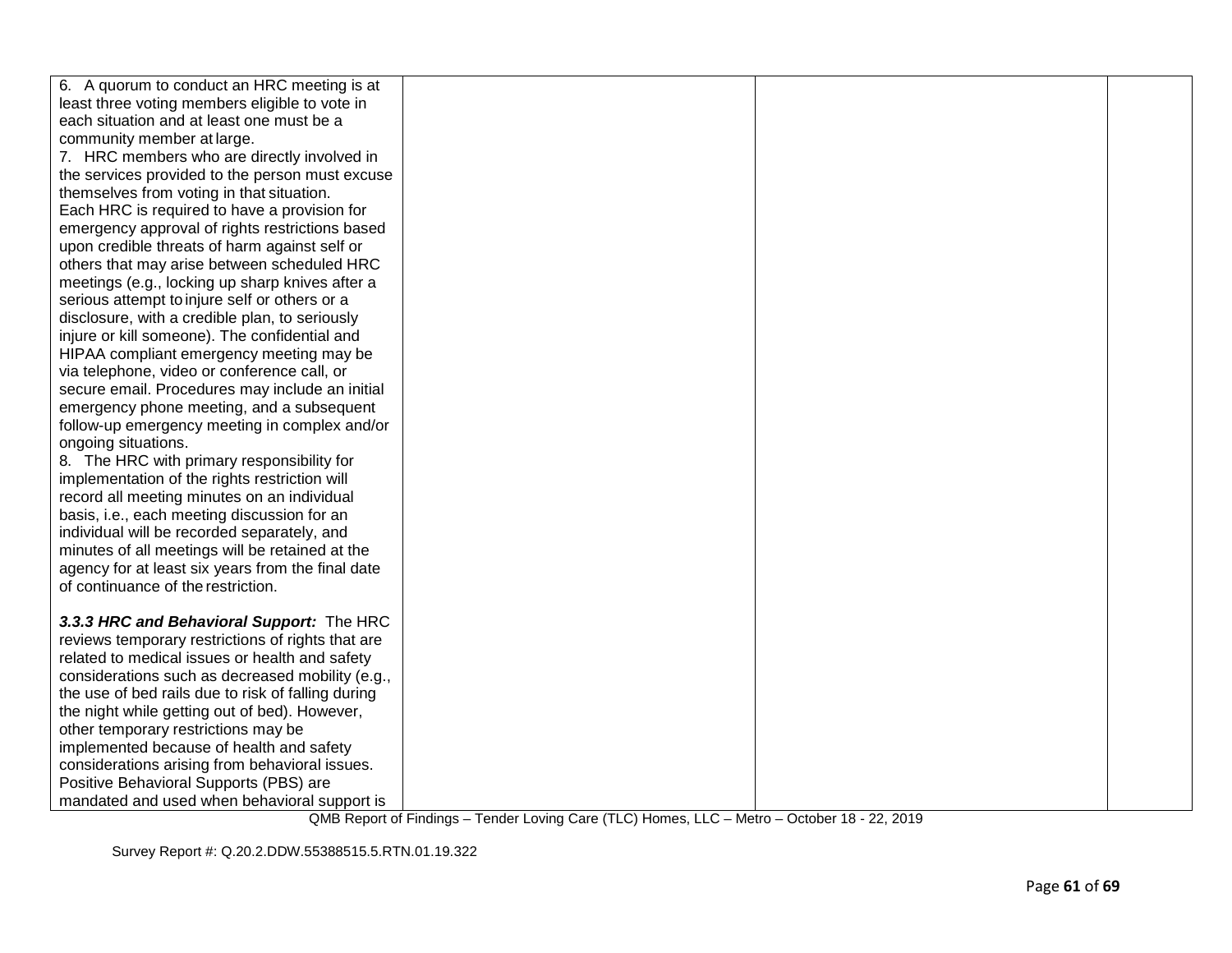| | | | |
|---|---|---|---|
| 6. A quorum to conduct an HRC meeting is at least three voting members eligible to vote in each situation and at least one must be a community member at large.<br>7. HRC members who are directly involved in the services provided to the person must excuse themselves from voting in that situation. Each HRC is required to have a provision for emergency approval of rights restrictions based upon credible threats of harm against self or others that may arise between scheduled HRC meetings (e.g., locking up sharp knives after a serious attempt to injure self or others or a disclosure, with a credible plan, to seriously injure or kill someone). The confidential and HIPAA compliant emergency meeting may be via telephone, video or conference call, or secure email. Procedures may include an initial emergency phone meeting, and a subsequent follow-up emergency meeting in complex and/or ongoing situations.<br>8. The HRC with primary responsibility for implementation of the rights restriction will record all meeting minutes on an individual basis, i.e., each meeting discussion for an individual will be recorded separately, and minutes of all meetings will be retained at the agency for at least six years from the final date of continuance of the restriction.<br><br>***3.3.3 HRC and Behavioral Support:*** The HRC reviews temporary restrictions of rights that are related to medical issues or health and safety considerations such as decreased mobility (e.g., the use of bed rails due to risk of falling during the night while getting out of bed). However, other temporary restrictions may be implemented because of health and safety considerations arising from behavioral issues. Positive Behavioral Supports (PBS) are mandated and used when behavioral support is | | | |

QMB Report of Findings – Tender Loving Care (TLC) Homes, LLC – Metro – October 18 - 22, 2019

Survey Report #: Q.20.2.DDW.55388515.5.RTN.01.19.322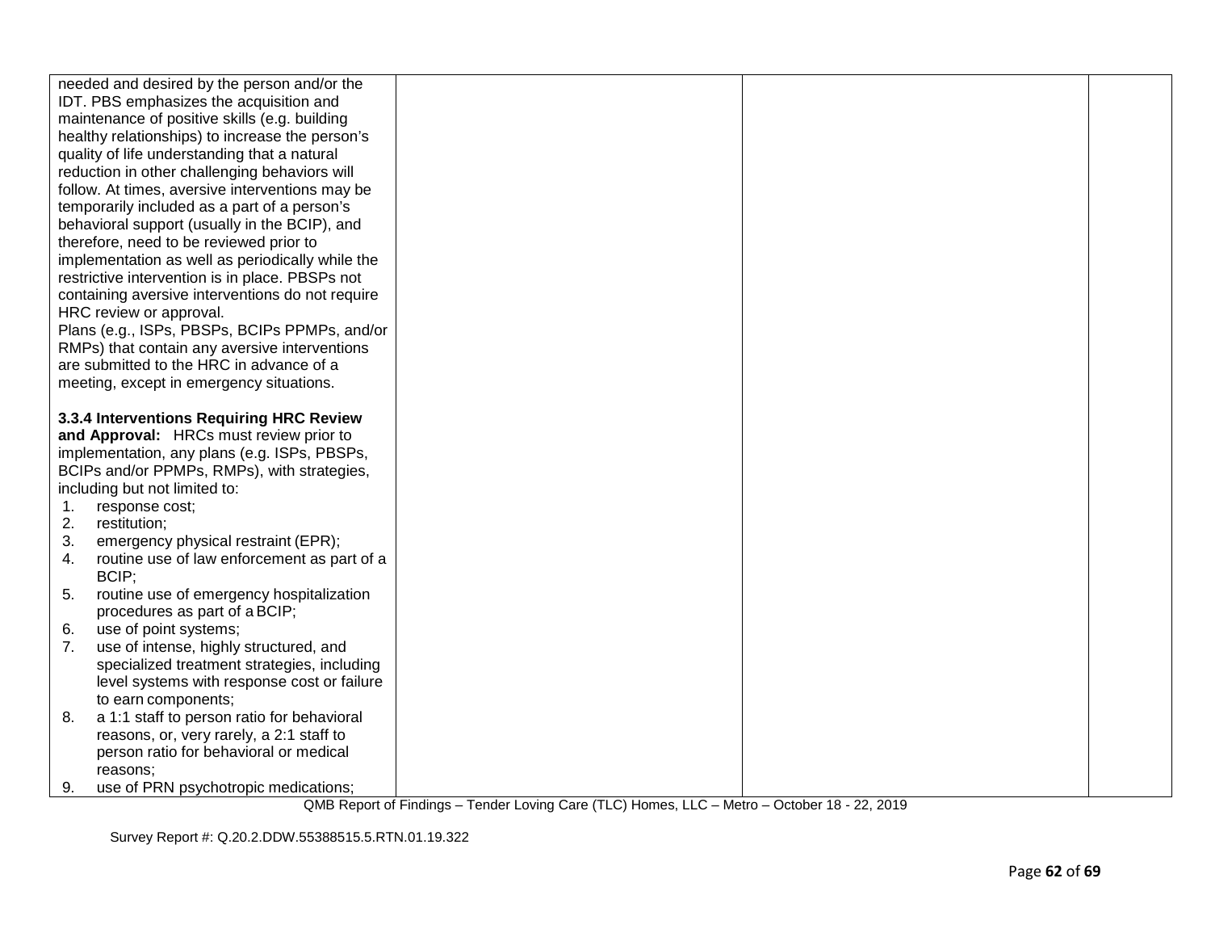| | | | |
|---|---|---|---|
| needed and desired by the person and/or the IDT. PBS emphasizes the acquisition and maintenance of positive skills (e.g. building healthy relationships) to increase the person's quality of life understanding that a natural reduction in other challenging behaviors will follow. At times, aversive interventions may be temporarily included as a part of a person's behavioral support (usually in the BCIP), and therefore, need to be reviewed prior to implementation as well as periodically while the restrictive intervention is in place. PBSPs not containing aversive interventions do not require HRC review or approval.<br>Plans (e.g., ISPs, PBSPs, BCIPs PPMPs, and/or RMPs) that contain any aversive interventions are submitted to the HRC in advance of a meeting, except in emergency situations.<br><br>**3.3.4 Interventions Requiring HRC Review and Approval:** HRCs must review prior to implementation, any plans (e.g. ISPs, PBSPs, BCIPs and/or PPMPs, RMPs), with strategies, including but not limited to:<br>1. response cost;<br>2. restitution;<br>3. emergency physical restraint (EPR);<br>4. routine use of law enforcement as part of a BCIP;<br>5. routine use of emergency hospitalization procedures as part of a BCIP;<br>6. use of point systems;<br>7. use of intense, highly structured, and specialized treatment strategies, including level systems with response cost or failure to earn components;<br>8. a 1:1 staff to person ratio for behavioral reasons, or, very rarely, a 2:1 staff to person ratio for behavioral or medical reasons;<br>9. use of PRN psychotropic medications; | | | |

QMB Report of Findings – Tender Loving Care (TLC) Homes, LLC – Metro – October 18 - 22, 2019

Survey Report #: Q.20.2.DDW.55388515.5.RTN.01.19.322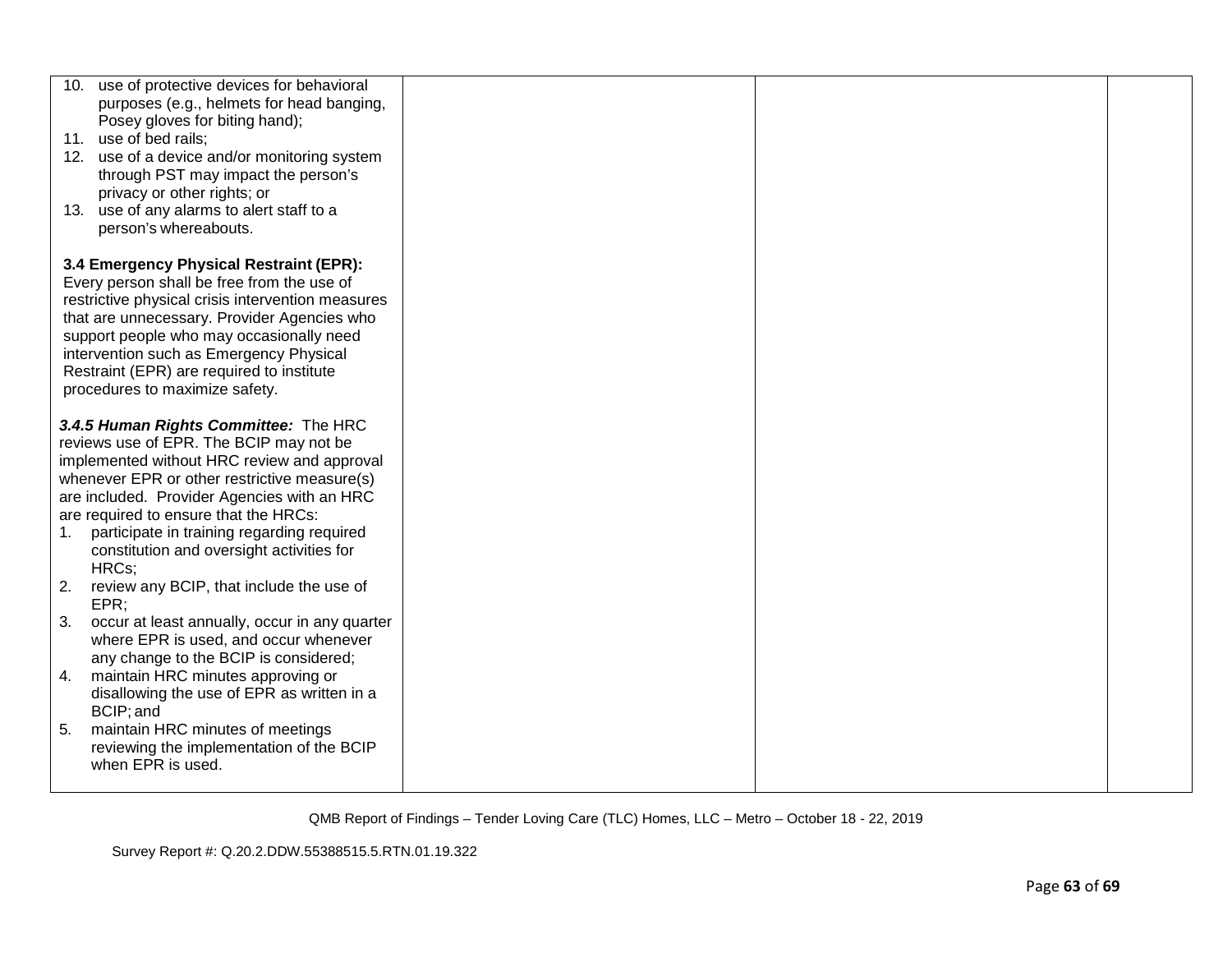| | | | |
|---|---|---|---|
| 10. use of protective devices for behavioral purposes (e.g., helmets for head banging, Posey gloves for biting hand);<br>11. use of bed rails;<br>12. use of a device and/or monitoring system through PST may impact the person's privacy or other rights; or<br>13. use of any alarms to alert staff to a person's whereabouts.<br><br>**3.4 Emergency Physical Restraint (EPR):** Every person shall be free from the use of restrictive physical crisis intervention measures that are unnecessary. Provider Agencies who support people who may occasionally need intervention such as Emergency Physical Restraint (EPR) are required to institute procedures to maximize safety.<br><br>***3.4.5 Human Rights Committee:*** The HRC reviews use of EPR. The BCIP may not be implemented without HRC review and approval whenever EPR or other restrictive measure(s) are included. Provider Agencies with an HRC are required to ensure that the HRCs:<br>1. participate in training regarding required constitution and oversight activities for HRCs;<br>2. review any BCIP, that include the use of EPR;<br>3. occur at least annually, occur in any quarter where EPR is used, and occur whenever any change to the BCIP is considered;<br>4. maintain HRC minutes approving or disallowing the use of EPR as written in a BCIP; and<br>5. maintain HRC minutes of meetings reviewing the implementation of the BCIP when EPR is used. | | | |

QMB Report of Findings – Tender Loving Care (TLC) Homes, LLC – Metro – October 18 - 22, 2019

Survey Report #: Q.20.2.DDW.55388515.5.RTN.01.19.322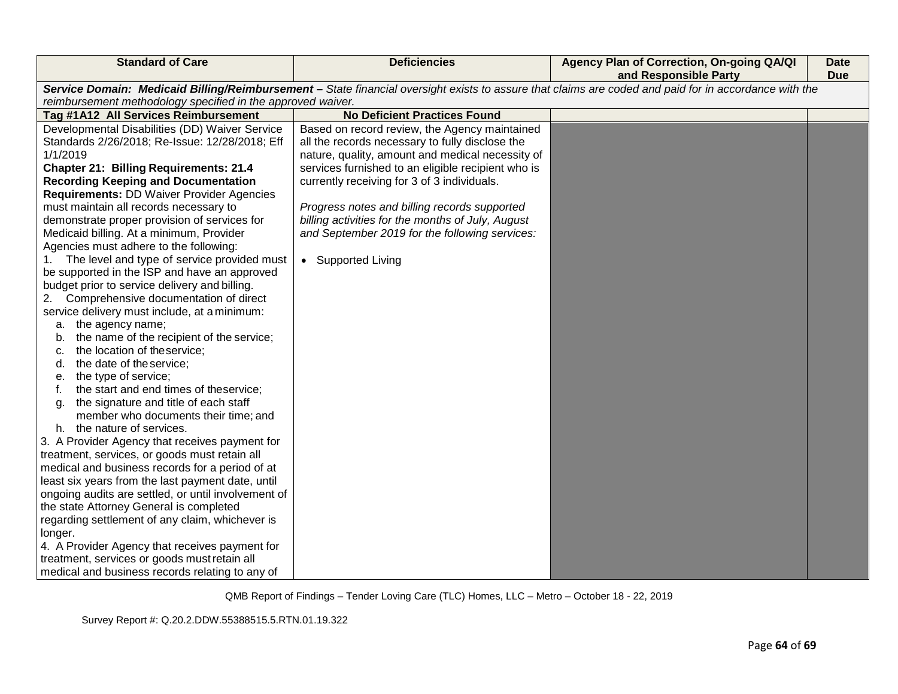| Standard of Care | Deficiencies | Agency Plan of Correction, On-going QA/QI and Responsible Party | Date Due |
|---|---|---|---|
| ***Service Domain: Medicaid Billing/Reimbursement** – State financial oversight exists to assure that claims are coded and paid for in accordance with the reimbursement methodology specified in the approved waiver.* | | | |
| **Tag #1A12 All Services Reimbursement** | **No Deficient Practices Found** | | |
| Developmental Disabilities (DD) Waiver Service Standards 2/26/2018; Re-Issue: 12/28/2018; Eff 1/1/2019<br>**Chapter 21: Billing Requirements: 21.4 Recording Keeping and Documentation Requirements:** DD Waiver Provider Agencies must maintain all records necessary to demonstrate proper provision of services for Medicaid billing. At a minimum, Provider Agencies must adhere to the following:<br>1. The level and type of service provided must be supported in the ISP and have an approved budget prior to service delivery and billing.<br>2. Comprehensive documentation of direct service delivery must include, at a minimum:<br>a. the agency name;<br>b. the name of the recipient of the service;<br>c. the location of the service;<br>d. the date of the service;<br>e. the type of service;<br>f. the start and end times of the service;<br>g. the signature and title of each staff member who documents their time; and<br>h. the nature of services.<br>3. A Provider Agency that receives payment for treatment, services, or goods must retain all medical and business records for a period of at least six years from the last payment date, until ongoing audits are settled, or until involvement of the state Attorney General is completed regarding settlement of any claim, whichever is longer.<br>4. A Provider Agency that receives payment for treatment, services or goods must retain all medical and business records relating to any of | Based on record review, the Agency maintained all the records necessary to fully disclose the nature, quality, amount and medical necessity of services furnished to an eligible recipient who is currently receiving for 3 of 3 individuals.<br><br>*Progress notes and billing records supported billing activities for the months of July, August and September 2019 for the following services:*<br><br>• Supported Living | | |

QMB Report of Findings – Tender Loving Care (TLC) Homes, LLC – Metro – October 18 - 22, 2019

Survey Report #: Q.20.2.DDW.55388515.5.RTN.01.19.322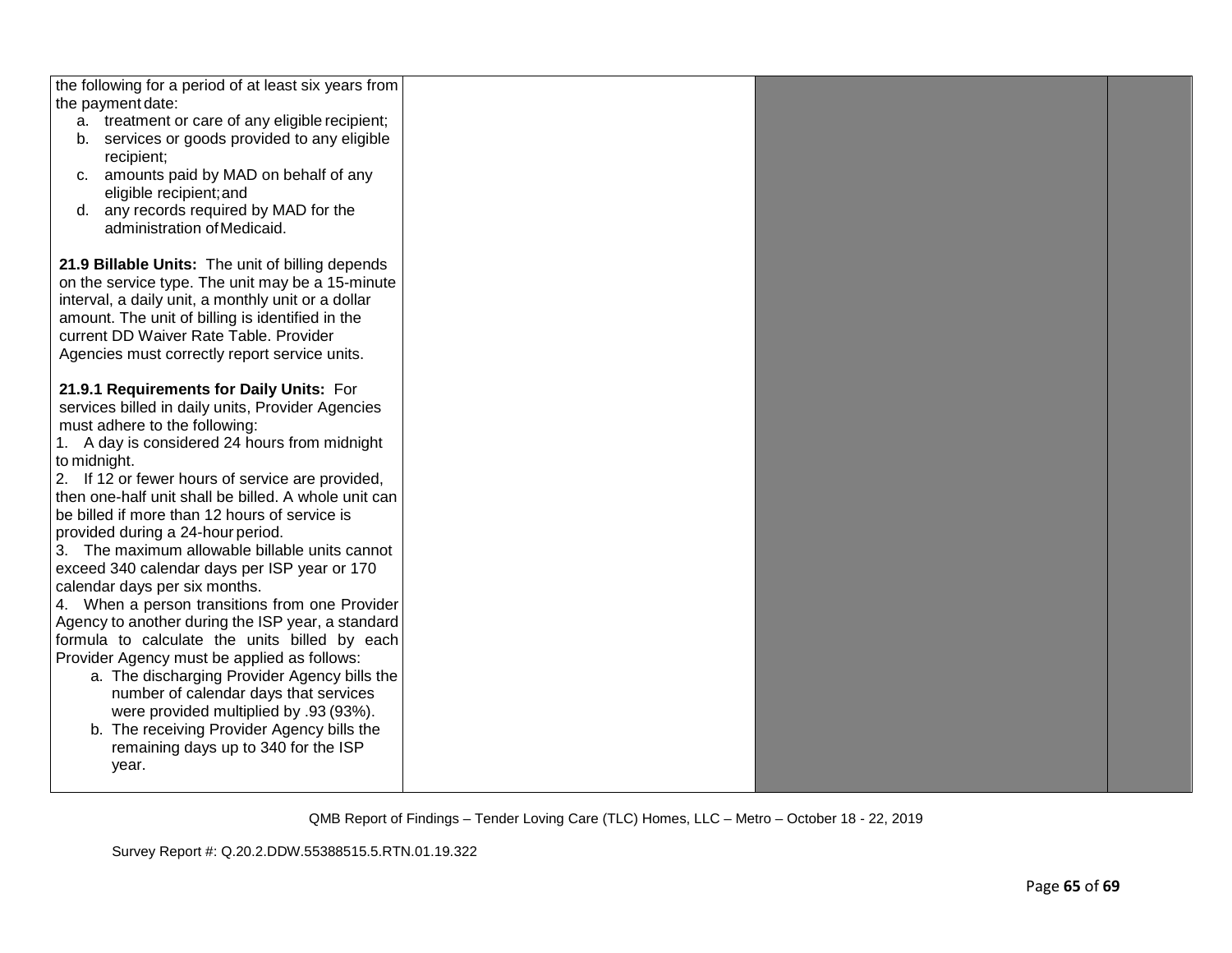| | | | |
|---|---|---|---|
| the following for a period of at least six years from the payment date:<br>a. treatment or care of any eligible recipient;<br>b. services or goods provided to any eligible recipient;<br>c. amounts paid by MAD on behalf of any eligible recipient; and<br>d. any records required by MAD for the administration of Medicaid.<br><br>**21.9 Billable Units:** The unit of billing depends on the service type. The unit may be a 15-minute interval, a daily unit, a monthly unit or a dollar amount. The unit of billing is identified in the current DD Waiver Rate Table. Provider Agencies must correctly report service units.<br><br>**21.9.1 Requirements for Daily Units:** For services billed in daily units, Provider Agencies must adhere to the following:<br>1. A day is considered 24 hours from midnight to midnight.<br>2. If 12 or fewer hours of service are provided, then one-half unit shall be billed. A whole unit can be billed if more than 12 hours of service is provided during a 24-hour period.<br>3. The maximum allowable billable units cannot exceed 340 calendar days per ISP year or 170 calendar days per six months.<br>4. When a person transitions from one Provider Agency to another during the ISP year, a standard formula to calculate the units billed by each Provider Agency must be applied as follows:<br>a. The discharging Provider Agency bills the number of calendar days that services were provided multiplied by .93 (93%).<br>b. The receiving Provider Agency bills the remaining days up to 340 for the ISP year. | | | |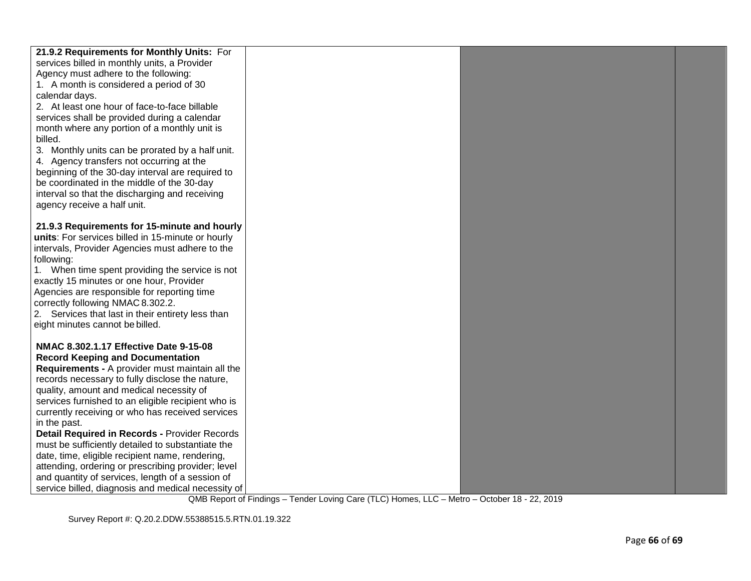| | | | |
|---|---|---|---|
| **21.9.2 Requirements for Monthly Units:** For services billed in monthly units, a Provider Agency must adhere to the following:<br>1. A month is considered a period of 30 calendar days.<br>2. At least one hour of face-to-face billable services shall be provided during a calendar month where any portion of a monthly unit is billed.<br>3. Monthly units can be prorated by a half unit.<br>4. Agency transfers not occurring at the beginning of the 30-day interval are required to be coordinated in the middle of the 30-day interval so that the discharging and receiving agency receive a half unit.<br><br>**21.9.3 Requirements for 15-minute and hourly units**: For services billed in 15-minute or hourly intervals, Provider Agencies must adhere to the following:<br>1. When time spent providing the service is not exactly 15 minutes or one hour, Provider Agencies are responsible for reporting time correctly following NMAC 8.302.2.<br>2. Services that last in their entirety less than eight minutes cannot be billed.<br><br>**NMAC 8.302.1.17 Effective Date 9-15-08 Record Keeping and Documentation Requirements -** A provider must maintain all the records necessary to fully disclose the nature, quality, amount and medical necessity of services furnished to an eligible recipient who is currently receiving or who has received services in the past.<br>**Detail Required in Records -** Provider Records must be sufficiently detailed to substantiate the date, time, eligible recipient name, rendering, attending, ordering or prescribing provider; level and quantity of services, length of a session of service billed, diagnosis and medical necessity of | | | |

QMB Report of Findings – Tender Loving Care (TLC) Homes, LLC – Metro – October 18 - 22, 2019

Survey Report #: Q.20.2.DDW.55388515.5.RTN.01.19.322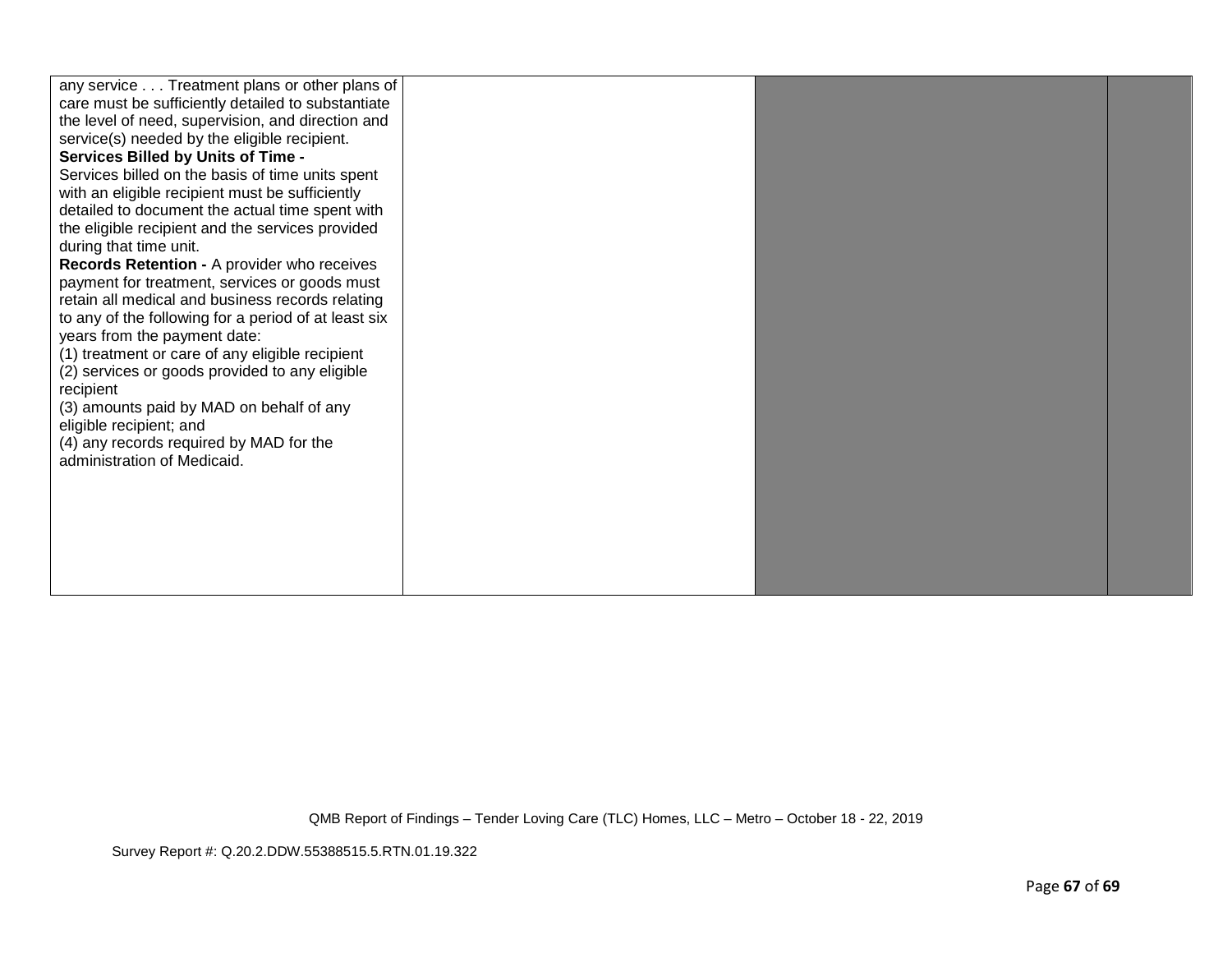| | | | |
|---|---|---|---|
| any service . . . Treatment plans or other plans of care must be sufficiently detailed to substantiate the level of need, supervision, and direction and service(s) needed by the eligible recipient.<br>**Services Billed by Units of Time -**<br>Services billed on the basis of time units spent with an eligible recipient must be sufficiently detailed to document the actual time spent with the eligible recipient and the services provided during that time unit.<br>**Records Retention -** A provider who receives payment for treatment, services or goods must retain all medical and business records relating to any of the following for a period of at least six years from the payment date:<br>(1) treatment or care of any eligible recipient<br>(2) services or goods provided to any eligible recipient<br>(3) amounts paid by MAD on behalf of any eligible recipient; and<br>(4) any records required by MAD for the administration of Medicaid. | | | |

QMB Report of Findings – Tender Loving Care (TLC) Homes, LLC – Metro – October 18 - 22, 2019

Survey Report #: Q.20.2.DDW.55388515.5.RTN.01.19.322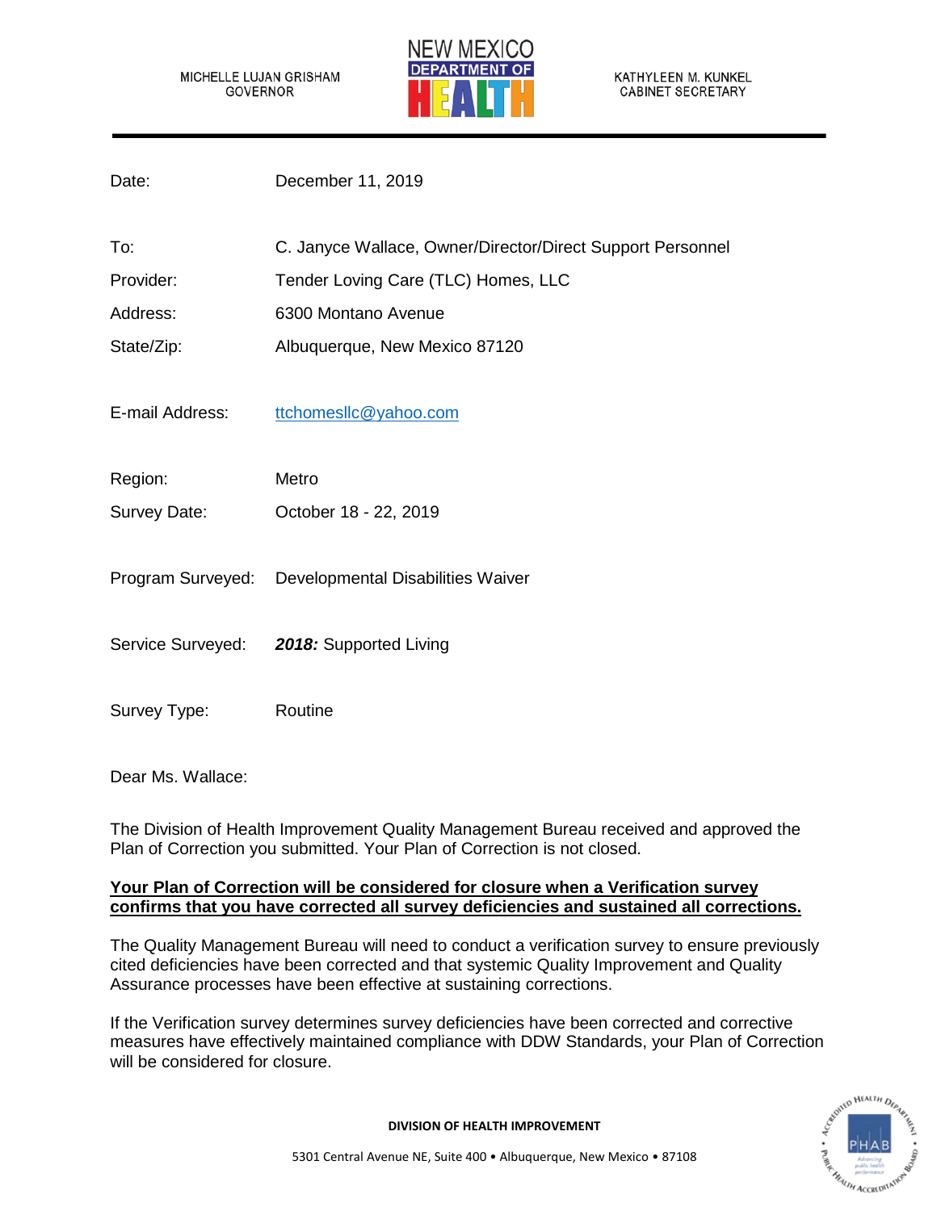MICHELLE LUJAN GRISHAM
GOVERNOR

NEW MEXICO
DEPARTMENT OF
HEALTH

KATHYLEEN M. KUNKEL
CABINET SECRETARY

| | |
|---|---|
| Date: | December 11, 2019 |
| To: | C. Janyce Wallace, Owner/Director/Direct Support Personnel |
| Provider: | Tender Loving Care (TLC) Homes, LLC |
| Address: | 6300 Montano Avenue |
| State/Zip: | Albuquerque, New Mexico 87120 |
| E-mail Address: | ttchomesllc@yahoo.com |
| Region: | Metro |
| Survey Date: | October 18 - 22, 2019 |
| Program Surveyed: | Developmental Disabilities Waiver |
| Service Surveyed: | ***2018:*** Supported Living |
| Survey Type: | Routine |

Dear Ms. Wallace:

The Division of Health Improvement Quality Management Bureau received and approved the Plan of Correction you submitted. Your Plan of Correction is not closed.

**Your Plan of Correction will be considered for closure when a Verification survey confirms that you have corrected all survey deficiencies and sustained all corrections.**

The Quality Management Bureau will need to conduct a verification survey to ensure previously cited deficiencies have been corrected and that systemic Quality Improvement and Quality Assurance processes have been effective at sustaining corrections.

If the Verification survey determines survey deficiencies have been corrected and corrective measures have effectively maintained compliance with DDW Standards, your Plan of Correction will be considered for closure.

**DIVISION OF HEALTH IMPROVEMENT**

5301 Central Avenue NE, Suite 400 • Albuquerque, New Mexico • 87108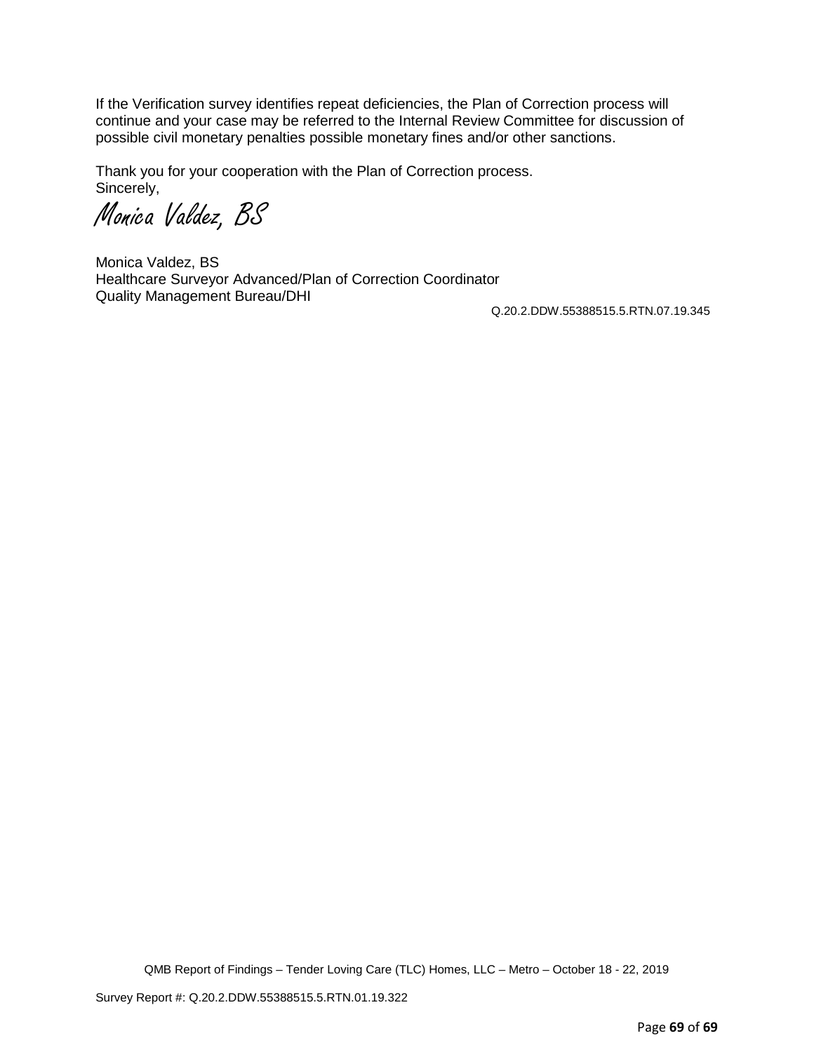If the Verification survey identifies repeat deficiencies, the Plan of Correction process will continue and your case may be referred to the Internal Review Committee for discussion of possible civil monetary penalties possible monetary fines and/or other sanctions.

Thank you for your cooperation with the Plan of Correction process.
Sincerely,

*Monica Valdez, BS*

Monica Valdez, BS
Healthcare Surveyor Advanced/Plan of Correction Coordinator
Quality Management Bureau/DHI

Q.20.2.DDW.55388515.5.RTN.07.19.345